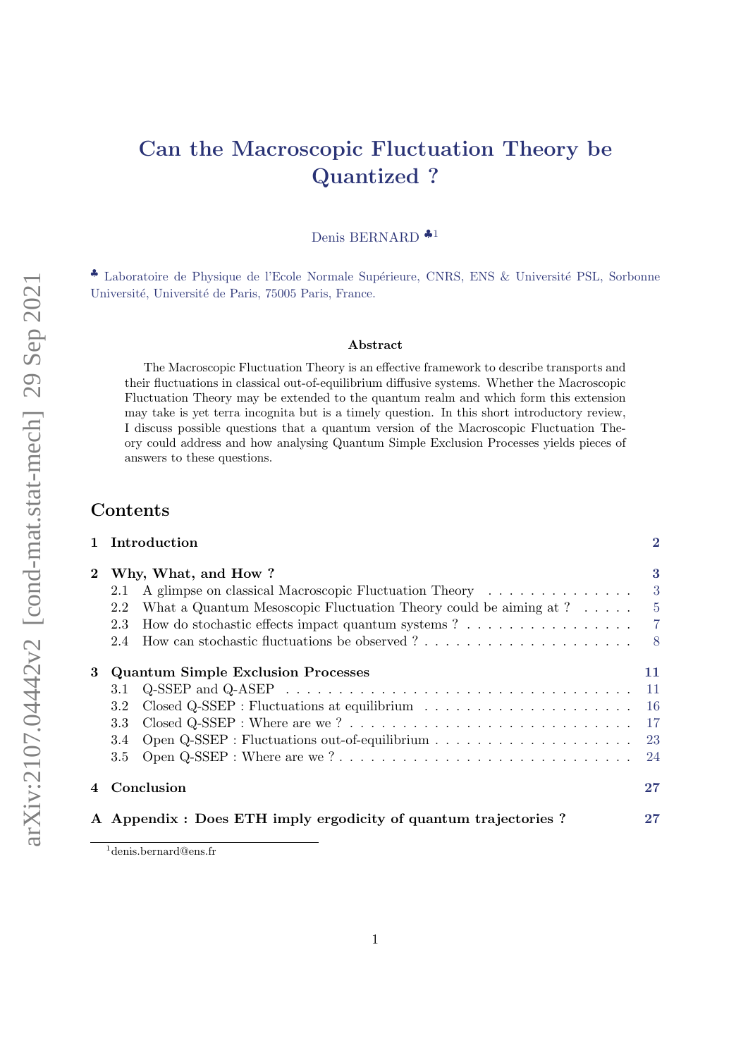# Can the Macroscopic Fluctuation Theory be Quantized ?

Denis BERNARD ♣[1]

♣ Laboratoire de Physique de l'Ecole Normale Supérieure, CNRS, ENS & Université PSL, Sorbonne Université, Université de Paris, 75005 Paris, France.

### Abstract

The Macroscopic Fluctuation Theory is an effective framework to describe transports and their fluctuations in classical out-of-equilibrium diffusive systems. Whether the Macroscopic Fluctuation Theory may be extended to the quantum realm and which form this extension may take is yet terra incognita but is a timely question. In this short introductory review, I discuss possible questions that a quantum version of the Macroscopic Fluctuation Theory could address and how analysing Quantum Simple Exclusion Processes yields pieces of answers to these questions.

## Contents

**1 Introduction** — 2

**2 Why, What, and How ?** — 3
- 2.1 A glimpse on classical Macroscopic Fluctuation Theory — 3
- 2.2 What a Quantum Mesoscopic Fluctuation Theory could be aiming at ? — 5
- 2.3 How do stochastic effects impact quantum systems ? — 7
- 2.4 How can stochastic fluctuations be observed ? — 8

**3 Quantum Simple Exclusion Processes** — 11
- 3.1 Q-SSEP and Q-ASEP — 11
- 3.2 Closed Q-SSEP : Fluctuations at equilibrium — 16
- 3.3 Closed Q-SSEP : Where are we ? — 17
- 3.4 Open Q-SSEP : Fluctuations out-of-equilibrium — 23
- 3.5 Open Q-SSEP : Where are we ? — 24

**4 Conclusion** — 27

**A Appendix : Does ETH imply ergodicity of quantum trajectories ?** — 27

[1] denis.bernard@ens.fr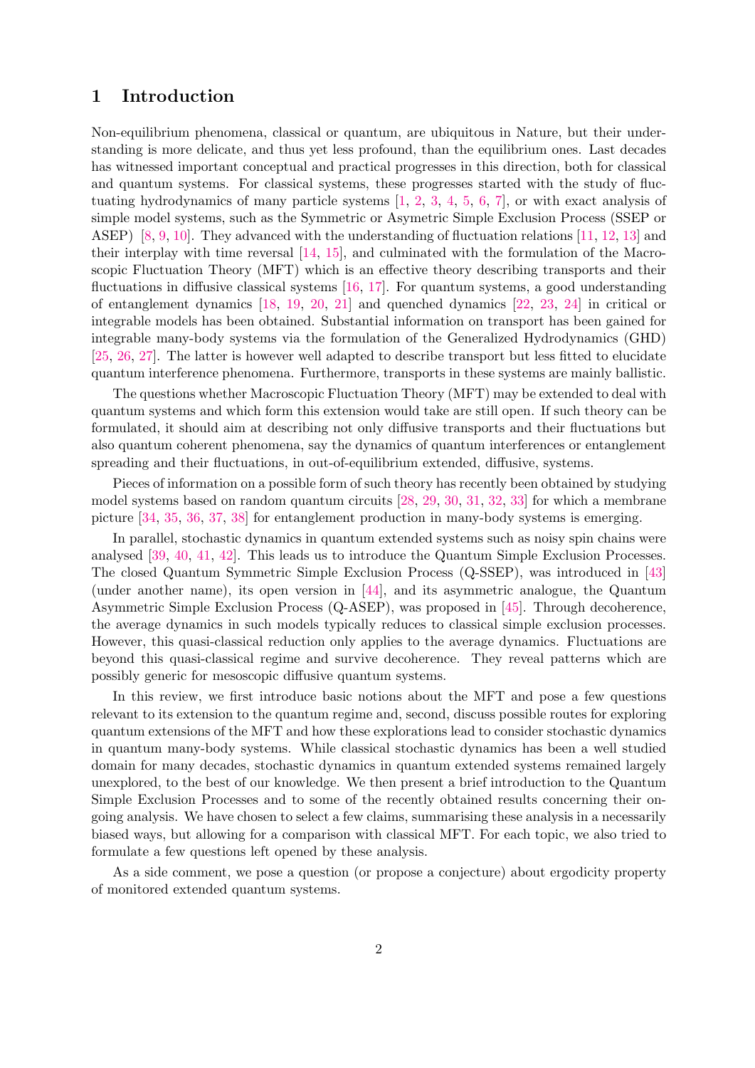# 1 Introduction

Non-equilibrium phenomena, classical or quantum, are ubiquitous in Nature, but their understanding is more delicate, and thus yet less profound, than the equilibrium ones. Last decades has witnessed important conceptual and practical progresses in this direction, both for classical and quantum systems. For classical systems, these progresses started with the study of fluctuating hydrodynamics of many particle systems [1, 2, 3, 4, 5, 6, 7], or with exact analysis of simple model systems, such as the Symmetric or Asymetric Simple Exclusion Process (SSEP or ASEP) [8, 9, 10]. They advanced with the understanding of fluctuation relations [11, 12, 13] and their interplay with time reversal [14, 15], and culminated with the formulation of the Macroscopic Fluctuation Theory (MFT) which is an effective theory describing transports and their fluctuations in diffusive classical systems [16, 17]. For quantum systems, a good understanding of entanglement dynamics [18, 19, 20, 21] and quenched dynamics [22, 23, 24] in critical or integrable models has been obtained. Substantial information on transport has been gained for integrable many-body systems via the formulation of the Generalized Hydrodynamics (GHD) [25, 26, 27]. The latter is however well adapted to describe transport but less fitted to elucidate quantum interference phenomena. Furthermore, transports in these systems are mainly ballistic.

The questions whether Macroscopic Fluctuation Theory (MFT) may be extended to deal with quantum systems and which form this extension would take are still open. If such theory can be formulated, it should aim at describing not only diffusive transports and their fluctuations but also quantum coherent phenomena, say the dynamics of quantum interferences or entanglement spreading and their fluctuations, in out-of-equilibrium extended, diffusive, systems.

Pieces of information on a possible form of such theory has recently been obtained by studying model systems based on random quantum circuits [28, 29, 30, 31, 32, 33] for which a membrane picture [34, 35, 36, 37, 38] for entanglement production in many-body systems is emerging.

In parallel, stochastic dynamics in quantum extended systems such as noisy spin chains were analysed [39, 40, 41, 42]. This leads us to introduce the Quantum Simple Exclusion Processes. The closed Quantum Symmetric Simple Exclusion Process (Q-SSEP), was introduced in [43] (under another name), its open version in [44], and its asymmetric analogue, the Quantum Asymmetric Simple Exclusion Process (Q-ASEP), was proposed in [45]. Through decoherence, the average dynamics in such models typically reduces to classical simple exclusion processes. However, this quasi-classical reduction only applies to the average dynamics. Fluctuations are beyond this quasi-classical regime and survive decoherence. They reveal patterns which are possibly generic for mesoscopic diffusive quantum systems.

In this review, we first introduce basic notions about the MFT and pose a few questions relevant to its extension to the quantum regime and, second, discuss possible routes for exploring quantum extensions of the MFT and how these explorations lead to consider stochastic dynamics in quantum many-body systems. While classical stochastic dynamics has been a well studied domain for many decades, stochastic dynamics in quantum extended systems remained largely unexplored, to the best of our knowledge. We then present a brief introduction to the Quantum Simple Exclusion Processes and to some of the recently obtained results concerning their ongoing analysis. We have chosen to select a few claims, summarising these analysis in a necessarily biased ways, but allowing for a comparison with classical MFT. For each topic, we also tried to formulate a few questions left opened by these analysis.

As a side comment, we pose a question (or propose a conjecture) about ergodicity property of monitored extended quantum systems.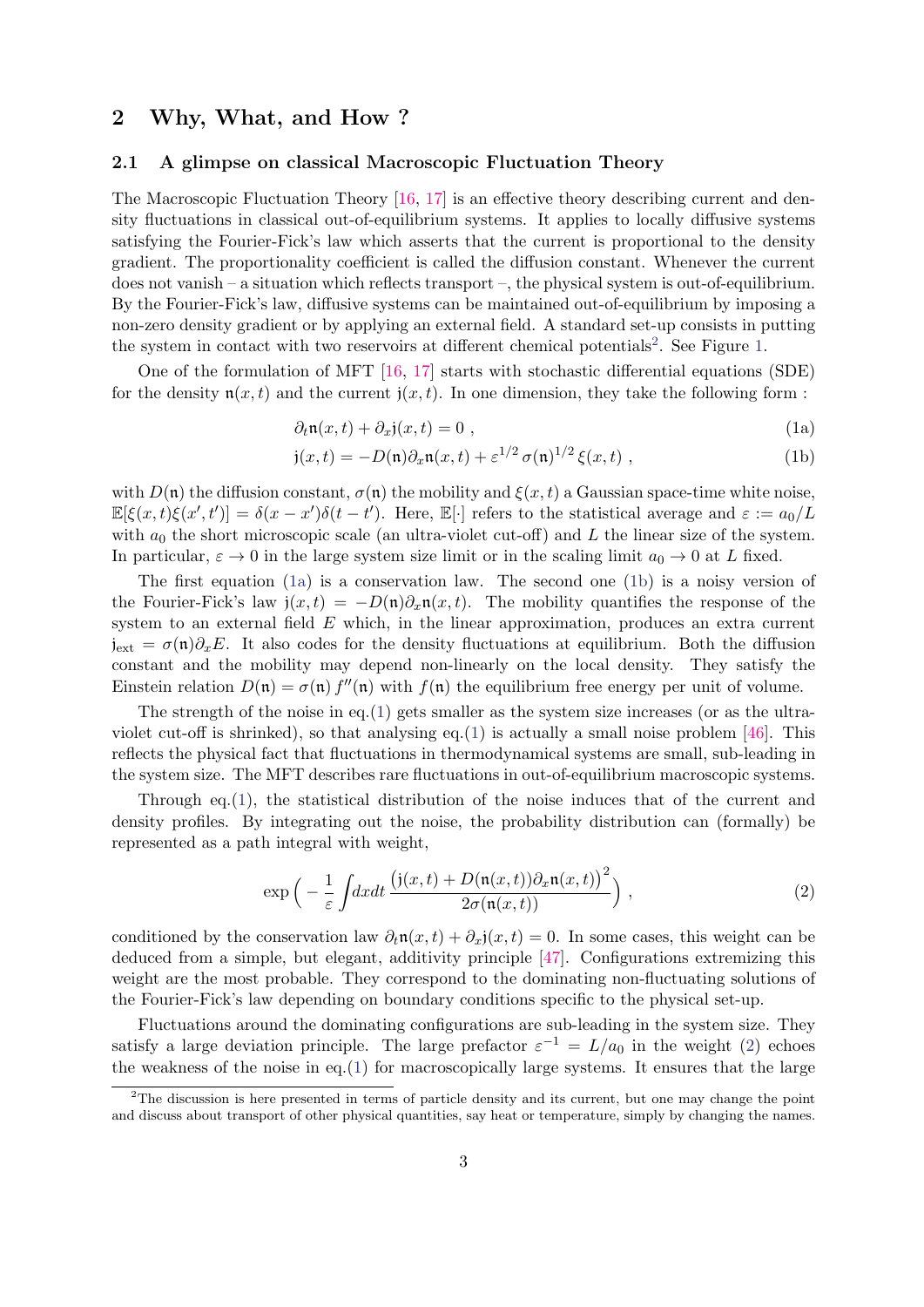## 2 Why, What, and How ?

### 2.1 A glimpse on classical Macroscopic Fluctuation Theory

The Macroscopic Fluctuation Theory [16, 17] is an effective theory describing current and density fluctuations in classical out-of-equilibrium systems. It applies to locally diffusive systems satisfying the Fourier-Fick's law which asserts that the current is proportional to the density gradient. The proportionality coefficient is called the diffusion constant. Whenever the current does not vanish – a situation which reflects transport –, the physical system is out-of-equilibrium. By the Fourier-Fick's law, diffusive systems can be maintained out-of-equilibrium by imposing a non-zero density gradient or by applying an external field. A standard set-up consists in putting the system in contact with two reservoirs at different chemical potentials[2]. See Figure 1.

One of the formulation of MFT [16, 17] starts with stochastic differential equations (SDE) for the density $\mathfrak{n}(x,t)$ and the current $\mathfrak{j}(x,t)$. In one dimension, they take the following form :

$$\partial_t \mathfrak{n}(x,t) + \partial_x \mathfrak{j}(x,t) = 0 \ , \tag{1a}$$

$$\mathfrak{j}(x,t) = -D(\mathfrak{n})\partial_x \mathfrak{n}(x,t) + \varepsilon^{1/2}\, \sigma(\mathfrak{n})^{1/2}\, \xi(x,t) \ , \tag{1b}$$

with $D(\mathfrak{n})$ the diffusion constant, $\sigma(\mathfrak{n})$ the mobility and $\xi(x,t)$ a Gaussian space-time white noise, $\mathbb{E}[\xi(x,t)\xi(x',t')] = \delta(x-x')\delta(t-t')$. Here, $\mathbb{E}[\cdot]$ refers to the statistical average and $\varepsilon := a_0/L$ with $a_0$ the short microscopic scale (an ultra-violet cut-off) and $L$ the linear size of the system. In particular, $\varepsilon \to 0$ in the large system size limit or in the scaling limit $a_0 \to 0$ at $L$ fixed.

The first equation (1a) is a conservation law. The second one (1b) is a noisy version of the Fourier-Fick's law $\mathfrak{j}(x,t) = -D(\mathfrak{n})\partial_x \mathfrak{n}(x,t)$. The mobility quantifies the response of the system to an external field $E$ which, in the linear approximation, produces an extra current $\mathfrak{j}_{\text{ext}} = \sigma(\mathfrak{n})\partial_x E$. It also codes for the density fluctuations at equilibrium. Both the diffusion constant and the mobility may depend non-linearly on the local density. They satisfy the Einstein relation $D(\mathfrak{n}) = \sigma(\mathfrak{n})\, f''(\mathfrak{n})$ with $f(\mathfrak{n})$ the equilibrium free energy per unit of volume.

The strength of the noise in eq.(1) gets smaller as the system size increases (or as the ultra-violet cut-off is shrinked), so that analysing eq.(1) is actually a small noise problem [46]. This reflects the physical fact that fluctuations in thermodynamical systems are small, sub-leading in the system size. The MFT describes rare fluctuations in out-of-equilibrium macroscopic systems.

Through eq.(1), the statistical distribution of the noise induces that of the current and density profiles. By integrating out the noise, the probability distribution can (formally) be represented as a path integral with weight,

$$\exp\Big( -\frac{1}{\varepsilon} \int dx dt\, \frac{\big(\mathfrak{j}(x,t) + D(\mathfrak{n}(x,t))\partial_x \mathfrak{n}(x,t)\big)^2}{2\sigma(\mathfrak{n}(x,t))} \Big) \ , \tag{2}$$

conditioned by the conservation law $\partial_t \mathfrak{n}(x,t) + \partial_x \mathfrak{j}(x,t) = 0$. In some cases, this weight can be deduced from a simple, but elegant, additivity principle [47]. Configurations extremizing this weight are the most probable. They correspond to the dominating non-fluctuating solutions of the Fourier-Fick's law depending on boundary conditions specific to the physical set-up.

Fluctuations around the dominating configurations are sub-leading in the system size. They satisfy a large deviation principle. The large prefactor $\varepsilon^{-1} = L/a_0$ in the weight (2) echoes the weakness of the noise in eq.(1) for macroscopically large systems. It ensures that the large

[2] The discussion is here presented in terms of particle density and its current, but one may change the point and discuss about transport of other physical quantities, say heat or temperature, simply by changing the names.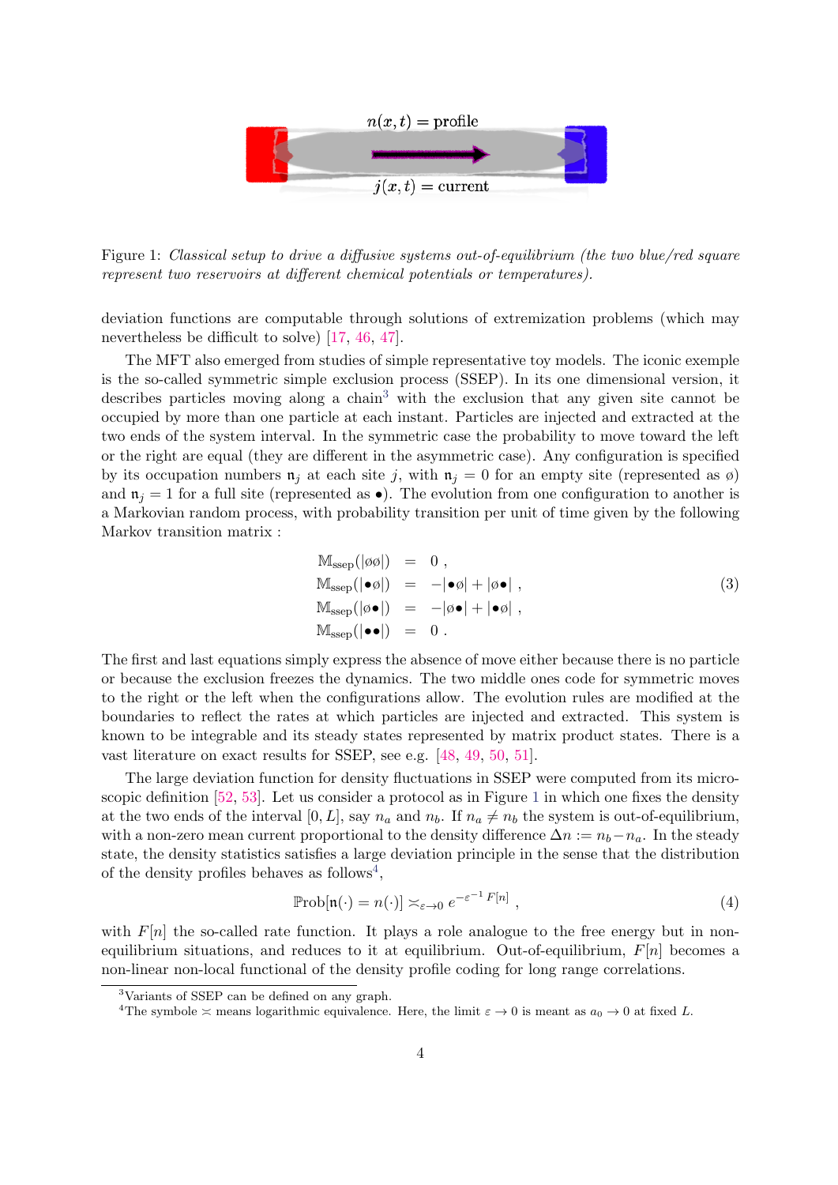Figure 1: *Classical setup to drive a diffusive systems out-of-equilibrium (the two blue/red square represent two reservoirs at different chemical potentials or temperatures).*

deviation functions are computable through solutions of extremization problems (which may nevertheless be difficult to solve) [17, 46, 47].

The MFT also emerged from studies of simple representative toy models. The iconic exemple is the so-called symmetric simple exclusion process (SSEP). In its one dimensional version, it describes particles moving along a chain[3] with the exclusion that any given site cannot be occupied by more than one particle at each instant. Particles are injected and extracted at the two ends of the system interval. In the symmetric case the probability to move toward the left or the right are equal (they are different in the asymmetric case). Any configuration is specified by its occupation numbers $\mathfrak{n}_j$ at each site $j$, with $\mathfrak{n}_j = 0$ for an empty site (represented as $\emptyset$) and $\mathfrak{n}_j = 1$ for a full site (represented as $\bullet$). The evolution from one configuration to another is a Markovian random process, with probability transition per unit of time given by the following Markov transition matrix :

$$
\begin{aligned}
\mathbb{M}_{\text{ssep}}(|\emptyset\emptyset|) &= 0 \, , \\
\mathbb{M}_{\text{ssep}}(|\bullet\emptyset|) &= -|\bullet\emptyset| + |\emptyset\bullet| \, , \\
\mathbb{M}_{\text{ssep}}(|\emptyset\bullet|) &= -|\emptyset\bullet| + |\bullet\emptyset| \, , \\
\mathbb{M}_{\text{ssep}}(|\bullet\bullet|) &= 0 \, .
\end{aligned}
\tag{3}
$$

The first and last equations simply express the absence of move either because there is no particle or because the exclusion freezes the dynamics. The two middle ones code for symmetric moves to the right or the left when the configurations allow. The evolution rules are modified at the boundaries to reflect the rates at which particles are injected and extracted. This system is known to be integrable and its steady states represented by matrix product states. There is a vast literature on exact results for SSEP, see e.g. [48, 49, 50, 51].

The large deviation function for density fluctuations in SSEP were computed from its microscopic definition [52, 53]. Let us consider a protocol as in Figure 1 in which one fixes the density at the two ends of the interval $[0, L]$, say $n_a$ and $n_b$. If $n_a \neq n_b$ the system is out-of-equilibrium, with a non-zero mean current proportional to the density difference $\Delta n := n_b - n_a$. In the steady state, the density statistics satisfies a large deviation principle in the sense that the distribution of the density profiles behaves as follows[4],

$$
\mathbb{P}\text{rob}[\mathfrak{n}(\cdot) = n(\cdot)] \asymp_{\varepsilon \to 0} e^{-\varepsilon^{-1} F[n]} \, , \tag{4}
$$

with $F[n]$ the so-called rate function. It plays a role analogue to the free energy but in non-equilibrium situations, and reduces to it at equilibrium. Out-of-equilibrium, $F[n]$ becomes a non-linear non-local functional of the density profile coding for long range correlations.

[3] Variants of SSEP can be defined on any graph.

[4] The symbole $\asymp$ means logarithmic equivalence. Here, the limit $\varepsilon \to 0$ is meant as $a_0 \to 0$ at fixed $L$.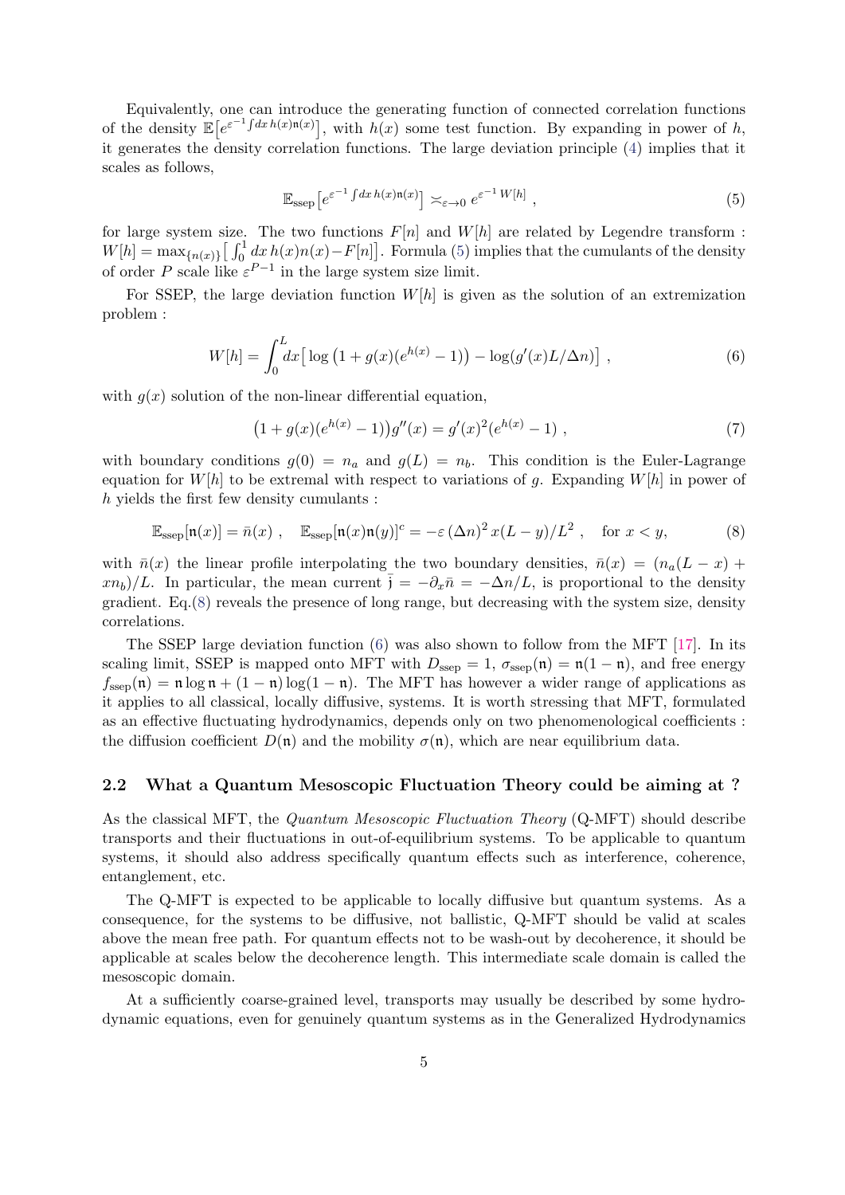Equivalently, one can introduce the generating function of connected correlation functions of the density $\mathbb{E}\big[e^{\varepsilon^{-1}\int dx\, h(x)\mathfrak{n}(x)}\big]$, with $h(x)$ some test function. By expanding in power of $h$, it generates the density correlation functions. The large deviation principle (4) implies that it scales as follows,

$$\mathbb{E}_{\text{ssep}}\big[e^{\varepsilon^{-1}\int dx\, h(x)\mathfrak{n}(x)}\big] \asymp_{\varepsilon\to 0} e^{\varepsilon^{-1}\, W[h]} \ , \tag{5}$$

for large system size. The two functions $F[n]$ and $W[h]$ are related by Legendre transform : $W[h] = \max_{\{n(x)\}}\big[\int_0^1 dx\, h(x)n(x) - F[n]\big]$. Formula (5) implies that the cumulants of the density of order $P$ scale like $\varepsilon^{P-1}$ in the large system size limit.

For SSEP, the large deviation function $W[h]$ is given as the solution of an extremization problem :

$$W[h] = \int_0^L dx \big[\log\big(1 + g(x)(e^{h(x)} - 1)\big) - \log(g'(x)L/\Delta n)\big] \ , \tag{6}$$

with $g(x)$ solution of the non-linear differential equation,

$$\big(1 + g(x)(e^{h(x)} - 1)\big)g''(x) = g'(x)^2(e^{h(x)} - 1) \ , \tag{7}$$

with boundary conditions $g(0) = n_a$ and $g(L) = n_b$. This condition is the Euler-Lagrange equation for $W[h]$ to be extremal with respect to variations of $g$. Expanding $W[h]$ in power of $h$ yields the first few density cumulants :

$$\mathbb{E}_{\text{ssep}}[\mathfrak{n}(x)] = \bar{n}(x) \ , \quad \mathbb{E}_{\text{ssep}}[\mathfrak{n}(x)\mathfrak{n}(y)]^c = -\varepsilon\, (\Delta n)^2\, x(L-y)/L^2 \ , \quad \text{for } x < y, \tag{8}$$

with $\bar{n}(x)$ the linear profile interpolating the two boundary densities, $\bar{n}(x) = (n_a(L-x) + xn_b)/L$. In particular, the mean current $\bar{\mathfrak{j}} = -\partial_x \bar{n} = -\Delta n/L$, is proportional to the density gradient. Eq.(8) reveals the presence of long range, but decreasing with the system size, density correlations.

The SSEP large deviation function (6) was also shown to follow from the MFT [17]. In its scaling limit, SSEP is mapped onto MFT with $D_{\text{ssep}} = 1$, $\sigma_{\text{ssep}}(\mathfrak{n}) = \mathfrak{n}(1-\mathfrak{n})$, and free energy $f_{\text{ssep}}(\mathfrak{n}) = \mathfrak{n}\log\mathfrak{n} + (1-\mathfrak{n})\log(1-\mathfrak{n})$. The MFT has however a wider range of applications as it applies to all classical, locally diffusive, systems. It is worth stressing that MFT, formulated as an effective fluctuating hydrodynamics, depends only on two phenomenological coefficients : the diffusion coefficient $D(\mathfrak{n})$ and the mobility $\sigma(\mathfrak{n})$, which are near equilibrium data.

## 2.2 What a Quantum Mesoscopic Fluctuation Theory could be aiming at ?

As the classical MFT, the *Quantum Mesoscopic Fluctuation Theory* (Q-MFT) should describe transports and their fluctuations in out-of-equilibrium systems. To be applicable to quantum systems, it should also address specifically quantum effects such as interference, coherence, entanglement, etc.

The Q-MFT is expected to be applicable to locally diffusive but quantum systems. As a consequence, for the systems to be diffusive, not ballistic, Q-MFT should be valid at scales above the mean free path. For quantum effects not to be wash-out by decoherence, it should be applicable at scales below the decoherence length. This intermediate scale domain is called the mesoscopic domain.

At a sufficiently coarse-grained level, transports may usually be described by some hydrodynamic equations, even for genuinely quantum systems as in the Generalized Hydrodynamics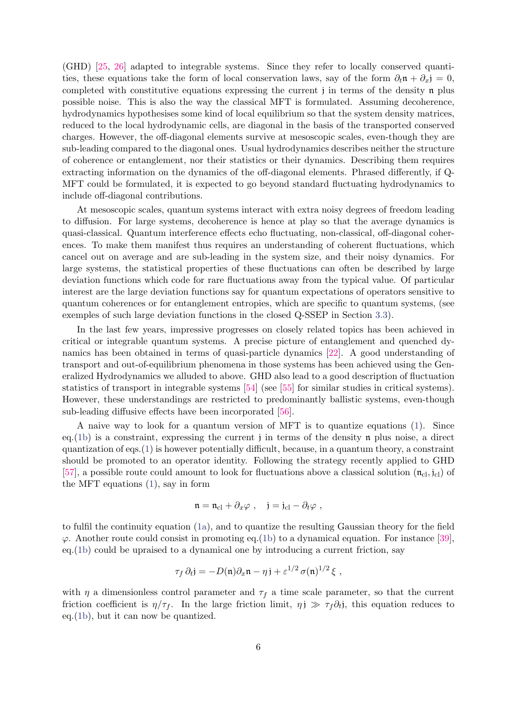(GHD) [25, 26] adapted to integrable systems. Since they refer to locally conserved quantities, these equations take the form of local conservation laws, say of the form $\partial_t \mathfrak{n} + \partial_x \mathfrak{j} = 0$, completed with constitutive equations expressing the current $\mathfrak{j}$ in terms of the density $\mathfrak{n}$ plus possible noise. This is also the way the classical MFT is formulated. Assuming decoherence, hydrodynamics hypothesises some kind of local equilibrium so that the system density matrices, reduced to the local hydrodynamic cells, are diagonal in the basis of the transported conserved charges. However, the off-diagonal elements survive at mesoscopic scales, even-though they are sub-leading compared to the diagonal ones. Usual hydrodynamics describes neither the structure of coherence or entanglement, nor their statistics or their dynamics. Describing them requires extracting information on the dynamics of the off-diagonal elements. Phrased differently, if Q-MFT could be formulated, it is expected to go beyond standard fluctuating hydrodynamics to include off-diagonal contributions.

At mesoscopic scales, quantum systems interact with extra noisy degrees of freedom leading to diffusion. For large systems, decoherence is hence at play so that the average dynamics is quasi-classical. Quantum interference effects echo fluctuating, non-classical, off-diagonal coherences. To make them manifest thus requires an understanding of coherent fluctuations, which cancel out on average and are sub-leading in the system size, and their noisy dynamics. For large systems, the statistical properties of these fluctuations can often be described by large deviation functions which code for rare fluctuations away from the typical value. Of particular interest are the large deviation functions say for quantum expectations of operators sensitive to quantum coherences or for entanglement entropies, which are specific to quantum systems, (see exemples of such large deviation functions in the closed Q-SSEP in Section 3.3).

In the last few years, impressive progresses on closely related topics has been achieved in critical or integrable quantum systems. A precise picture of entanglement and quenched dynamics has been obtained in terms of quasi-particle dynamics [22]. A good understanding of transport and out-of-equilibrium phenomena in those systems has been achieved using the Generalized Hydrodynamics we alluded to above. GHD also lead to a good description of fluctuation statistics of transport in integrable systems [54] (see [55] for similar studies in critical systems). However, these understandings are restricted to predominantly ballistic systems, even-though sub-leading diffusive effects have been incorporated [56].

A naive way to look for a quantum version of MFT is to quantize equations (1). Since eq.(1b) is a constraint, expressing the current $\mathfrak{j}$ in terms of the density $\mathfrak{n}$ plus noise, a direct quantization of eqs.(1) is however potentially difficult, because, in a quantum theory, a constraint should be promoted to an operator identity. Following the strategy recently applied to GHD [57], a possible route could amount to look for fluctuations above a classical solution $(\mathfrak{n}_{\rm cl}, \mathfrak{j}_{\rm cl})$ of the MFT equations (1), say in form

$$\mathfrak{n} = \mathfrak{n}_{\rm cl} + \partial_x \varphi \ , \quad \mathfrak{j} = \mathfrak{j}_{\rm cl} - \partial_t \varphi \ ,$$

to fulfil the continuity equation (1a), and to quantize the resulting Gaussian theory for the field $\varphi$. Another route could consist in promoting eq.(1b) to a dynamical equation. For instance [39], eq.(1b) could be upraised to a dynamical one by introducing a current friction, say

$$\tau_f \, \partial_t \mathfrak{j} = -D(\mathfrak{n}) \partial_x \mathfrak{n} - \eta \, \mathfrak{j} + \varepsilon^{1/2} \, \sigma(\mathfrak{n})^{1/2} \, \xi \ ,$$

with $\eta$ a dimensionless control parameter and $\tau_f$ a time scale parameter, so that the current friction coefficient is $\eta/\tau_f$. In the large friction limit, $\eta \, \mathfrak{j} \gg \tau_f \partial_t \mathfrak{j}$, this equation reduces to eq.(1b), but it can now be quantized.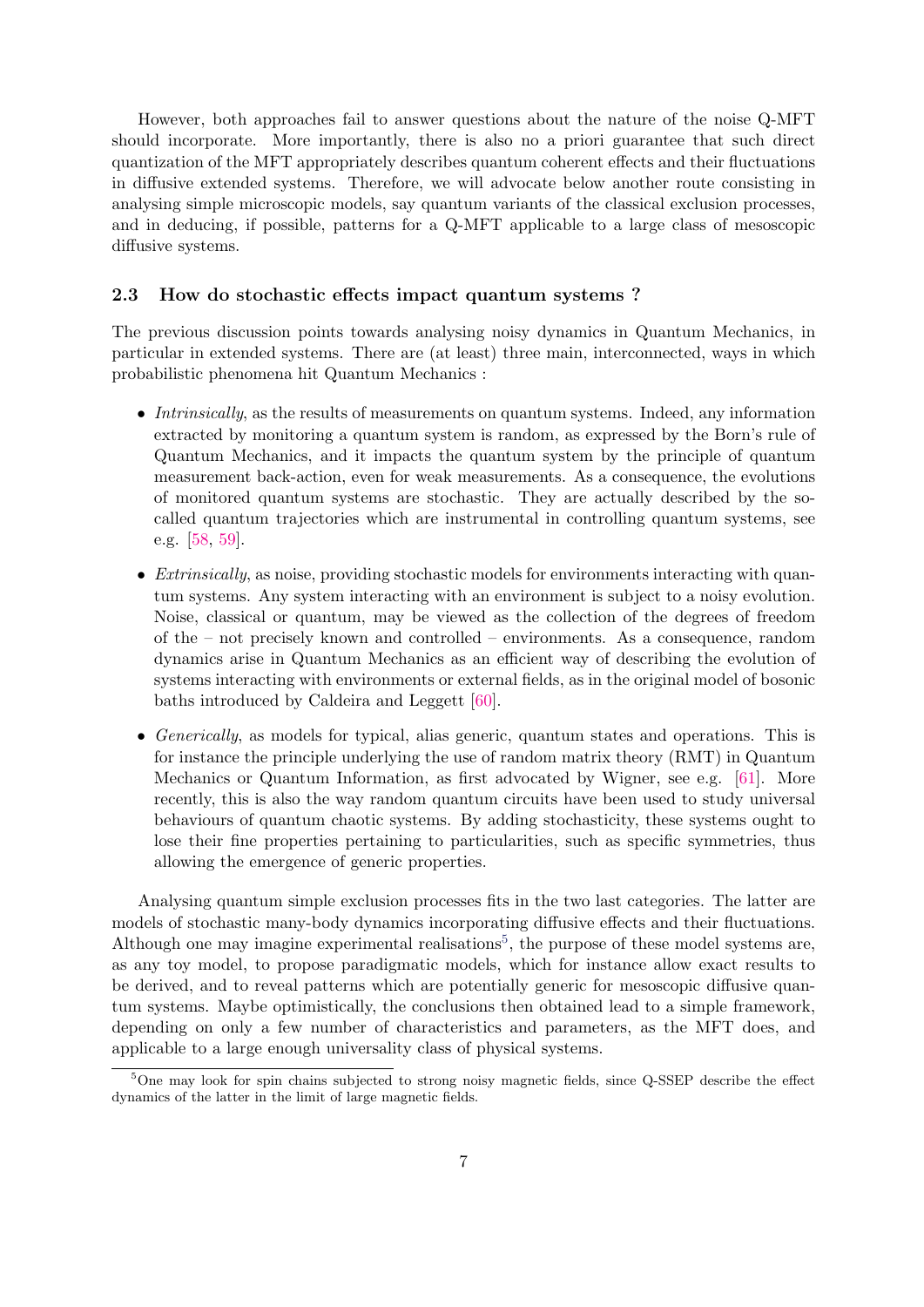However, both approaches fail to answer questions about the nature of the noise Q-MFT should incorporate. More importantly, there is also no a priori guarantee that such direct quantization of the MFT appropriately describes quantum coherent effects and their fluctuations in diffusive extended systems. Therefore, we will advocate below another route consisting in analysing simple microscopic models, say quantum variants of the classical exclusion processes, and in deducing, if possible, patterns for a Q-MFT applicable to a large class of mesoscopic diffusive systems.

### 2.3 How do stochastic effects impact quantum systems ?

The previous discussion points towards analysing noisy dynamics in Quantum Mechanics, in particular in extended systems. There are (at least) three main, interconnected, ways in which probabilistic phenomena hit Quantum Mechanics :

- *Intrinsically*, as the results of measurements on quantum systems. Indeed, any information extracted by monitoring a quantum system is random, as expressed by the Born's rule of Quantum Mechanics, and it impacts the quantum system by the principle of quantum measurement back-action, even for weak measurements. As a consequence, the evolutions of monitored quantum systems are stochastic. They are actually described by the so-called quantum trajectories which are instrumental in controlling quantum systems, see e.g. [58, 59].
- *Extrinsically*, as noise, providing stochastic models for environments interacting with quantum systems. Any system interacting with an environment is subject to a noisy evolution. Noise, classical or quantum, may be viewed as the collection of the degrees of freedom of the – not precisely known and controlled – environments. As a consequence, random dynamics arise in Quantum Mechanics as an efficient way of describing the evolution of systems interacting with environments or external fields, as in the original model of bosonic baths introduced by Caldeira and Leggett [60].
- *Generically*, as models for typical, alias generic, quantum states and operations. This is for instance the principle underlying the use of random matrix theory (RMT) in Quantum Mechanics or Quantum Information, as first advocated by Wigner, see e.g. [61]. More recently, this is also the way random quantum circuits have been used to study universal behaviours of quantum chaotic systems. By adding stochasticity, these systems ought to lose their fine properties pertaining to particularities, such as specific symmetries, thus allowing the emergence of generic properties.

Analysing quantum simple exclusion processes fits in the two last categories. The latter are models of stochastic many-body dynamics incorporating diffusive effects and their fluctuations. Although one may imagine experimental realisations[5], the purpose of these model systems are, as any toy model, to propose paradigmatic models, which for instance allow exact results to be derived, and to reveal patterns which are potentially generic for mesoscopic diffusive quantum systems. Maybe optimistically, the conclusions then obtained lead to a simple framework, depending on only a few number of characteristics and parameters, as the MFT does, and applicable to a large enough universality class of physical systems.

[5] One may look for spin chains subjected to strong noisy magnetic fields, since Q-SSEP describe the effect dynamics of the latter in the limit of large magnetic fields.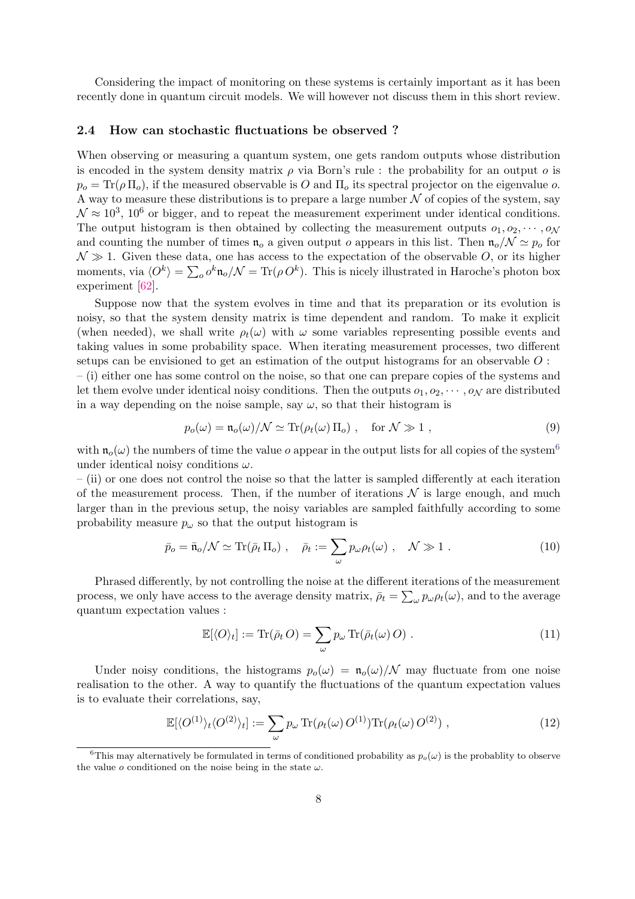Considering the impact of monitoring on these systems is certainly important as it has been recently done in quantum circuit models. We will however not discuss them in this short review.

### 2.4 How can stochastic fluctuations be observed ?

When observing or measuring a quantum system, one gets random outputs whose distribution is encoded in the system density matrix $\rho$ via Born's rule : the probability for an output $o$ is $p_o = \mathrm{Tr}(\rho\, \Pi_o)$, if the measured observable is $O$ and $\Pi_o$ its spectral projector on the eigenvalue $o$. A way to measure these distributions is to prepare a large number $\mathcal{N}$ of copies of the system, say $\mathcal{N} \approx 10^3$, $10^6$ or bigger, and to repeat the measurement experiment under identical conditions. The output histogram is then obtained by collecting the measurement outputs $o_1, o_2, \cdots, o_{\mathcal{N}}$ and counting the number of times $\mathfrak{n}_o$ a given output $o$ appears in this list. Then $\mathfrak{n}_o/\mathcal{N} \simeq p_o$ for $\mathcal{N} \gg 1$. Given these data, one has access to the expectation of the observable $O$, or its higher moments, via $\langle O^k \rangle = \sum_o o^k \mathfrak{n}_o/\mathcal{N} = \mathrm{Tr}(\rho\, O^k)$. This is nicely illustrated in Haroche's photon box experiment [62].

Suppose now that the system evolves in time and that its preparation or its evolution is noisy, so that the system density matrix is time dependent and random. To make it explicit (when needed), we shall write $\rho_t(\omega)$ with $\omega$ some variables representing possible events and taking values in some probability space. When iterating measurement processes, two different setups can be envisioned to get an estimation of the output histograms for an observable $O$ :
– (i) either one has some control on the noise, so that one can prepare copies of the systems and let them evolve under identical noisy conditions. Then the outputs $o_1, o_2, \cdots, o_{\mathcal{N}}$ are distributed in a way depending on the noise sample, say $\omega$, so that their histogram is

$$p_o(\omega) = \mathfrak{n}_o(\omega)/\mathcal{N} \simeq \mathrm{Tr}(\rho_t(\omega)\, \Pi_o) \ , \quad \text{for } \mathcal{N} \gg 1 \ , \tag{9}$$

with $\mathfrak{n}_o(\omega)$ the numbers of time the value $o$ appear in the output lists for all copies of the system[6] under identical noisy conditions $\omega$.
– (ii) or one does not control the noise so that the latter is sampled differently at each iteration of the measurement process. Then, if the number of iterations $\mathcal{N}$ is large enough, and much larger than in the previous setup, the noisy variables are sampled faithfully according to some probability measure $p_\omega$ so that the output histogram is

$$\bar{p}_o = \bar{\mathfrak{n}}_o/\mathcal{N} \simeq \mathrm{Tr}(\bar{\rho}_t\, \Pi_o) \ , \quad \bar{\rho}_t := \sum_\omega p_\omega \rho_t(\omega) \ , \quad \mathcal{N} \gg 1 \ . \tag{10}$$

Phrased differently, by not controlling the noise at the different iterations of the measurement process, we only have access to the average density matrix, $\bar{\rho}_t = \sum_\omega p_\omega \rho_t(\omega)$, and to the average quantum expectation values :

$$\mathbb{E}[\langle O \rangle_t] := \mathrm{Tr}(\bar{\rho}_t\, O) = \sum_\omega p_\omega\, \mathrm{Tr}(\bar{\rho}_t(\omega)\, O) \ . \tag{11}$$

Under noisy conditions, the histograms $p_o(\omega) = \mathfrak{n}_o(\omega)/\mathcal{N}$ may fluctuate from one noise realisation to the other. A way to quantify the fluctuations of the quantum expectation values is to evaluate their correlations, say,

$$\mathbb{E}[\langle O^{(1)} \rangle_t \langle O^{(2)} \rangle_t] := \sum_\omega p_\omega\, \mathrm{Tr}(\rho_t(\omega)\, O^{(1)}) \mathrm{Tr}(\rho_t(\omega)\, O^{(2)}) \ , \tag{12}$$

[6] This may alternatively be formulated in terms of conditioned probability as $p_o(\omega)$ is the probablity to observe the value $o$ conditioned on the noise being in the state $\omega$.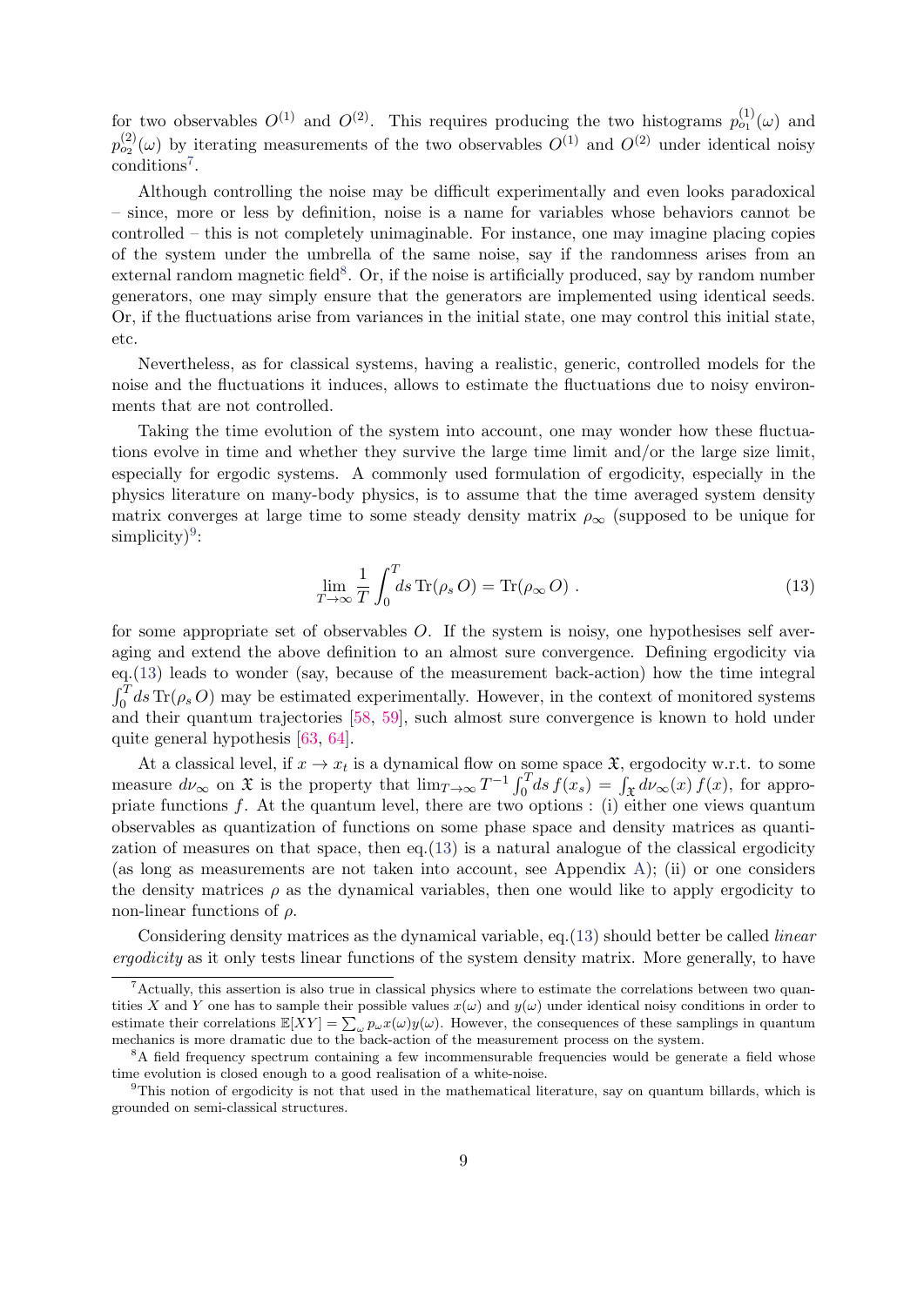for two observables $O^{(1)}$ and $O^{(2)}$. This requires producing the two histograms $p^{(1)}_{o_1}(\omega)$ and $p^{(2)}_{o_2}(\omega)$ by iterating measurements of the two observables $O^{(1)}$ and $O^{(2)}$ under identical noisy conditions[7].

Although controlling the noise may be difficult experimentally and even looks paradoxical – since, more or less by definition, noise is a name for variables whose behaviors cannot be controlled – this is not completely unimaginable. For instance, one may imagine placing copies of the system under the umbrella of the same noise, say if the randomness arises from an external random magnetic field[8]. Or, if the noise is artificially produced, say by random number generators, one may simply ensure that the generators are implemented using identical seeds. Or, if the fluctuations arise from variances in the initial state, one may control this initial state, etc.

Nevertheless, as for classical systems, having a realistic, generic, controlled models for the noise and the fluctuations it induces, allows to estimate the fluctuations due to noisy environments that are not controlled.

Taking the time evolution of the system into account, one may wonder how these fluctuations evolve in time and whether they survive the large time limit and/or the large size limit, especially for ergodic systems. A commonly used formulation of ergodicity, especially in the physics literature on many-body physics, is to assume that the time averaged system density matrix converges at large time to some steady density matrix $\rho_\infty$ (supposed to be unique for simplicity)[9]:

$$\lim_{T\to\infty} \frac{1}{T}\int_0^T ds\, \mathrm{Tr}(\rho_s\, O) = \mathrm{Tr}(\rho_\infty\, O)\ . \tag{13}$$

for some appropriate set of observables $O$. If the system is noisy, one hypothesises self averaging and extend the above definition to an almost sure convergence. Defining ergodicity via eq.(13) leads to wonder (say, because of the measurement back-action) how the time integral $\int_0^T ds\, \mathrm{Tr}(\rho_s\, O)$ may be estimated experimentally. However, in the context of monitored systems and their quantum trajectories [58, 59], such almost sure convergence is known to hold under quite general hypothesis [63, 64].

At a classical level, if $x \to x_t$ is a dynamical flow on some space $\mathfrak{X}$, ergodocity w.r.t. to some measure $d\nu_\infty$ on $\mathfrak{X}$ is the property that $\lim_{T\to\infty} T^{-1}\int_0^T ds\, f(x_s) = \int_{\mathfrak{X}} d\nu_\infty(x)\, f(x)$, for appropriate functions $f$. At the quantum level, there are two options : (i) either one views quantum observables as quantization of functions on some phase space and density matrices as quantization of measures on that space, then eq.(13) is a natural analogue of the classical ergodicity (as long as measurements are not taken into account, see Appendix A); (ii) or one considers the density matrices $\rho$ as the dynamical variables, then one would like to apply ergodicity to non-linear functions of $\rho$.

Considering density matrices as the dynamical variable, eq.(13) should better be called *linear ergodicity* as it only tests linear functions of the system density matrix. More generally, to have

---

[7] Actually, this assertion is also true in classical physics where to estimate the correlations between two quantities $X$ and $Y$ one has to sample their possible values $x(\omega)$ and $y(\omega)$ under identical noisy conditions in order to estimate their correlations $\mathbb{E}[XY] = \sum_\omega p_\omega x(\omega) y(\omega)$. However, the consequences of these samplings in quantum mechanics is more dramatic due to the back-action of the measurement process on the system.

[8] A field frequency spectrum containing a few incommensurable frequencies would be generate a field whose time evolution is closed enough to a good realisation of a white-noise.

[9] This notion of ergodicity is not that used in the mathematical literature, say on quantum billards, which is grounded on semi-classical structures.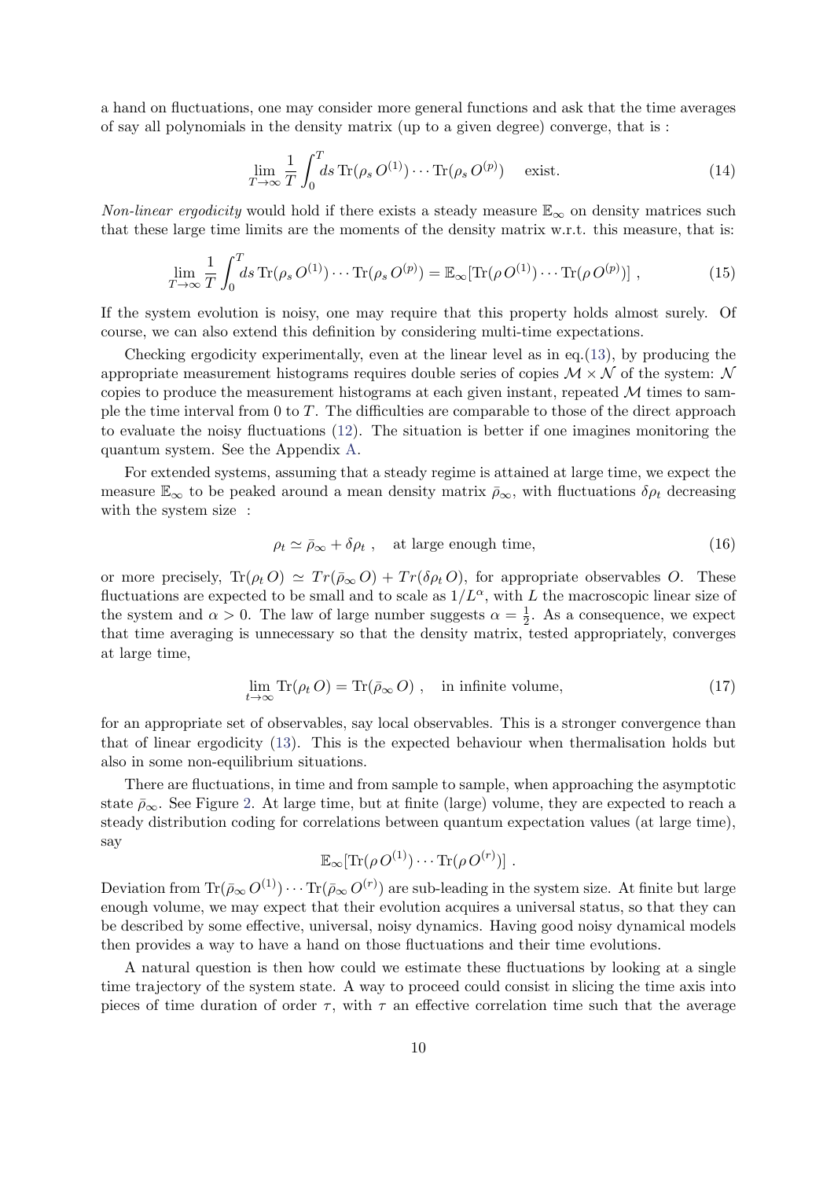a hand on fluctuations, one may consider more general functions and ask that the time averages of say all polynomials in the density matrix (up to a given degree) converge, that is :

$$\lim_{T\to\infty} \frac{1}{T}\int_0^T ds\, \mathrm{Tr}(\rho_s\, O^{(1)}) \cdots \mathrm{Tr}(\rho_s\, O^{(p)}) \quad \text{exist.} \tag{14}$$

*Non-linear ergodicity* would hold if there exists a steady measure $\mathbb{E}_\infty$ on density matrices such that these large time limits are the moments of the density matrix w.r.t. this measure, that is:

$$\lim_{T\to\infty} \frac{1}{T}\int_0^T ds\, \mathrm{Tr}(\rho_s\, O^{(1)}) \cdots \mathrm{Tr}(\rho_s\, O^{(p)}) = \mathbb{E}_\infty[\mathrm{Tr}(\rho\, O^{(1)}) \cdots \mathrm{Tr}(\rho\, O^{(p)})] \ , \tag{15}$$

If the system evolution is noisy, one may require that this property holds almost surely. Of course, we can also extend this definition by considering multi-time expectations.

Checking ergodicity experimentally, even at the linear level as in eq.(13), by producing the appropriate measurement histograms requires double series of copies $\mathcal{M}\times\mathcal{N}$ of the system: $\mathcal{N}$ copies to produce the measurement histograms at each given instant, repeated $\mathcal{M}$ times to sample the time interval from 0 to $T$. The difficulties are comparable to those of the direct approach to evaluate the noisy fluctuations (12). The situation is better if one imagines monitoring the quantum system. See the Appendix A.

For extended systems, assuming that a steady regime is attained at large time, we expect the measure $\mathbb{E}_\infty$ to be peaked around a mean density matrix $\bar\rho_\infty$, with fluctuations $\delta\rho_t$ decreasing with the system size :

$$\rho_t \simeq \bar\rho_\infty + \delta\rho_t \ , \quad \text{at large enough time,} \tag{16}$$

or more precisely, $\mathrm{Tr}(\rho_t\, O) \simeq Tr(\bar\rho_\infty\, O) + Tr(\delta\rho_t\, O)$, for appropriate observables $O$. These fluctuations are expected to be small and to scale as $1/L^\alpha$, with $L$ the macroscopic linear size of the system and $\alpha > 0$. The law of large number suggests $\alpha = \frac{1}{2}$. As a consequence, we expect that time averaging is unnecessary so that the density matrix, tested appropriately, converges at large time,

$$\lim_{t\to\infty} \mathrm{Tr}(\rho_t\, O) = \mathrm{Tr}(\bar\rho_\infty\, O) \ , \quad \text{in infinite volume,} \tag{17}$$

for an appropriate set of observables, say local observables. This is a stronger convergence than that of linear ergodicity (13). This is the expected behaviour when thermalisation holds but also in some non-equilibrium situations.

There are fluctuations, in time and from sample to sample, when approaching the asymptotic state $\bar\rho_\infty$. See Figure 2. At large time, but at finite (large) volume, they are expected to reach a steady distribution coding for correlations between quantum expectation values (at large time), say

$$\mathbb{E}_\infty[\mathrm{Tr}(\rho\, O^{(1)}) \cdots \mathrm{Tr}(\rho\, O^{(r)})] \ .$$

Deviation from $\mathrm{Tr}(\bar\rho_\infty\, O^{(1)}) \cdots \mathrm{Tr}(\bar\rho_\infty\, O^{(r)})$ are sub-leading in the system size. At finite but large enough volume, we may expect that their evolution acquires a universal status, so that they can be described by some effective, universal, noisy dynamics. Having good noisy dynamical models then provides a way to have a hand on those fluctuations and their time evolutions.

A natural question is then how could we estimate these fluctuations by looking at a single time trajectory of the system state. A way to proceed could consist in slicing the time axis into pieces of time duration of order $\tau$, with $\tau$ an effective correlation time such that the average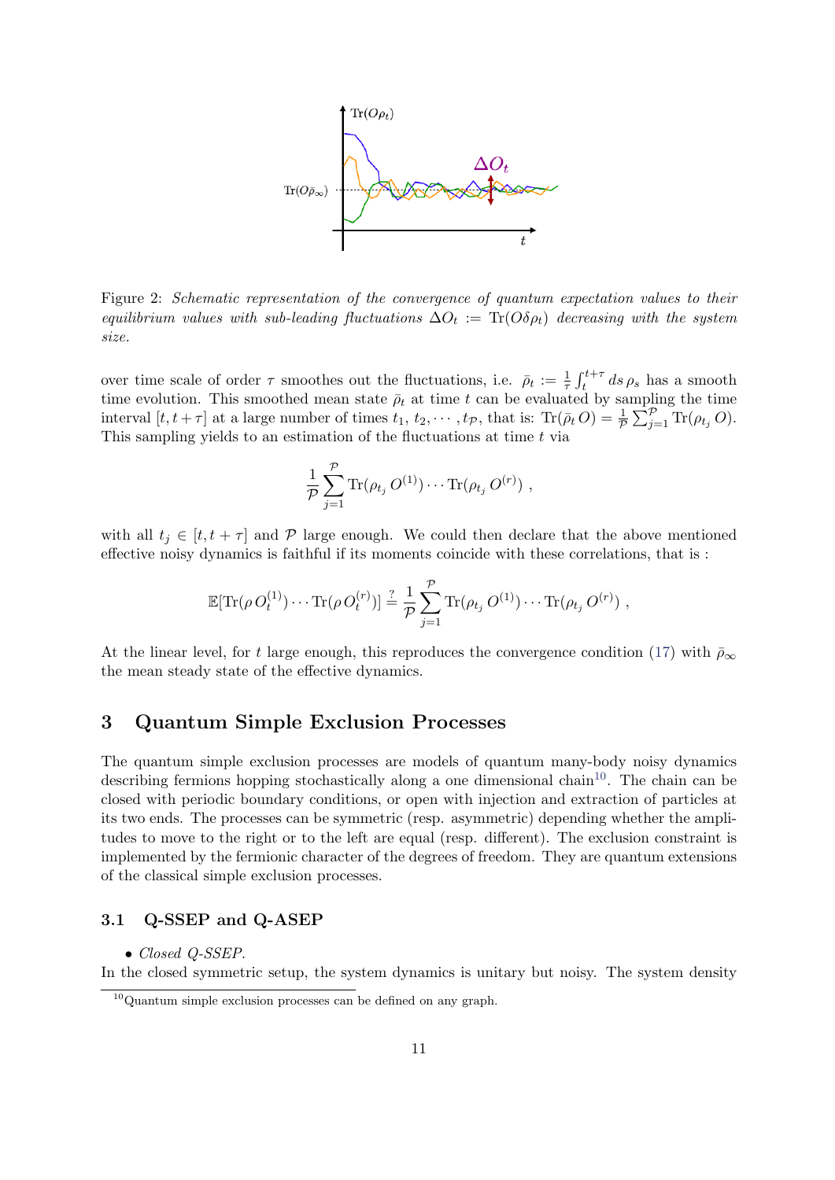Figure 2: *Schematic representation of the convergence of quantum expectation values to their equilibrium values with sub-leading fluctuations $\Delta O_t := \mathrm{Tr}(O\delta\rho_t)$ decreasing with the system size.*

over time scale of order $\tau$ smoothes out the fluctuations, i.e. $\bar{\rho}_t := \frac{1}{\tau}\int_t^{t+\tau} ds\, \rho_s$ has a smooth time evolution. This smoothed mean state $\bar{\rho}_t$ at time $t$ can be evaluated by sampling the time interval $[t, t+\tau]$ at a large number of times $t_1, t_2, \cdots, t_{\mathcal{P}}$, that is: $\mathrm{Tr}(\bar{\rho}_t\, O) = \frac{1}{\mathcal{P}}\sum_{j=1}^{\mathcal{P}} \mathrm{Tr}(\rho_{t_j}\, O)$. This sampling yields to an estimation of the fluctuations at time $t$ via

$$\frac{1}{\mathcal{P}}\sum_{j=1}^{\mathcal{P}} \mathrm{Tr}(\rho_{t_j}\, O^{(1)}) \cdots \mathrm{Tr}(\rho_{t_j}\, O^{(r)}) \ ,$$

with all $t_j \in [t, t+\tau]$ and $\mathcal{P}$ large enough. We could then declare that the above mentioned effective noisy dynamics is faithful if its moments coincide with these correlations, that is :

$$\mathbb{E}[\mathrm{Tr}(\rho\, O_t^{(1)}) \cdots \mathrm{Tr}(\rho\, O_t^{(r)})] \stackrel{?}{=} \frac{1}{\mathcal{P}}\sum_{j=1}^{\mathcal{P}} \mathrm{Tr}(\rho_{t_j}\, O^{(1)}) \cdots \mathrm{Tr}(\rho_{t_j}\, O^{(r)}) \ ,$$

At the linear level, for $t$ large enough, this reproduces the convergence condition (17) with $\bar{\rho}_\infty$ the mean steady state of the effective dynamics.

# 3 Quantum Simple Exclusion Processes

The quantum simple exclusion processes are models of quantum many-body noisy dynamics describing fermions hopping stochastically along a one dimensional chain[10]. The chain can be closed with periodic boundary conditions, or open with injection and extraction of particles at its two ends. The processes can be symmetric (resp. asymmetric) depending whether the amplitudes to move to the right or to the left are equal (resp. different). The exclusion constraint is implemented by the fermionic character of the degrees of freedom. They are quantum extensions of the classical simple exclusion processes.

## 3.1 Q-SSEP and Q-ASEP

- *Closed Q-SSEP.*

In the closed symmetric setup, the system dynamics is unitary but noisy. The system density

[10] Quantum simple exclusion processes can be defined on any graph.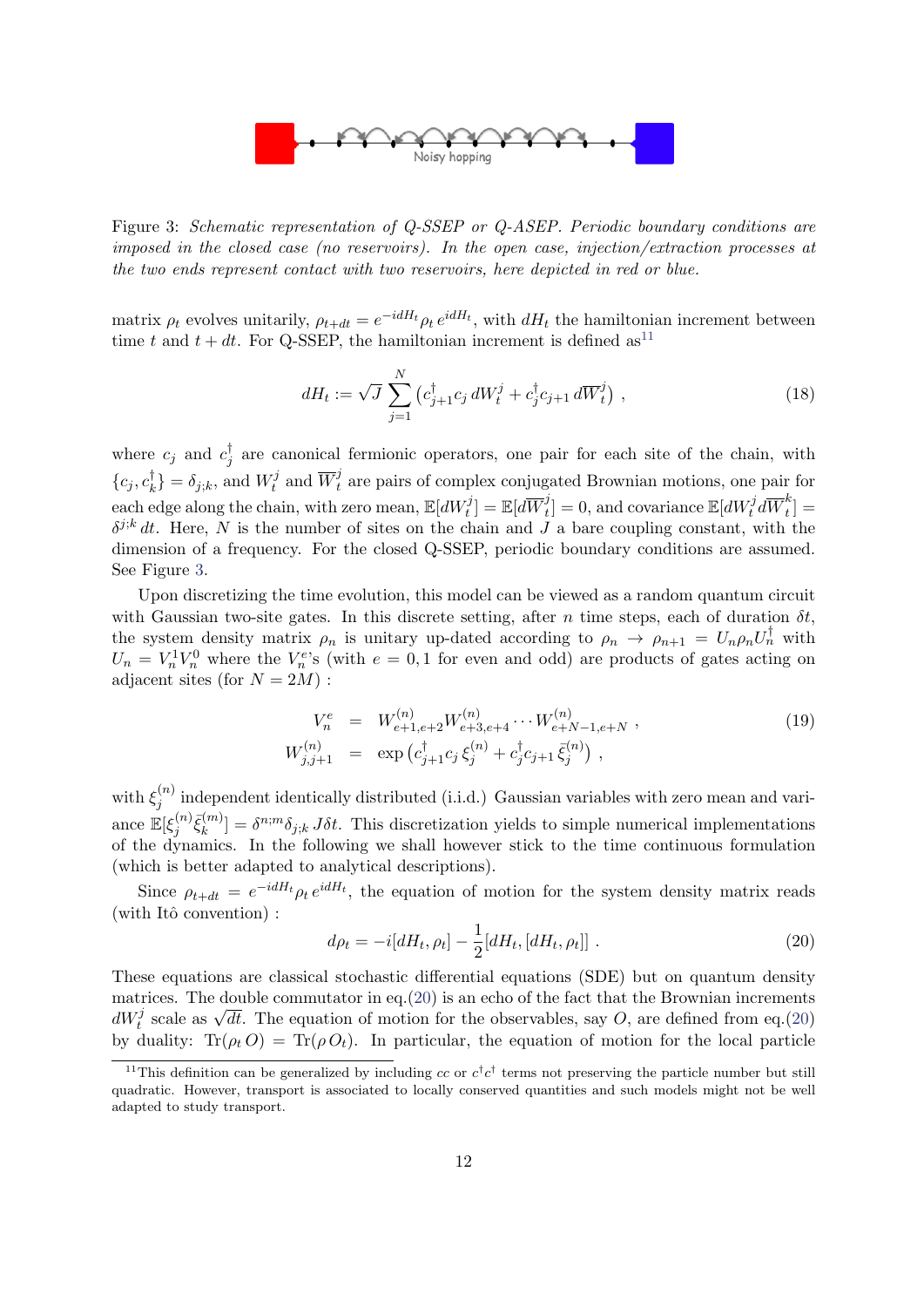Figure 3: *Schematic representation of Q-SSEP or Q-ASEP. Periodic boundary conditions are imposed in the closed case (no reservoirs). In the open case, injection/extraction processes at the two ends represent contact with two reservoirs, here depicted in red or blue.*

matrix $\rho_t$ evolves unitarily, $\rho_{t+dt} = e^{-idH_t}\rho_t\, e^{idH_t}$, with $dH_t$ the hamiltonian increment between time $t$ and $t+dt$. For Q-SSEP, the hamiltonian increment is defined as[11]

$$dH_t := \sqrt{J}\sum_{j=1}^{N}\left(c_{j+1}^\dagger c_j\, dW_t^j + c_j^\dagger c_{j+1}\, d\overline{W}_t^j\right)\,, \tag{18}$$

where $c_j$ and $c_j^\dagger$ are canonical fermionic operators, one pair for each site of the chain, with $\{c_j, c_k^\dagger\} = \delta_{j;k}$, and $W_t^j$ and $\overline{W}_t^j$ are pairs of complex conjugated Brownian motions, one pair for each edge along the chain, with zero mean, $\mathbb{E}[dW_t^j] = \mathbb{E}[d\overline{W}_t^j] = 0$, and covariance $\mathbb{E}[dW_t^j d\overline{W}_t^k] = \delta^{j;k}\, dt$. Here, $N$ is the number of sites on the chain and $J$ a bare coupling constant, with the dimension of a frequency. For the closed Q-SSEP, periodic boundary conditions are assumed. See Figure 3.

Upon discretizing the time evolution, this model can be viewed as a random quantum circuit with Gaussian two-site gates. In this discrete setting, after $n$ time steps, each of duration $\delta t$, the system density matrix $\rho_n$ is unitary up-dated according to $\rho_n \to \rho_{n+1} = U_n \rho_n U_n^\dagger$ with $U_n = V_n^1 V_n^0$ where the $V_n^e$'s (with $e = 0,1$ for even and odd) are products of gates acting on adjacent sites (for $N = 2M$) :

$$\begin{aligned} V_n^e &= W_{e+1,e+2}^{(n)} W_{e+3,e+4}^{(n)} \cdots W_{e+N-1,e+N}^{(n)}\,, \\ W_{j,j+1}^{(n)} &= \exp\left(c_{j+1}^\dagger c_j\, \xi_j^{(n)} + c_j^\dagger c_{j+1}\, \bar{\xi}_j^{(n)}\right)\,, \end{aligned} \tag{19}$$

with $\xi_j^{(n)}$ independent identically distributed (i.i.d.) Gaussian variables with zero mean and variance $\mathbb{E}[\xi_j^{(n)} \bar{\xi}_k^{(m)}] = \delta^{n;m}\delta_{j;k}\, J\delta t$. This discretization yields to simple numerical implementations of the dynamics. In the following we shall however stick to the time continuous formulation (which is better adapted to analytical descriptions).

Since $\rho_{t+dt} = e^{-idH_t}\rho_t\, e^{idH_t}$, the equation of motion for the system density matrix reads (with Itô convention) :

$$d\rho_t = -i[dH_t, \rho_t] - \frac{1}{2}[dH_t, [dH_t, \rho_t]]\,. \tag{20}$$

These equations are classical stochastic differential equations (SDE) but on quantum density matrices. The double commutator in eq.(20) is an echo of the fact that the Brownian increments $dW_t^j$ scale as $\sqrt{dt}$. The equation of motion for the observables, say $O$, are defined from eq.(20) by duality: $\mathrm{Tr}(\rho_t\, O) = \mathrm{Tr}(\rho\, O_t)$. In particular, the equation of motion for the local particle

[11] This definition can be generalized by including $cc$ or $c^\dagger c^\dagger$ terms not preserving the particle number but still quadratic. However, transport is associated to locally conserved quantities and such models might not be well adapted to study transport.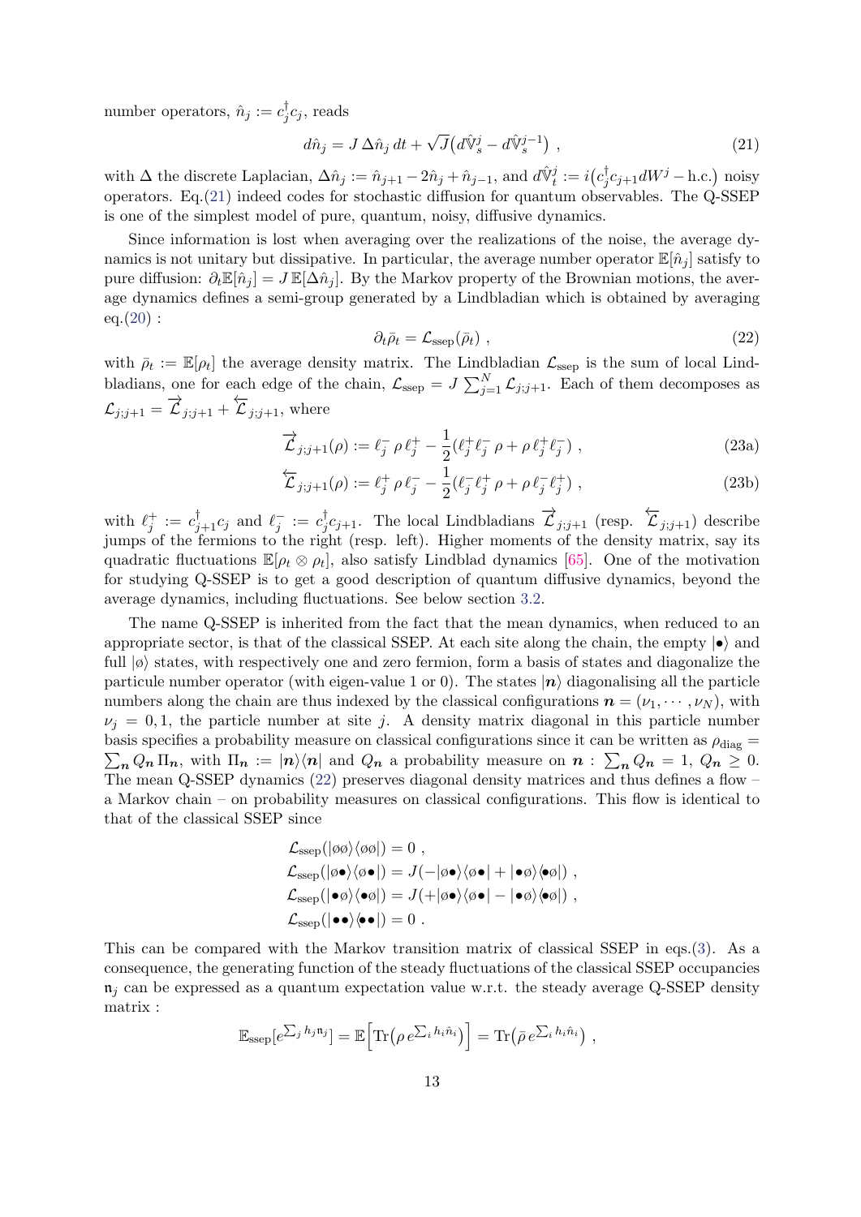number operators, $\hat{n}_j := c_j^\dagger c_j$, reads

$$d\hat{n}_j = J\,\Delta \hat{n}_j\,dt + \sqrt{J}\big(d\hat{\mathbb{V}}_s^j - d\hat{\mathbb{V}}_s^{j-1}\big)\ , \tag{21}$$

with $\Delta$ the discrete Laplacian, $\Delta\hat{n}_j := \hat{n}_{j+1} - 2\hat{n}_j + \hat{n}_{j-1}$, and $d\hat{\mathbb{V}}_t^j := i\big(c_j^\dagger c_{j+1} dW^j - \text{h.c.}\big)$ noisy operators. Eq.(21) indeed codes for stochastic diffusion for quantum observables. The Q-SSEP is one of the simplest model of pure, quantum, noisy, diffusive dynamics.

Since information is lost when averaging over the realizations of the noise, the average dynamics is not unitary but dissipative. In particular, the average number operator $\mathbb{E}[\hat{n}_j]$ satisfy to pure diffusion: $\partial_t \mathbb{E}[\hat{n}_j] = J\,\mathbb{E}[\Delta \hat{n}_j]$. By the Markov property of the Brownian motions, the average dynamics defines a semi-group generated by a Lindbladian which is obtained by averaging eq.(20) :

$$\partial_t \bar{\rho}_t = \mathcal{L}_{\text{ssep}}(\bar{\rho}_t)\ , \tag{22}$$

with $\bar{\rho}_t := \mathbb{E}[\rho_t]$ the average density matrix. The Lindbladian $\mathcal{L}_{\text{ssep}}$ is the sum of local Lindbladians, one for each edge of the chain, $\mathcal{L}_{\text{ssep}} = J\sum_{j=1}^N \mathcal{L}_{j;j+1}$. Each of them decomposes as $\mathcal{L}_{j;j+1} = \overrightarrow{\mathcal{L}}_{j;j+1} + \overleftarrow{\mathcal{L}}_{j;j+1}$, where

$$\overrightarrow{\mathcal{L}}_{j;j+1}(\rho) := \ell_j^-\,\rho\,\ell_j^+ - \frac{1}{2}(\ell_j^+\ell_j^-\,\rho + \rho\,\ell_j^+\ell_j^-)\ , \tag{23a}$$

$$\overleftarrow{\mathcal{L}}_{j;j+1}(\rho) := \ell_j^+\,\rho\,\ell_j^- - \frac{1}{2}(\ell_j^-\ell_j^+\,\rho + \rho\,\ell_j^-\ell_j^+)\ , \tag{23b}$$

with $\ell_j^+ := c_{j+1}^\dagger c_j$ and $\ell_j^- := c_j^\dagger c_{j+1}$. The local Lindbladians $\overrightarrow{\mathcal{L}}_{j;j+1}$ (resp. $\overleftarrow{\mathcal{L}}_{j;j+1}$) describe jumps of the fermions to the right (resp. left). Higher moments of the density matrix, say its quadratic fluctuations $\mathbb{E}[\rho_t \otimes \rho_t]$, also satisfy Lindblad dynamics [65]. One of the motivation for studying Q-SSEP is to get a good description of quantum diffusive dynamics, beyond the average dynamics, including fluctuations. See below section 3.2.

The name Q-SSEP is inherited from the fact that the mean dynamics, when reduced to an appropriate sector, is that of the classical SSEP. At each site along the chain, the empty $|\bullet\rangle$ and full $|\emptyset\rangle$ states, with respectively one and zero fermion, form a basis of states and diagonalize the particule number operator (with eigen-value 1 or 0). The states $|\boldsymbol{n}\rangle$ diagonalising all the particle numbers along the chain are thus indexed by the classical configurations $\boldsymbol{n} = (\nu_1, \cdots, \nu_N)$, with $\nu_j = 0, 1$, the particle number at site $j$. A density matrix diagonal in this particle number basis specifies a probability measure on classical configurations since it can be written as $\rho_{\text{diag}} = \sum_{\boldsymbol{n}} Q_{\boldsymbol{n}}\,\Pi_{\boldsymbol{n}}$, with $\Pi_{\boldsymbol{n}} := |\boldsymbol{n}\rangle\langle\boldsymbol{n}|$ and $Q_{\boldsymbol{n}}$ a probability measure on $\boldsymbol{n}$ : $\sum_{\boldsymbol{n}} Q_{\boldsymbol{n}} = 1$, $Q_{\boldsymbol{n}} \geq 0$. The mean Q-SSEP dynamics (22) preserves diagonal density matrices and thus defines a flow – a Markov chain – on probability measures on classical configurations. This flow is identical to that of the classical SSEP since

$$\begin{aligned}
&\mathcal{L}_{\text{ssep}}(|\emptyset\emptyset\rangle\langle\emptyset\emptyset|) = 0\ ,\\
&\mathcal{L}_{\text{ssep}}(|\emptyset\bullet\rangle\langle\emptyset\bullet|) = J(-|\emptyset\bullet\rangle\langle\emptyset\bullet| + |\bullet\emptyset\rangle\langle\bullet\emptyset|)\ ,\\
&\mathcal{L}_{\text{ssep}}(|\bullet\emptyset\rangle\langle\bullet\emptyset|) = J(+|\emptyset\bullet\rangle\langle\emptyset\bullet| - |\bullet\emptyset\rangle\langle\bullet\emptyset|)\ ,\\
&\mathcal{L}_{\text{ssep}}(|\bullet\bullet\rangle\langle\bullet\bullet|) = 0\ .
\end{aligned}$$

This can be compared with the Markov transition matrix of classical SSEP in eqs.(3). As a consequence, the generating function of the steady fluctuations of the classical SSEP occupancies $\mathfrak{n}_j$ can be expressed as a quantum expectation value w.r.t. the steady average Q-SSEP density matrix :

$$\mathbb{E}_{\text{ssep}}[e^{\sum_j h_j \mathfrak{n}_j}] = \mathbb{E}\Big[\text{Tr}\big(\rho\, e^{\sum_i h_i \hat{n}_i}\big)\Big] = \text{Tr}\big(\bar{\rho}\, e^{\sum_i h_i \hat{n}_i}\big)\ ,$$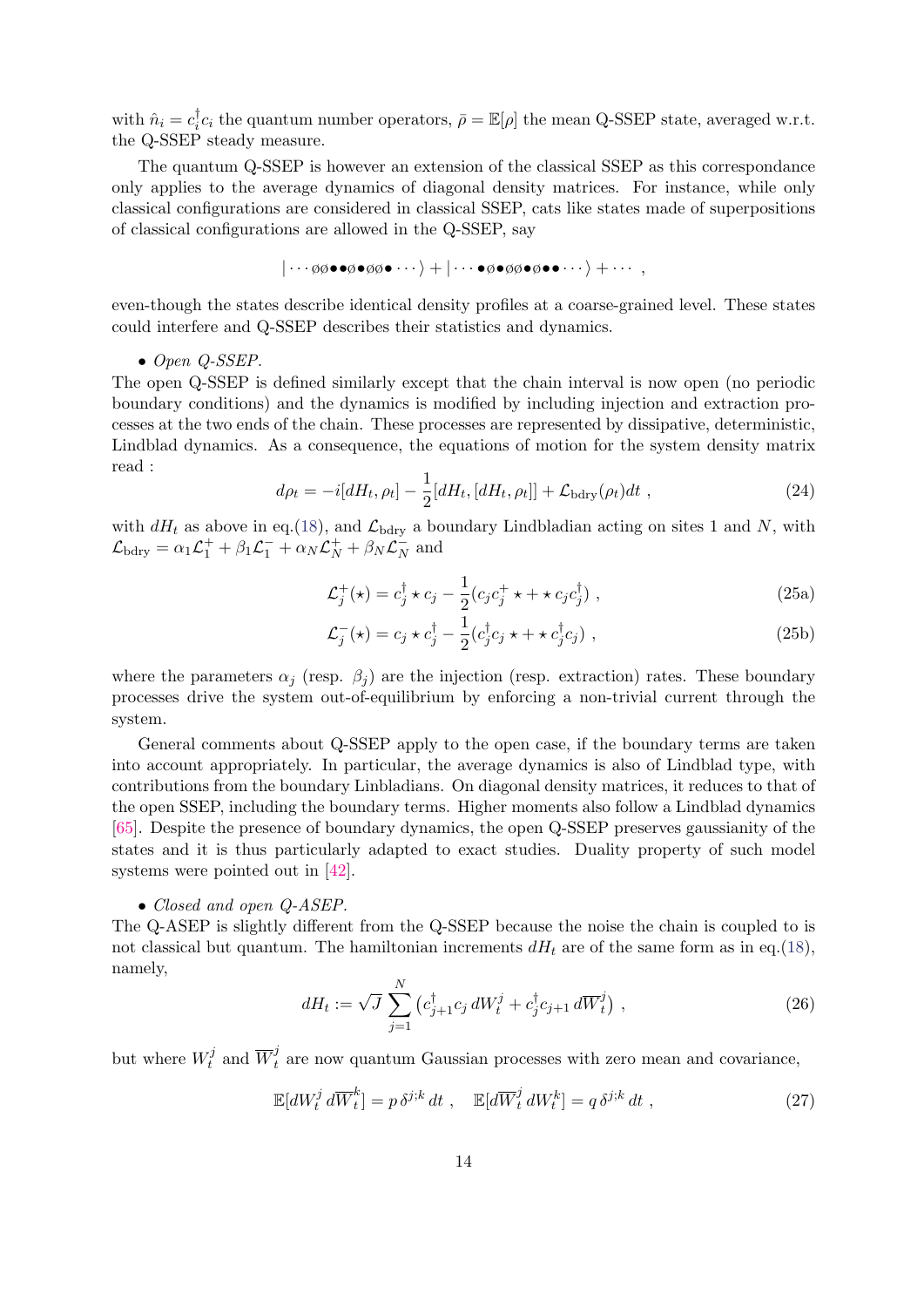with $\hat{n}_i = c_i^\dagger c_i$ the quantum number operators, $\bar{\rho} = \mathbb{E}[\rho]$ the mean Q-SSEP state, averaged w.r.t. the Q-SSEP steady measure.

The quantum Q-SSEP is however an extension of the classical SSEP as this correspondance only applies to the average dynamics of diagonal density matrices. For instance, while only classical configurations are considered in classical SSEP, cats like states made of superpositions of classical configurations are allowed in the Q-SSEP, say

$$|\cdots \emptyset\emptyset\bullet\bullet\emptyset\bullet\emptyset\emptyset\bullet\cdots\rangle + |\cdots\bullet\emptyset\bullet\emptyset\emptyset\bullet\emptyset\bullet\bullet\cdots\rangle + \cdots ,$$

even-though the states describe identical density profiles at a coarse-grained level. These states could interfere and Q-SSEP describes their statistics and dynamics.

- *Open Q-SSEP.*

The open Q-SSEP is defined similarly except that the chain interval is now open (no periodic boundary conditions) and the dynamics is modified by including injection and extraction processes at the two ends of the chain. These processes are represented by dissipative, deterministic, Lindblad dynamics. As a consequence, the equations of motion for the system density matrix read :

$$d\rho_t = -i[dH_t, \rho_t] - \frac{1}{2}[dH_t, [dH_t, \rho_t]] + \mathcal{L}_{\mathrm{bdry}}(\rho_t)dt , \tag{24}$$

with $dH_t$ as above in eq.(18), and $\mathcal{L}_{\mathrm{bdry}}$ a boundary Lindbladian acting on sites 1 and $N$, with $\mathcal{L}_{\mathrm{bdry}} = \alpha_1 \mathcal{L}_1^+ + \beta_1 \mathcal{L}_1^- + \alpha_N \mathcal{L}_N^+ + \beta_N \mathcal{L}_N^-$ and

$$\mathcal{L}_j^+(\star) = c_j^\dagger \star c_j - \frac{1}{2}(c_j c_j^+ \star + \star\, c_j c_j^\dagger) , \tag{25a}$$

$$\mathcal{L}_j^-(\star) = c_j \star c_j^\dagger - \frac{1}{2}(c_j^\dagger c_j \star + \star\, c_j^\dagger c_j) , \tag{25b}$$

where the parameters $\alpha_j$ (resp. $\beta_j$) are the injection (resp. extraction) rates. These boundary processes drive the system out-of-equilibrium by enforcing a non-trivial current through the system.

General comments about Q-SSEP apply to the open case, if the boundary terms are taken into account appropriately. In particular, the average dynamics is also of Lindblad type, with contributions from the boundary Linbladians. On diagonal density matrices, it reduces to that of the open SSEP, including the boundary terms. Higher moments also follow a Lindblad dynamics [65]. Despite the presence of boundary dynamics, the open Q-SSEP preserves gaussianity of the states and it is thus particularly adapted to exact studies. Duality property of such model systems were pointed out in [42].

- *Closed and open Q-ASEP.*

The Q-ASEP is slightly different from the Q-SSEP because the noise the chain is coupled to is not classical but quantum. The hamiltonian increments $dH_t$ are of the same form as in eq.(18), namely,

$$dH_t := \sqrt{J} \sum_{j=1}^{N} \left( c_{j+1}^\dagger c_j \, dW_t^j + c_j^\dagger c_{j+1} \, d\overline{W}_t^j \right) , \tag{26}$$

but where $W_t^j$ and $\overline{W}_t^j$ are now quantum Gaussian processes with zero mean and covariance,

$$\mathbb{E}[dW_t^j \, d\overline{W}_t^k] = p\, \delta^{j;k} \, dt , \quad \mathbb{E}[d\overline{W}_t^j \, dW_t^k] = q\, \delta^{j;k} \, dt , \tag{27}$$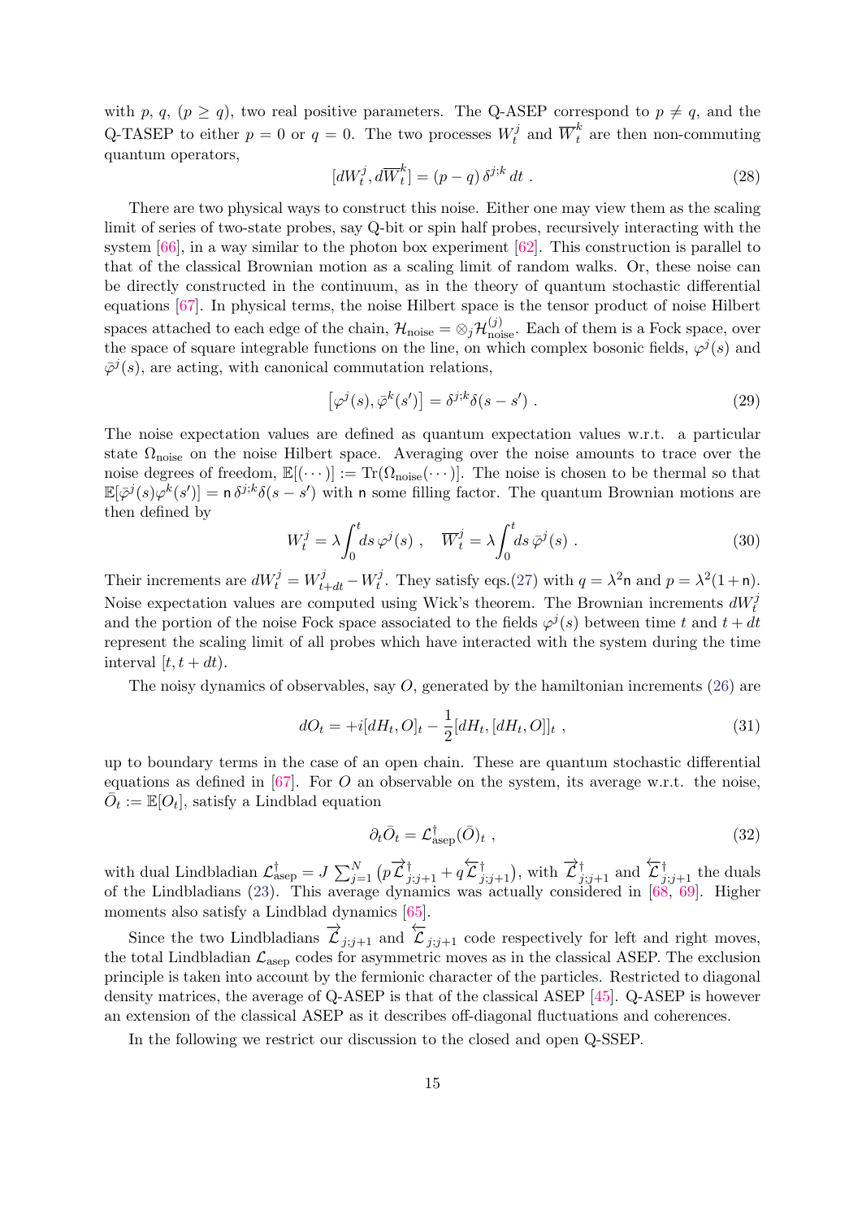with $p$, $q$, ($p \geq q$), two real positive parameters. The Q-ASEP correspond to $p \neq q$, and the Q-TASEP to either $p = 0$ or $q = 0$. The two processes $W^j_t$ and $\overline{W}^k_t$ are then non-commuting quantum operators,

$$[dW^j_t, d\overline{W}^k_t] = (p - q)\, \delta^{j;k}\, dt\ . \tag{28}$$

There are two physical ways to construct this noise. Either one may view them as the scaling limit of series of two-state probes, say Q-bit or spin half probes, recursively interacting with the system [66], in a way similar to the photon box experiment [62]. This construction is parallel to that of the classical Brownian motion as a scaling limit of random walks. Or, these noise can be directly constructed in the continuum, as in the theory of quantum stochastic differential equations [67]. In physical terms, the noise Hilbert space is the tensor product of noise Hilbert spaces attached to each edge of the chain, $\mathcal{H}_{\mathrm{noise}} = \otimes_j \mathcal{H}^{(j)}_{\mathrm{noise}}$. Each of them is a Fock space, over the space of square integrable functions on the line, on which complex bosonic fields, $\varphi^j(s)$ and $\bar{\varphi}^j(s)$, are acting, with canonical commutation relations,

$$\left[\varphi^j(s), \bar{\varphi}^k(s')\right] = \delta^{j;k} \delta(s - s')\ . \tag{29}$$

The noise expectation values are defined as quantum expectation values w.r.t. a particular state $\Omega_{\mathrm{noise}}$ on the noise Hilbert space. Averaging over the noise amounts to trace over the noise degrees of freedom, $\mathbb{E}[(\cdots)] := \mathrm{Tr}(\Omega_{\mathrm{noise}}(\cdots))$. The noise is chosen to be thermal so that $\mathbb{E}[\bar{\varphi}^j(s)\varphi^k(s')] = \mathsf{n}\, \delta^{j;k}\delta(s - s')$ with $\mathsf{n}$ some filling factor. The quantum Brownian motions are then defined by

$$W^j_t = \lambda \int_0^t ds\, \varphi^j(s)\ , \quad \overline{W}^j_t = \lambda \int_0^t ds\, \bar{\varphi}^j(s)\ . \tag{30}$$

Their increments are $dW^j_t = W^j_{t+dt} - W^j_t$. They satisfy eqs.(27) with $q = \lambda^2 \mathsf{n}$ and $p = \lambda^2(1 + \mathsf{n})$. Noise expectation values are computed using Wick's theorem. The Brownian increments $dW^j_t$ and the portion of the noise Fock space associated to the fields $\varphi^j(s)$ between time $t$ and $t + dt$ represent the scaling limit of all probes which have interacted with the system during the time interval $[t, t + dt)$.

The noisy dynamics of observables, say $O$, generated by the hamiltonian increments (26) are

$$dO_t = +i[dH_t, O]_t - \frac{1}{2}[dH_t, [dH_t, O]]_t\ , \tag{31}$$

up to boundary terms in the case of an open chain. These are quantum stochastic differential equations as defined in [67]. For $O$ an observable on the system, its average w.r.t. the noise, $\bar{O}_t := \mathbb{E}[O_t]$, satisfy a Lindblad equation

$$\partial_t \bar{O}_t = \mathcal{L}^\dagger_{\mathrm{asep}}(\bar{O})_t\ , \tag{32}$$

with dual Lindbladian $\mathcal{L}^\dagger_{\mathrm{asep}} = J \sum_{j=1}^N \big(p \overrightarrow{\mathcal{L}}^\dagger_{j;j+1} + q \overleftarrow{\mathcal{L}}^\dagger_{j;j+1}\big)$, with $\overrightarrow{\mathcal{L}}^\dagger_{j;j+1}$ and $\overleftarrow{\mathcal{L}}^\dagger_{j;j+1}$ the duals of the Lindbladians (23). This average dynamics was actually considered in [68, 69]. Higher moments also satisfy a Lindblad dynamics [65].

Since the two Lindbladians $\overrightarrow{\mathcal{L}}_{j;j+1}$ and $\overleftarrow{\mathcal{L}}_{j;j+1}$ code respectively for left and right moves, the total Lindbladian $\mathcal{L}_{\mathrm{asep}}$ codes for asymmetric moves as in the classical ASEP. The exclusion principle is taken into account by the fermionic character of the particles. Restricted to diagonal density matrices, the average of Q-ASEP is that of the classical ASEP [45]. Q-ASEP is however an extension of the classical ASEP as it describes off-diagonal fluctuations and coherences.

In the following we restrict our discussion to the closed and open Q-SSEP.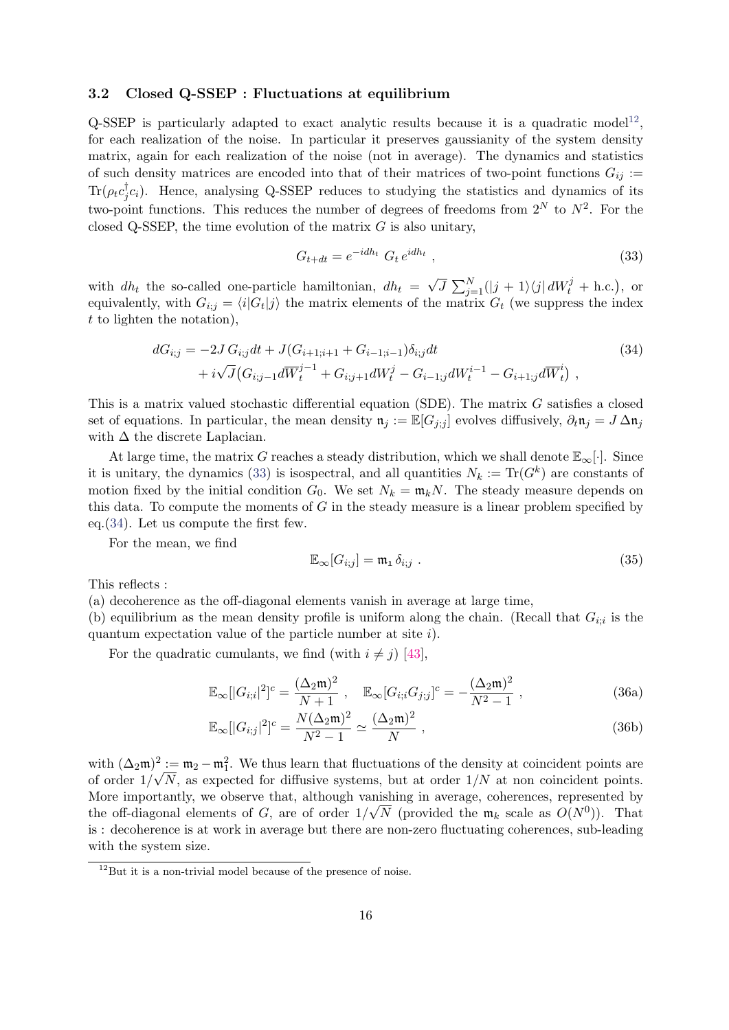### 3.2 Closed Q-SSEP : Fluctuations at equilibrium

Q-SSEP is particularly adapted to exact analytic results because it is a quadratic model[12], for each realization of the noise. In particular it preserves gaussianity of the system density matrix, again for each realization of the noise (not in average). The dynamics and statistics of such density matrices are encoded into that of their matrices of two-point functions $G_{ij} := \mathrm{Tr}(\rho_t c_j^\dagger c_i)$. Hence, analysing Q-SSEP reduces to studying the statistics and dynamics of its two-point functions. This reduces the number of degrees of freedoms from $2^N$ to $N^2$. For the closed Q-SSEP, the time evolution of the matrix $G$ is also unitary,

$$G_{t+dt} = e^{-idh_t}\ G_t\, e^{idh_t}\ , \tag{33}$$

with $dh_t$ the so-called one-particle hamiltonian, $dh_t = \sqrt{J}\sum_{j=1}^N \big(|j+1\rangle\langle j|\, dW_t^j + \text{h.c.}\big)$, or equivalently, with $G_{i;j} = \langle i|G_t|j\rangle$ the matrix elements of the matrix $G_t$ (we suppress the index $t$ to lighten the notation),

$$\begin{aligned} dG_{i;j} &= -2J\, G_{i;j}dt + J(G_{i+1;i+1} + G_{i-1;i-1})\delta_{i;j}dt \\ &\quad + i\sqrt{J}\big(G_{i;j-1}d\overline{W}_t^{j-1} + G_{i;j+1}dW_t^j - G_{i-1;j}dW_t^{i-1} - G_{i+1;j}d\overline{W}_t^i\big)\ , \end{aligned} \tag{34}$$

This is a matrix valued stochastic differential equation (SDE). The matrix $G$ satisfies a closed set of equations. In particular, the mean density $\mathfrak{n}_j := \mathbb{E}[G_{j;j}]$ evolves diffusively, $\partial_t \mathfrak{n}_j = J\,\Delta \mathfrak{n}_j$ with $\Delta$ the discrete Laplacian.

At large time, the matrix $G$ reaches a steady distribution, which we shall denote $\mathbb{E}_\infty[\cdot]$. Since it is unitary, the dynamics (33) is isospectral, and all quantities $N_k := \mathrm{Tr}(G^k)$ are constants of motion fixed by the initial condition $G_0$. We set $N_k = \mathfrak{m}_k N$. The steady measure depends on this data. To compute the moments of $G$ in the steady measure is a linear problem specified by eq.(34). Let us compute the first few.

For the mean, we find

$$\mathbb{E}_\infty[G_{i;j}] = \mathfrak{m}_1\,\delta_{i;j}\ . \tag{35}$$

This reflects :
(a) decoherence as the off-diagonal elements vanish in average at large time,
(b) equilibrium as the mean density profile is uniform along the chain. (Recall that $G_{i;i}$ is the quantum expectation value of the particle number at site $i$).

For the quadratic cumulants, we find (with $i \neq j$) [43],

$$\mathbb{E}_\infty[|G_{i;i}|^2]^c = \frac{(\Delta_2\mathfrak{m})^2}{N+1}\ ,\quad \mathbb{E}_\infty[G_{i;i}G_{j;j}]^c = -\frac{(\Delta_2\mathfrak{m})^2}{N^2-1}\ , \tag{36a}$$

$$\mathbb{E}_\infty[|G_{i;j}|^2]^c = \frac{N(\Delta_2\mathfrak{m})^2}{N^2-1} \simeq \frac{(\Delta_2\mathfrak{m})^2}{N}\ , \tag{36b}$$

with $(\Delta_2\mathfrak{m})^2 := \mathfrak{m}_2 - \mathfrak{m}_1^2$. We thus learn that fluctuations of the density at coincident points are of order $1/\sqrt{N}$, as expected for diffusive systems, but at order $1/N$ at non coincident points. More importantly, we observe that, although vanishing in average, coherences, represented by the off-diagonal elements of $G$, are of order $1/\sqrt{N}$ (provided the $\mathfrak{m}_k$ scale as $O(N^0)$). That is : decoherence is at work in average but there are non-zero fluctuating coherences, sub-leading with the system size.

[12] But it is a non-trivial model because of the presence of noise.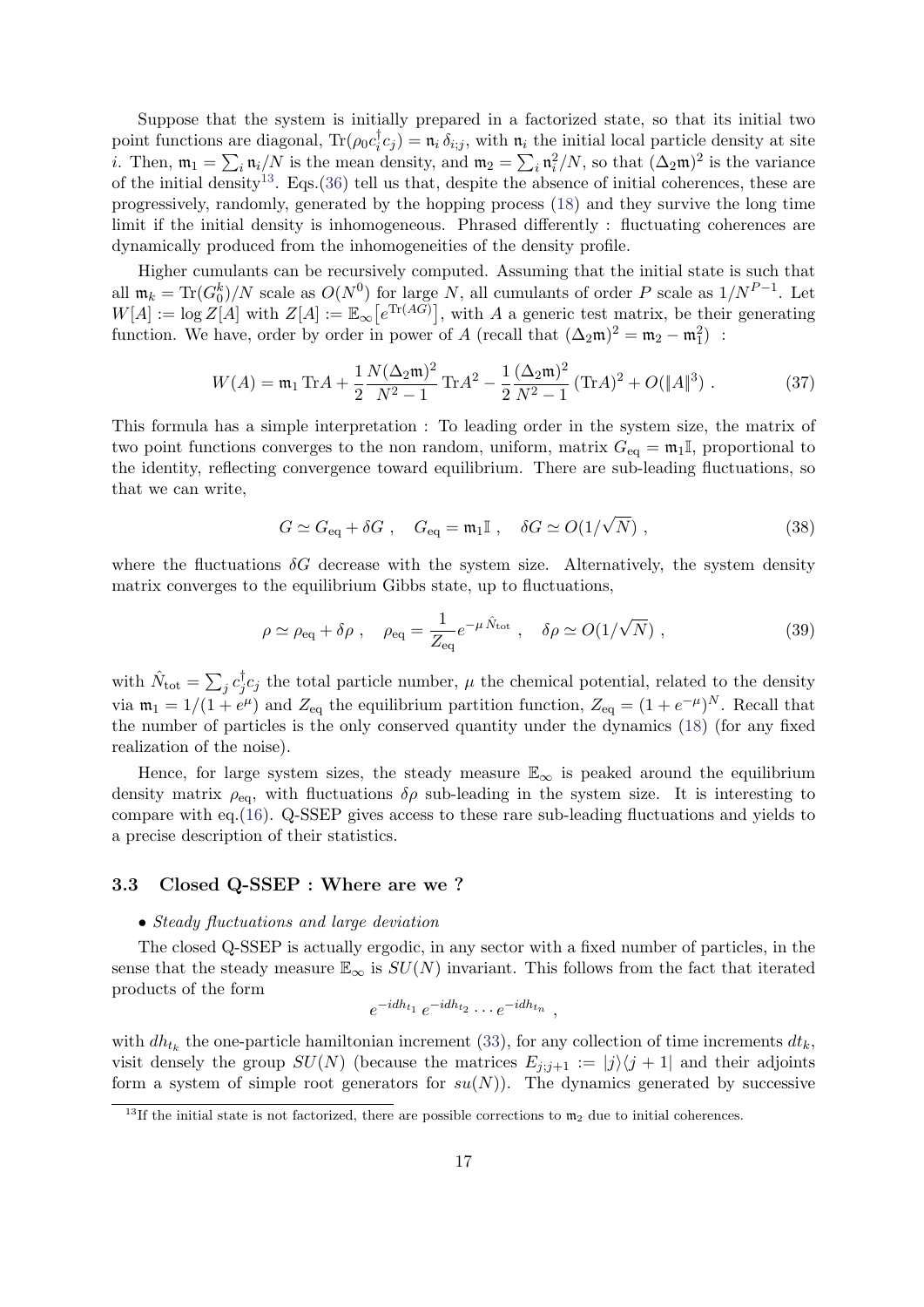Suppose that the system is initially prepared in a factorized state, so that its initial two point functions are diagonal, $\mathrm{Tr}(\rho_0 c_i^\dagger c_j) = \mathfrak{n}_i\, \delta_{i;j}$, with $\mathfrak{n}_i$ the initial local particle density at site $i$. Then, $\mathfrak{m}_1 = \sum_i \mathfrak{n}_i/N$ is the mean density, and $\mathfrak{m}_2 = \sum_i \mathfrak{n}_i^2/N$, so that $(\Delta_2\mathfrak{m})^2$ is the variance of the initial density[13]. Eqs.(36) tell us that, despite the absence of initial coherences, these are progressively, randomly, generated by the hopping process (18) and they survive the long time limit if the initial density is inhomogeneous. Phrased differently : fluctuating coherences are dynamically produced from the inhomogeneities of the density profile.

Higher cumulants can be recursively computed. Assuming that the initial state is such that all $\mathfrak{m}_k = \mathrm{Tr}(G_0^k)/N$ scale as $O(N^0)$ for large $N$, all cumulants of order $P$ scale as $1/N^{P-1}$. Let $W[A] := \log Z[A]$ with $Z[A] := \mathbb{E}_\infty\big[e^{\mathrm{Tr}(AG)}\big]$, with $A$ a generic test matrix, be their generating function. We have, order by order in power of $A$ (recall that $(\Delta_2\mathfrak{m})^2 = \mathfrak{m}_2 - \mathfrak{m}_1^2$) :

$$W(A) = \mathfrak{m}_1\, \mathrm{Tr}A + \frac{1}{2}\frac{N(\Delta_2\mathfrak{m})^2}{N^2-1}\,\mathrm{Tr}A^2 - \frac{1}{2}\frac{(\Delta_2\mathfrak{m})^2}{N^2-1}\,(\mathrm{Tr}A)^2 + O(\|A\|^3)\ . \tag{37}$$

This formula has a simple interpretation : To leading order in the system size, the matrix of two point functions converges to the non random, uniform, matrix $G_{\mathrm{eq}} = \mathfrak{m}_1\mathbb{I}$, proportional to the identity, reflecting convergence toward equilibrium. There are sub-leading fluctuations, so that we can write,

$$G \simeq G_{\mathrm{eq}} + \delta G\ ,\quad G_{\mathrm{eq}} = \mathfrak{m}_1\mathbb{I}\ ,\quad \delta G \simeq O(1/\sqrt{N})\ , \tag{38}$$

where the fluctuations $\delta G$ decrease with the system size. Alternatively, the system density matrix converges to the equilibrium Gibbs state, up to fluctuations,

$$\rho \simeq \rho_{\mathrm{eq}} + \delta\rho\ ,\quad \rho_{\mathrm{eq}} = \frac{1}{Z_{\mathrm{eq}}}e^{-\mu\,\hat{N}_{\mathrm{tot}}}\ ,\quad \delta\rho \simeq O(1/\sqrt{N})\ , \tag{39}$$

with $\hat{N}_{\mathrm{tot}} = \sum_j c_j^\dagger c_j$ the total particle number, $\mu$ the chemical potential, related to the density via $\mathfrak{m}_1 = 1/(1+e^{\mu})$ and $Z_{\mathrm{eq}}$ the equilibrium partition function, $Z_{\mathrm{eq}} = (1+e^{-\mu})^N$. Recall that the number of particles is the only conserved quantity under the dynamics (18) (for any fixed realization of the noise).

Hence, for large system sizes, the steady measure $\mathbb{E}_\infty$ is peaked around the equilibrium density matrix $\rho_{\mathrm{eq}}$, with fluctuations $\delta\rho$ sub-leading in the system size. It is interesting to compare with eq.(16). Q-SSEP gives access to these rare sub-leading fluctuations and yields to a precise description of their statistics.

### 3.3 Closed Q-SSEP : Where are we ?

• *Steady fluctuations and large deviation*

The closed Q-SSEP is actually ergodic, in any sector with a fixed number of particles, in the sense that the steady measure $\mathbb{E}_\infty$ is $SU(N)$ invariant. This follows from the fact that iterated products of the form

$$e^{-idh_{t_1}}\, e^{-idh_{t_2}} \cdots e^{-idh_{t_n}}\ ,$$

with $dh_{t_k}$ the one-particle hamiltonian increment (33), for any collection of time increments $dt_k$, visit densely the group $SU(N)$ (because the matrices $E_{j;j+1} := |j\rangle\langle j+1|$ and their adjoints form a system of simple root generators for $su(N)$). The dynamics generated by successive

[13] If the initial state is not factorized, there are possible corrections to $\mathfrak{m}_2$ due to initial coherences.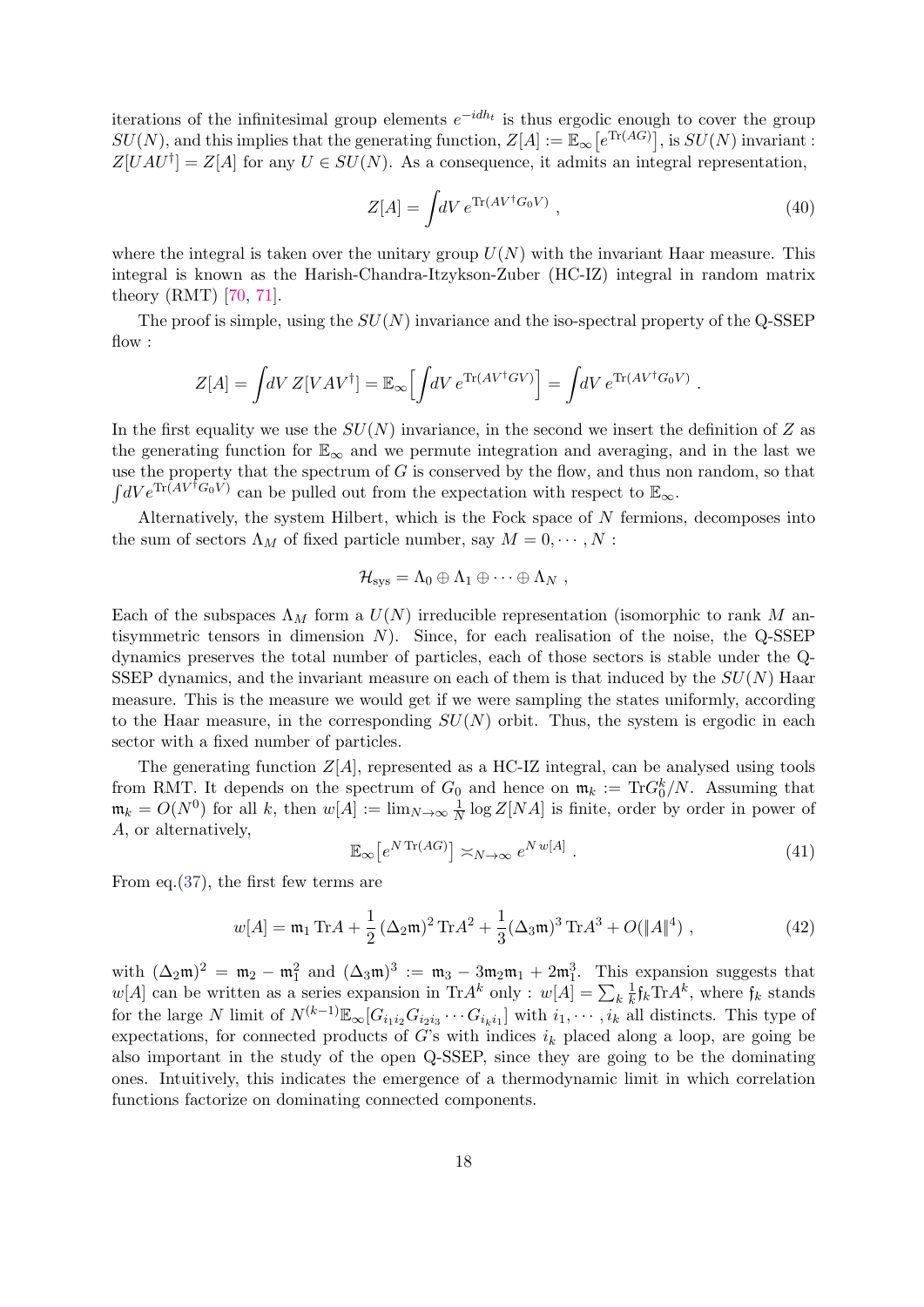iterations of the infinitesimal group elements $e^{-idh_t}$ is thus ergodic enough to cover the group $SU(N)$, and this implies that the generating function, $Z[A] := \mathbb{E}_\infty\big[e^{\mathrm{Tr}(AG)}\big]$, is $SU(N)$ invariant : $Z[UAU^\dagger] = Z[A]$ for any $U \in SU(N)$. As a consequence, it admits an integral representation,

$$
Z[A] = \int dV \, e^{\mathrm{Tr}(AV^\dagger G_0 V)} \ , \tag{40}
$$

where the integral is taken over the unitary group $U(N)$ with the invariant Haar measure. This integral is known as the Harish-Chandra-Itzykson-Zuber (HC-IZ) integral in random matrix theory (RMT) [70, 71].

The proof is simple, using the $SU(N)$ invariance and the iso-spectral property of the Q-SSEP flow :

$$
Z[A] = \int dV \, Z[VAV^\dagger] = \mathbb{E}_\infty\Big[\int dV \, e^{\mathrm{Tr}(AV^\dagger G V)}\Big] = \int dV \, e^{\mathrm{Tr}(AV^\dagger G_0 V)} \ .
$$

In the first equality we use the $SU(N)$ invariance, in the second we insert the definition of $Z$ as the generating function for $\mathbb{E}_\infty$ and we permute integration and averaging, and in the last we use the property that the spectrum of $G$ is conserved by the flow, and thus non random, so that $\int dV e^{\mathrm{Tr}(AV^\dagger G_0 V)}$ can be pulled out from the expectation with respect to $\mathbb{E}_\infty$.

Alternatively, the system Hilbert, which is the Fock space of $N$ fermions, decomposes into the sum of sectors $\Lambda_M$ of fixed particle number, say $M = 0, \cdots, N$ :

$$
\mathcal{H}_{\rm sys} = \Lambda_0 \oplus \Lambda_1 \oplus \cdots \oplus \Lambda_N \ ,
$$

Each of the subspaces $\Lambda_M$ form a $U(N)$ irreducible representation (isomorphic to rank $M$ antisymmetric tensors in dimension $N$). Since, for each realisation of the noise, the Q-SSEP dynamics preserves the total number of particles, each of those sectors is stable under the Q-SSEP dynamics, and the invariant measure on each of them is that induced by the $SU(N)$ Haar measure. This is the measure we would get if we were sampling the states uniformly, according to the Haar measure, in the corresponding $SU(N)$ orbit. Thus, the system is ergodic in each sector with a fixed number of particles.

The generating function $Z[A]$, represented as a HC-IZ integral, can be analysed using tools from RMT. It depends on the spectrum of $G_0$ and hence on $\mathfrak{m}_k := \mathrm{Tr} G_0^k/N$. Assuming that $\mathfrak{m}_k = O(N^0)$ for all $k$, then $w[A] := \lim_{N\to\infty} \frac{1}{N} \log Z[NA]$ is finite, order by order in power of $A$, or alternatively,

$$
\mathbb{E}_\infty\big[e^{N\,\mathrm{Tr}(AG)}\big] \asymp_{N\to\infty} e^{N\,w[A]} \ . \tag{41}
$$

From eq.(37), the first few terms are

$$
w[A] = \mathfrak{m}_1 \,\mathrm{Tr}A + \frac{1}{2}\,(\Delta_2\mathfrak{m})^2\,\mathrm{Tr}A^2 + \frac{1}{3}(\Delta_3\mathfrak{m})^3\,\mathrm{Tr}A^3 + O(\|A\|^4) \ , \tag{42}
$$

with $(\Delta_2\mathfrak{m})^2 = \mathfrak{m}_2 - \mathfrak{m}_1^2$ and $(\Delta_3\mathfrak{m})^3 := \mathfrak{m}_3 - 3\mathfrak{m}_2\mathfrak{m}_1 + 2\mathfrak{m}_1^3$. This expansion suggests that $w[A]$ can be written as a series expansion in $\mathrm{Tr}A^k$ only : $w[A] = \sum_k \frac{1}{k}\mathfrak{f}_k \mathrm{Tr}A^k$, where $\mathfrak{f}_k$ stands for the large $N$ limit of $N^{(k-1)}\mathbb{E}_\infty[G_{i_1i_2}G_{i_2i_3}\cdots G_{i_ki_1}]$ with $i_1, \cdots, i_k$ all distincts. This type of expectations, for connected products of $G$'s with indices $i_k$ placed along a loop, are going be also important in the study of the open Q-SSEP, since they are going to be the dominating ones. Intuitively, this indicates the emergence of a thermodynamic limit in which correlation functions factorize on dominating connected components.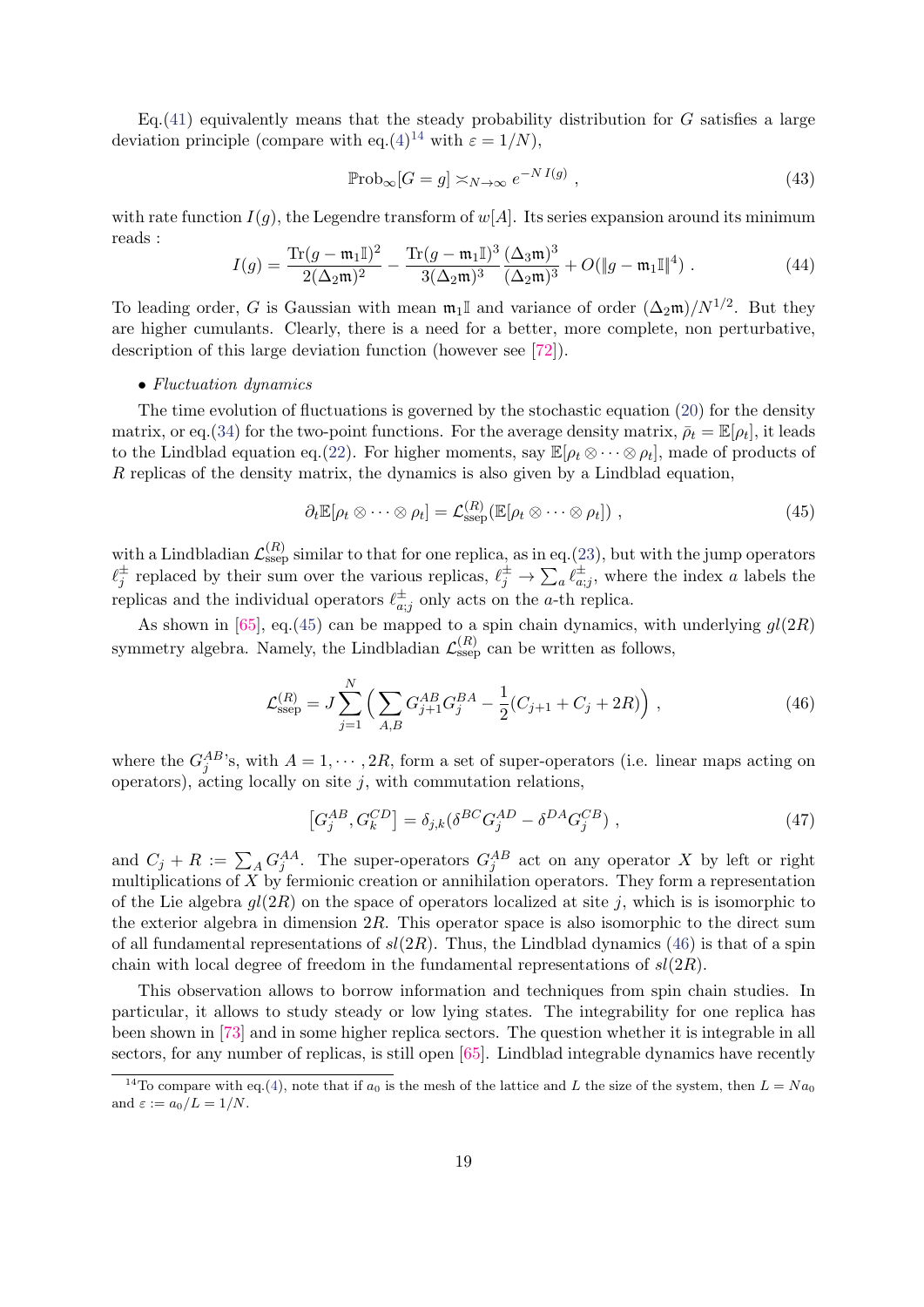Eq.(41) equivalently means that the steady probability distribution for $G$ satisfies a large deviation principle (compare with eq.(4)[14] with $\varepsilon = 1/N$),

$$\mathbb{P}\mathrm{rob}_\infty[G = g] \asymp_{N\to\infty} e^{-N\, I(g)} \ , \tag{43}$$

with rate function $I(g)$, the Legendre transform of $w[A]$. Its series expansion around its minimum reads :

$$I(g) = \frac{\mathrm{Tr}(g - \mathfrak{m}_1\mathbb{I})^2}{2(\Delta_2\mathfrak{m})^2} - \frac{\mathrm{Tr}(g - \mathfrak{m}_1\mathbb{I})^3}{3(\Delta_2\mathfrak{m})^3}\,\frac{(\Delta_3\mathfrak{m})^3}{(\Delta_2\mathfrak{m})^3} + O(\|g - \mathfrak{m}_1\mathbb{I}\|^4) \ . \tag{44}$$

To leading order, $G$ is Gaussian with mean $\mathfrak{m}_1\mathbb{I}$ and variance of order $(\Delta_2\mathfrak{m})/N^{1/2}$. But they are higher cumulants. Clearly, there is a need for a better, more complete, non perturbative, description of this large deviation function (however see [72]).

• *Fluctuation dynamics*

The time evolution of fluctuations is governed by the stochastic equation (20) for the density matrix, or eq.(34) for the two-point functions. For the average density matrix, $\bar\rho_t = \mathbb{E}[\rho_t]$, it leads to the Lindblad equation eq.(22). For higher moments, say $\mathbb{E}[\rho_t \otimes \cdots \otimes \rho_t]$, made of products of $R$ replicas of the density matrix, the dynamics is also given by a Lindblad equation,

$$\partial_t \mathbb{E}[\rho_t \otimes \cdots \otimes \rho_t] = \mathcal{L}^{(R)}_{\mathrm{ssep}}(\mathbb{E}[\rho_t \otimes \cdots \otimes \rho_t]) \ , \tag{45}$$

with a Lindbladian $\mathcal{L}^{(R)}_{\mathrm{ssep}}$ similar to that for one replica, as in eq.(23), but with the jump operators $\ell^\pm_j$ replaced by their sum over the various replicas, $\ell^\pm_j \to \sum_a \ell^\pm_{a;j}$, where the index $a$ labels the replicas and the individual operators $\ell^\pm_{a;j}$ only acts on the $a$-th replica.

As shown in [65], eq.(45) can be mapped to a spin chain dynamics, with underlying $gl(2R)$ symmetry algebra. Namely, the Lindbladian $\mathcal{L}^{(R)}_{\mathrm{ssep}}$ can be written as follows,

$$\mathcal{L}^{(R)}_{\mathrm{ssep}} = J \sum_{j=1}^{N} \Big( \sum_{A,B} G^{AB}_{j+1} G^{BA}_{j} - \frac{1}{2}(C_{j+1} + C_j + 2R) \Big) \ , \tag{46}$$

where the $G^{AB}_j$'s, with $A = 1, \cdots, 2R$, form a set of super-operators (i.e. linear maps acting on operators), acting locally on site $j$, with commutation relations,

$$\big[G^{AB}_j, G^{CD}_k\big] = \delta_{j,k}(\delta^{BC} G^{AD}_j - \delta^{DA} G^{CB}_j) \ , \tag{47}$$

and $C_j + R := \sum_A G^{AA}_j$. The super-operators $G^{AB}_j$ act on any operator $X$ by left or right multiplications of $X$ by fermionic creation or annihilation operators. They form a representation of the Lie algebra $gl(2R)$ on the space of operators localized at site $j$, which is is isomorphic to the exterior algebra in dimension $2R$. This operator space is also isomorphic to the direct sum of all fundamental representations of $sl(2R)$. Thus, the Lindblad dynamics (46) is that of a spin chain with local degree of freedom in the fundamental representations of $sl(2R)$.

This observation allows to borrow information and techniques from spin chain studies. In particular, it allows to study steady or low lying states. The integrability for one replica has been shown in [73] and in some higher replica sectors. The question whether it is integrable in all sectors, for any number of replicas, is still open [65]. Lindblad integrable dynamics have recently

---

[14] To compare with eq.(4), note that if $a_0$ is the mesh of the lattice and $L$ the size of the system, then $L = Na_0$ and $\varepsilon := a_0/L = 1/N$.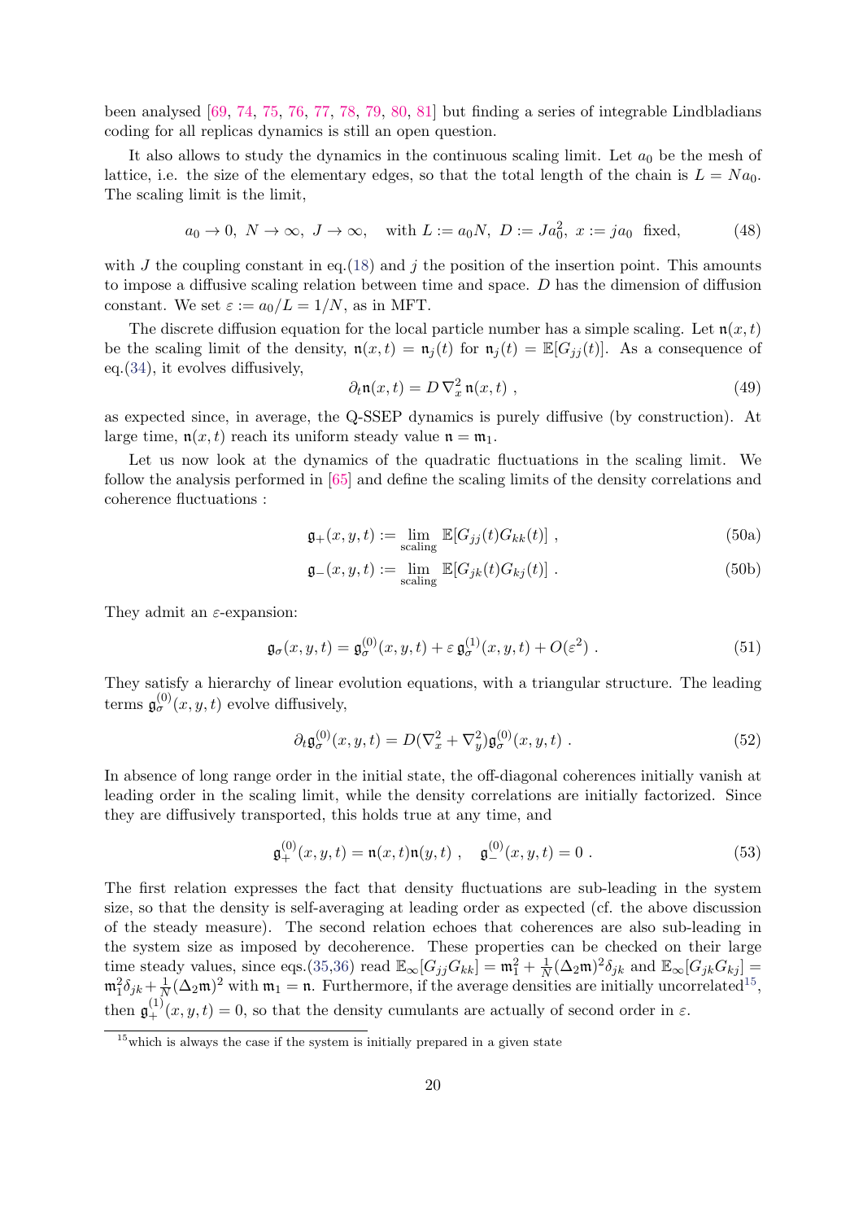been analysed [69, 74, 75, 76, 77, 78, 79, 80, 81] but finding a series of integrable Lindbladians coding for all replicas dynamics is still an open question.

It also allows to study the dynamics in the continuous scaling limit. Let $a_0$ be the mesh of lattice, i.e. the size of the elementary edges, so that the total length of the chain is $L = Na_0$. The scaling limit is the limit,

$$a_0 \to 0,\ N \to \infty,\ J \to \infty, \quad \text{with } L := a_0 N,\ D := J a_0^2,\ x := j a_0 \ \text{fixed}, \tag{48}$$

with $J$ the coupling constant in eq.(18) and $j$ the position of the insertion point. This amounts to impose a diffusive scaling relation between time and space. $D$ has the dimension of diffusion constant. We set $\varepsilon := a_0/L = 1/N$, as in MFT.

The discrete diffusion equation for the local particle number has a simple scaling. Let $\mathfrak{n}(x,t)$ be the scaling limit of the density, $\mathfrak{n}(x,t) = \mathfrak{n}_j(t)$ for $\mathfrak{n}_j(t) = \mathbb{E}[G_{jj}(t)]$. As a consequence of eq.(34), it evolves diffusively,

$$\partial_t \mathfrak{n}(x,t) = D\, \nabla_x^2\, \mathfrak{n}(x,t)\ , \tag{49}$$

as expected since, in average, the Q-SSEP dynamics is purely diffusive (by construction). At large time, $\mathfrak{n}(x,t)$ reach its uniform steady value $\mathfrak{n} = \mathfrak{m}_1$.

Let us now look at the dynamics of the quadratic fluctuations in the scaling limit. We follow the analysis performed in [65] and define the scaling limits of the density correlations and coherence fluctuations :

$$\mathfrak{g}_+(x,y,t) := \lim_{\text{scaling}} \mathbb{E}[G_{jj}(t) G_{kk}(t)]\ , \tag{50a}$$

$$\mathfrak{g}_-(x,y,t) := \lim_{\text{scaling}} \mathbb{E}[G_{jk}(t) G_{kj}(t)]\ . \tag{50b}$$

They admit an $\varepsilon$-expansion:

$$\mathfrak{g}_\sigma(x,y,t) = \mathfrak{g}_\sigma^{(0)}(x,y,t) + \varepsilon\, \mathfrak{g}_\sigma^{(1)}(x,y,t) + O(\varepsilon^2)\ . \tag{51}$$

They satisfy a hierarchy of linear evolution equations, with a triangular structure. The leading terms $\mathfrak{g}_\sigma^{(0)}(x,y,t)$ evolve diffusively,

$$\partial_t \mathfrak{g}_\sigma^{(0)}(x,y,t) = D(\nabla_x^2 + \nabla_y^2)\mathfrak{g}_\sigma^{(0)}(x,y,t)\ . \tag{52}$$

In absence of long range order in the initial state, the off-diagonal coherences initially vanish at leading order in the scaling limit, while the density correlations are initially factorized. Since they are diffusively transported, this holds true at any time, and

$$\mathfrak{g}_+^{(0)}(x,y,t) = \mathfrak{n}(x,t)\mathfrak{n}(y,t)\ , \quad \mathfrak{g}_-^{(0)}(x,y,t) = 0\ . \tag{53}$$

The first relation expresses the fact that density fluctuations are sub-leading in the system size, so that the density is self-averaging at leading order as expected (cf. the above discussion of the steady measure). The second relation echoes that coherences are also sub-leading in the system size as imposed by decoherence. These properties can be checked on their large time steady values, since eqs.(35,36) read $\mathbb{E}_\infty[G_{jj}G_{kk}] = \mathfrak{m}_1^2 + \frac{1}{N}(\Delta_2\mathfrak{m})^2\delta_{jk}$ and $\mathbb{E}_\infty[G_{jk}G_{kj}] = \mathfrak{m}_1^2\delta_{jk} + \frac{1}{N}(\Delta_2\mathfrak{m})^2$ with $\mathfrak{m}_1 = \mathfrak{n}$. Furthermore, if the average densities are initially uncorrelated[15], then $\mathfrak{g}_+^{(1)}(x,y,t) = 0$, so that the density cumulants are actually of second order in $\varepsilon$.

[15] which is always the case if the system is initially prepared in a given state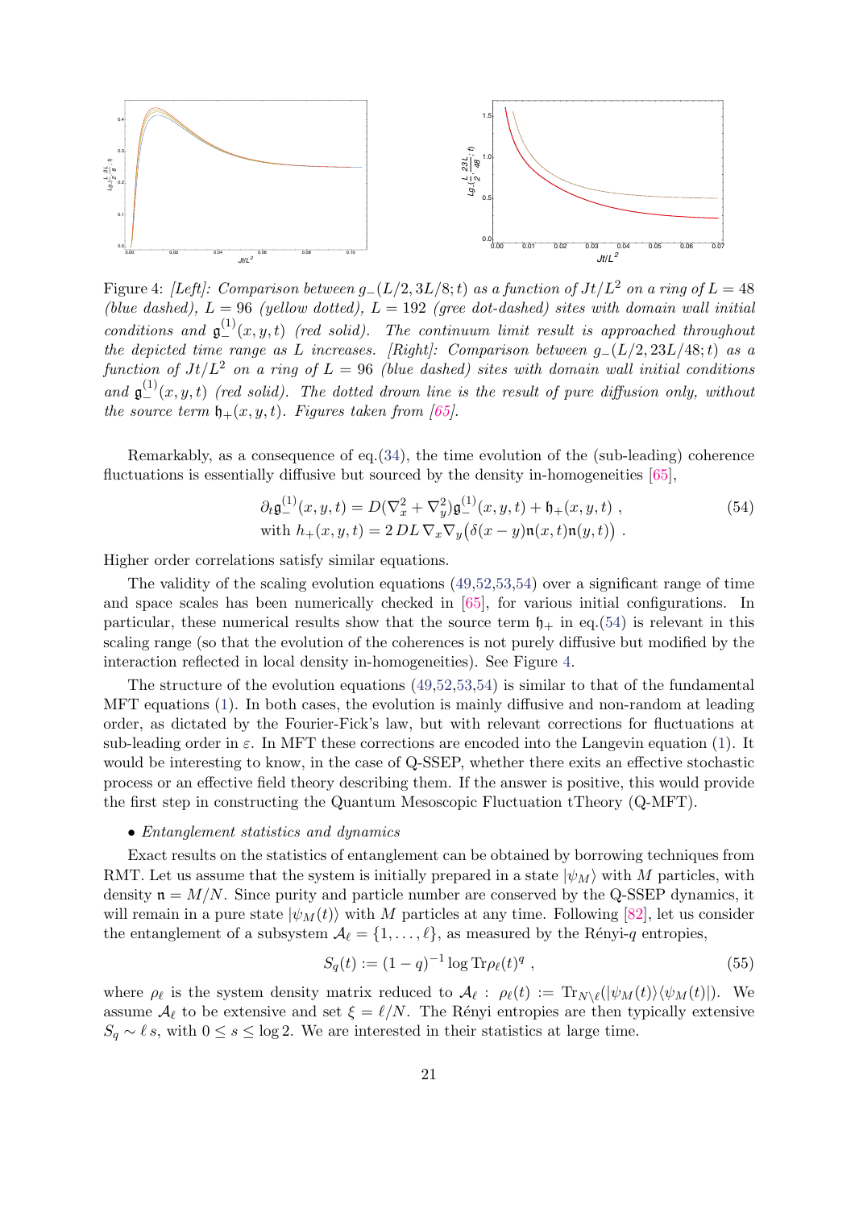Figure 4: *[Left]: Comparison between $g_-(L/2, 3L/8; t)$ as a function of $Jt/L^2$ on a ring of $L = 48$ (blue dashed), $L = 96$ (yellow dotted), $L = 192$ (gree dot-dashed) sites with domain wall initial conditions and $\mathfrak{g}_-^{(1)}(x, y, t)$ (red solid). The continuum limit result is approached throughout the depicted time range as $L$ increases. [Right]: Comparison between $g_-(L/2, 23L/48; t)$ as a function of $Jt/L^2$ on a ring of $L = 96$ (blue dashed) sites with domain wall initial conditions and $\mathfrak{g}_-^{(1)}(x, y, t)$ (red solid). The dotted drawn line is the result of pure diffusion only, without the source term $\mathfrak{h}_+(x, y, t)$. Figures taken from [65].*

Remarkably, as a consequence of eq.(34), the time evolution of the (sub-leading) coherence fluctuations is essentially diffusive but sourced by the density in-homogeneities [65],

$$
\begin{aligned}
&\partial_t \mathfrak{g}_-^{(1)}(x, y, t) = D(\nabla_x^2 + \nabla_y^2)\mathfrak{g}_-^{(1)}(x, y, t) + \mathfrak{h}_+(x, y, t) \ , \\
&\text{with } h_+(x, y, t) = 2\, DL\, \nabla_x \nabla_y \big(\delta(x - y)\mathfrak{n}(x, t)\mathfrak{n}(y, t)\big) \ .
\end{aligned}
\tag{54}
$$

Higher order correlations satisfy similar equations.

The validity of the scaling evolution equations (49,52,53,54) over a significant range of time and space scales has been numerically checked in [65], for various initial configurations. In particular, these numerical results show that the source term $\mathfrak{h}_+$ in eq.(54) is relevant in this scaling range (so that the evolution of the coherences is not purely diffusive but modified by the interaction reflected in local density in-homogeneities). See Figure 4.

The structure of the evolution equations (49,52,53,54) is similar to that of the fundamental MFT equations (1). In both cases, the evolution is mainly diffusive and non-random at leading order, as dictated by the Fourier-Fick's law, but with relevant corrections for fluctuations at sub-leading order in $\varepsilon$. In MFT these corrections are encoded into the Langevin equation (1). It would be interesting to know, in the case of Q-SSEP, whether there exits an effective stochastic process or an effective field theory describing them. If the answer is positive, this would provide the first step in constructing the Quantum Mesoscopic Fluctuation tTheory (Q-MFT).

- *Entanglement statistics and dynamics*

Exact results on the statistics of entanglement can be obtained by borrowing techniques from RMT. Let us assume that the system is initially prepared in a state $|\psi_M\rangle$ with $M$ particles, with density $\mathfrak{n} = M/N$. Since purity and particle number are conserved by the Q-SSEP dynamics, it will remain in a pure state $|\psi_M(t)\rangle$ with $M$ particles at any time. Following [82], let us consider the entanglement of a subsystem $\mathcal{A}_\ell = \{1, \ldots, \ell\}$, as measured by the Rényi-$q$ entropies,

$$
S_q(t) := (1 - q)^{-1} \log \mathrm{Tr}\rho_\ell(t)^q \ ,
\tag{55}
$$

where $\rho_\ell$ is the system density matrix reduced to $\mathcal{A}_\ell$ : $\rho_\ell(t) := \mathrm{Tr}_{N\setminus\ell}(|\psi_M(t)\rangle\langle\psi_M(t)|)$. We assume $\mathcal{A}_\ell$ to be extensive and set $\xi = \ell/N$. The Rényi entropies are then typically extensive $S_q \sim \ell\, s$, with $0 \leq s \leq \log 2$. We are interested in their statistics at large time.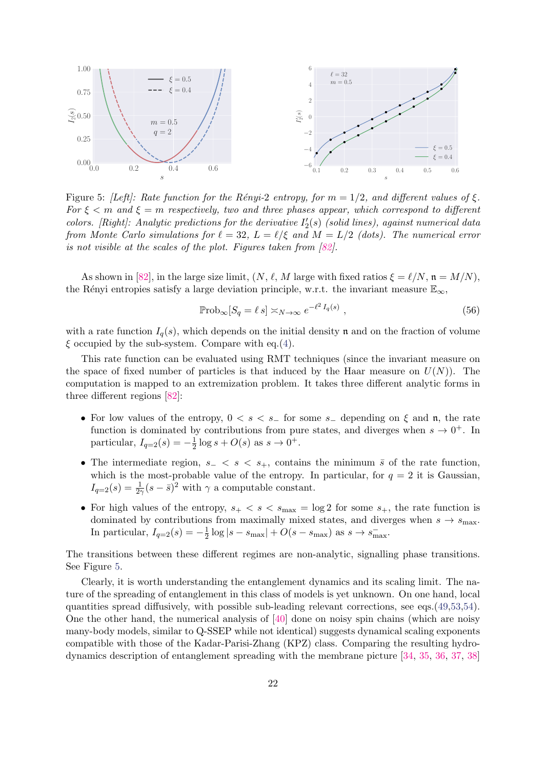Figure 5: *[Left]: Rate function for the Rényi-2 entropy, for $m = 1/2$, and different values of $\xi$. For $\xi < m$ and $\xi = m$ respectively, two and three phases appear, which correspond to different colors. [Right]: Analytic predictions for the derivative $I_2'(s)$ (solid lines), against numerical data from Monte Carlo simulations for $\ell = 32$, $L = \ell/\xi$ and $M = L/2$ (dots). The numerical error is not visible at the scales of the plot. Figures taken from [82].*

As shown in [82], in the large size limit, ($N$, $\ell$, $M$ large with fixed ratios $\xi = \ell/N$, $\mathfrak{n} = M/N$), the Rényi entropies satisfy a large deviation principle, w.r.t. the invariant measure $\mathbb{E}_\infty$,

$$\mathbb{P}\mathrm{rob}_\infty[S_q = \ell\, s] \asymp_{N\to\infty} e^{-\ell^2\, I_q(s)} \ , \tag{56}$$

with a rate function $I_q(s)$, which depends on the initial density $\mathfrak{n}$ and on the fraction of volume $\xi$ occupied by the sub-system. Compare with eq.(4).

This rate function can be evaluated using RMT techniques (since the invariant measure on the space of fixed number of particles is that induced by the Haar measure on $U(N)$). The computation is mapped to an extremization problem. It takes three different analytic forms in three different regions [82]:

- For low values of the entropy, $0 < s < s_-$ for some $s_-$ depending on $\xi$ and $\mathfrak{n}$, the rate function is dominated by contributions from pure states, and diverges when $s \to 0^+$. In particular, $I_{q=2}(s) = -\frac{1}{2}\log s + O(s)$ as $s \to 0^+$.
- The intermediate region, $s_- < s < s_+$, contains the minimum $\bar{s}$ of the rate function, which is the most-probable value of the entropy. In particular, for $q = 2$ it is Gaussian, $I_{q=2}(s) = \frac{1}{2\gamma}(s - \bar{s})^2$ with $\gamma$ a computable constant.
- For high values of the entropy, $s_+ < s < s_{\max} = \log 2$ for some $s_+$, the rate function is dominated by contributions from maximally mixed states, and diverges when $s \to s_{\max}$. In particular, $I_{q=2}(s) = -\frac{1}{2}\log|s - s_{\max}| + O(s - s_{\max})$ as $s \to s_{\max}^-$.

The transitions between these different regimes are non-analytic, signalling phase transitions. See Figure 5.

Clearly, it is worth understanding the entanglement dynamics and its scaling limit. The nature of the spreading of entanglement in this class of models is yet unknown. On one hand, local quantities spread diffusively, with possible sub-leading relevant corrections, see eqs.(49,53,54). One the other hand, the numerical analysis of [40] done on noisy spin chains (which are noisy many-body models, similar to Q-SSEP while not identical) suggests dynamical scaling exponents compatible with those of the Kadar-Parisi-Zhang (KPZ) class. Comparing the resulting hydrodynamics description of entanglement spreading with the membrane picture [34, 35, 36, 37, 38]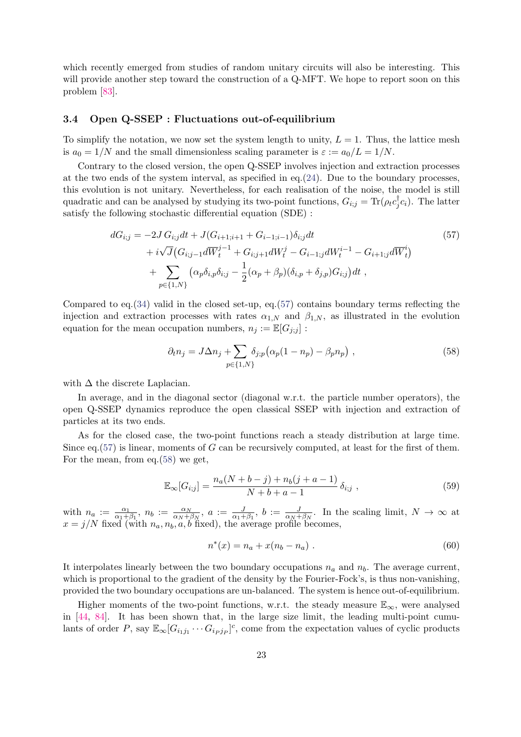which recently emerged from studies of random unitary circuits will also be interesting. This will provide another step toward the construction of a Q-MFT. We hope to report soon on this problem [83].

### 3.4 Open Q-SSEP : Fluctuations out-of-equilibrium

To simplify the notation, we now set the system length to unity, $L = 1$. Thus, the lattice mesh is $a_0 = 1/N$ and the small dimensionless scaling parameter is $\varepsilon := a_0/L = 1/N$.

Contrary to the closed version, the open Q-SSEP involves injection and extraction processes at the two ends of the system interval, as specified in eq.(24). Due to the boundary processes, this evolution is not unitary. Nevertheless, for each realisation of the noise, the model is still quadratic and can be analysed by studying its two-point functions, $G_{i;j} = \mathrm{Tr}(\rho_t c_j^\dagger c_i)$. The latter satisfy the following stochastic differential equation (SDE) :

$$
\begin{aligned}
dG_{i;j} = &-2J\, G_{i;j}dt + J(G_{i+1;i+1} + G_{i-1;i-1})\delta_{i;j}dt \\
&+ i\sqrt{J}\big(G_{i;j-1}d\overline{W}_t^{j-1} + G_{i;j+1}dW_t^{j} - G_{i-1;j}dW_t^{i-1} - G_{i+1;j}d\overline{W}_t^{i}\big) \\
&+ \sum_{p\in\{1,N\}} \big(\alpha_p\delta_{i,p}\delta_{i;j} - \frac{1}{2}(\alpha_p+\beta_p)(\delta_{i,p}+\delta_{j,p})G_{i;j}\big)dt\ ,
\end{aligned}
\tag{57}
$$

Compared to eq.(34) valid in the closed set-up, eq.(57) contains boundary terms reflecting the injection and extraction processes with rates $\alpha_{1,N}$ and $\beta_{1,N}$, as illustrated in the evolution equation for the mean occupation numbers, $n_j := \mathbb{E}[G_{j;j}]$ :

$$
\partial_t n_j = J\Delta n_j + \sum_{p\in\{1,N\}} \delta_{j;p}\big(\alpha_p(1-n_p) - \beta_p n_p\big)\ , \tag{58}
$$

with $\Delta$ the discrete Laplacian.

In average, and in the diagonal sector (diagonal w.r.t. the particle number operators), the open Q-SSEP dynamics reproduce the open classical SSEP with injection and extraction of particles at its two ends.

As for the closed case, the two-point functions reach a steady distribution at large time. Since eq.(57) is linear, moments of $G$ can be recursively computed, at least for the first of them. For the mean, from eq.(58) we get,

$$
\mathbb{E}_\infty[G_{i;j}] = \frac{n_a(N+b-j) + n_b(j+a-1)}{N+b+a-1}\,\delta_{i;j}\ , \tag{59}
$$

with $n_a := \frac{\alpha_1}{\alpha_1+\beta_1}$, $n_b := \frac{\alpha_N}{\alpha_N+\beta_N}$, $a := \frac{J}{\alpha_1+\beta_1}$, $b := \frac{J}{\alpha_N+\beta_N}$. In the scaling limit, $N\to\infty$ at $x = j/N$ fixed (with $n_a, n_b, a, b$ fixed), the average profile becomes,

$$
n^*(x) = n_a + x(n_b - n_a)\ . \tag{60}
$$

It interpolates linearly between the two boundary occupations $n_a$ and $n_b$. The average current, which is proportional to the gradient of the density by the Fourier-Fock's, is thus non-vanishing, provided the two boundary occupations are un-balanced. The system is hence out-of-equilibrium.

Higher moments of the two-point functions, w.r.t. the steady measure $\mathbb{E}_\infty$, were analysed in [44, 84]. It has been shown that, in the large size limit, the leading multi-point cumulants of order $P$, say $\mathbb{E}_\infty[G_{i_1j_1}\cdots G_{i_Pj_P}]^c$, come from the expectation values of cyclic products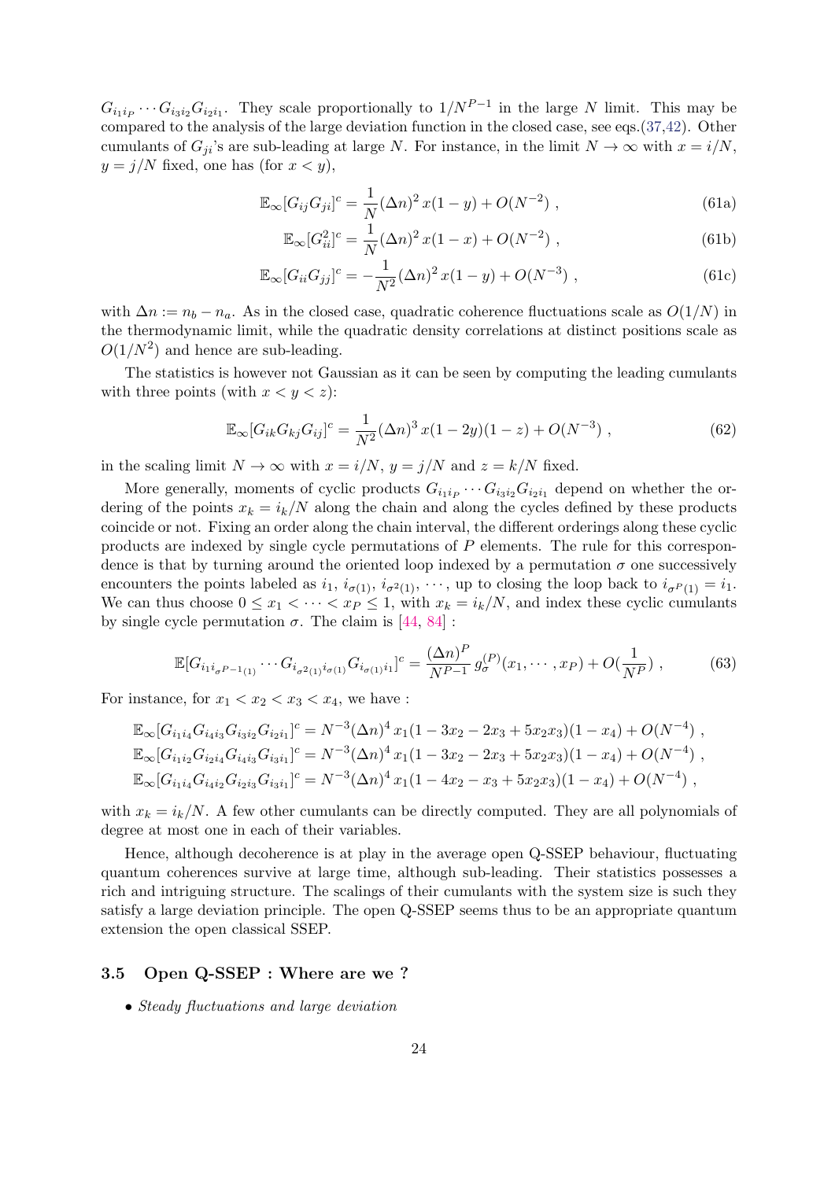$G_{i_1 i_P} \cdots G_{i_3 i_2} G_{i_2 i_1}$. They scale proportionally to $1/N^{P-1}$ in the large $N$ limit. This may be compared to the analysis of the large deviation function in the closed case, see eqs.(37,42). Other cumulants of $G_{ji}$'s are sub-leading at large $N$. For instance, in the limit $N \to \infty$ with $x = i/N$, $y = j/N$ fixed, one has (for $x < y$),

$$\mathbb{E}_\infty[G_{ij} G_{ji}]^c = \frac{1}{N} (\Delta n)^2 \, x(1-y) + O(N^{-2}) \, , \tag{61a}$$

$$\mathbb{E}_\infty[G_{ii}^2]^c = \frac{1}{N} (\Delta n)^2 \, x(1-x) + O(N^{-2}) \, , \tag{61b}$$

$$\mathbb{E}_\infty[G_{ii} G_{jj}]^c = -\frac{1}{N^2} (\Delta n)^2 \, x(1-y) + O(N^{-3}) \, , \tag{61c}$$

with $\Delta n := n_b - n_a$. As in the closed case, quadratic coherence fluctuations scale as $O(1/N)$ in the thermodynamic limit, while the quadratic density correlations at distinct positions scale as $O(1/N^2)$ and hence are sub-leading.

The statistics is however not Gaussian as it can be seen by computing the leading cumulants with three points (with $x < y < z$):

$$\mathbb{E}_\infty[G_{ik} G_{kj} G_{ij}]^c = \frac{1}{N^2} (\Delta n)^3 \, x(1-2y)(1-z) + O(N^{-3}) \, , \tag{62}$$

in the scaling limit $N \to \infty$ with $x = i/N$, $y = j/N$ and $z = k/N$ fixed.

More generally, moments of cyclic products $G_{i_1 i_P} \cdots G_{i_3 i_2} G_{i_2 i_1}$ depend on whether the ordering of the points $x_k = i_k/N$ along the chain and along the cycles defined by these products coincide or not. Fixing an order along the chain interval, the different orderings along these cyclic products are indexed by single cycle permutations of $P$ elements. The rule for this correspondence is that by turning around the oriented loop indexed by a permutation $\sigma$ one successively encounters the points labeled as $i_1$, $i_{\sigma(1)}$, $i_{\sigma^2(1)}$, $\cdots$, up to closing the loop back to $i_{\sigma^P(1)} = i_1$. We can thus choose $0 \leq x_1 < \cdots < x_P \leq 1$, with $x_k = i_k/N$, and index these cyclic cumulants by single cycle permutation $\sigma$. The claim is [44, 84] :

$$\mathbb{E}[G_{i_1 i_{\sigma^{P-1}(1)}} \cdots G_{i_{\sigma^2(1)} i_{\sigma(1)}} G_{i_{\sigma(1)} i_1}]^c = \frac{(\Delta n)^P}{N^{P-1}} \, g_\sigma^{(P)}(x_1, \cdots, x_P) + O(\frac{1}{N^P}) \, , \tag{63}$$

For instance, for $x_1 < x_2 < x_3 < x_4$, we have :

$$\mathbb{E}_\infty[G_{i_1 i_4} G_{i_4 i_3} G_{i_3 i_2} G_{i_2 i_1}]^c = N^{-3} (\Delta n)^4 \, x_1(1 - 3x_2 - 2x_3 + 5x_2 x_3)(1 - x_4) + O(N^{-4}) \, ,$$
$$\mathbb{E}_\infty[G_{i_1 i_2} G_{i_2 i_4} G_{i_4 i_3} G_{i_3 i_1}]^c = N^{-3} (\Delta n)^4 \, x_1(1 - 3x_2 - 2x_3 + 5x_2 x_3)(1 - x_4) + O(N^{-4}) \, ,$$
$$\mathbb{E}_\infty[G_{i_1 i_4} G_{i_4 i_2} G_{i_2 i_3} G_{i_3 i_1}]^c = N^{-3} (\Delta n)^4 \, x_1(1 - 4x_2 - x_3 + 5x_2 x_3)(1 - x_4) + O(N^{-4}) \, ,$$

with $x_k = i_k/N$. A few other cumulants can be directly computed. They are all polynomials of degree at most one in each of their variables.

Hence, although decoherence is at play in the average open Q-SSEP behaviour, fluctuating quantum coherences survive at large time, although sub-leading. Their statistics possesses a rich and intriguing structure. The scalings of their cumulants with the system size is such they satisfy a large deviation principle. The open Q-SSEP seems thus to be an appropriate quantum extension the open classical SSEP.

### 3.5 Open Q-SSEP : Where are we ?

- *Steady fluctuations and large deviation*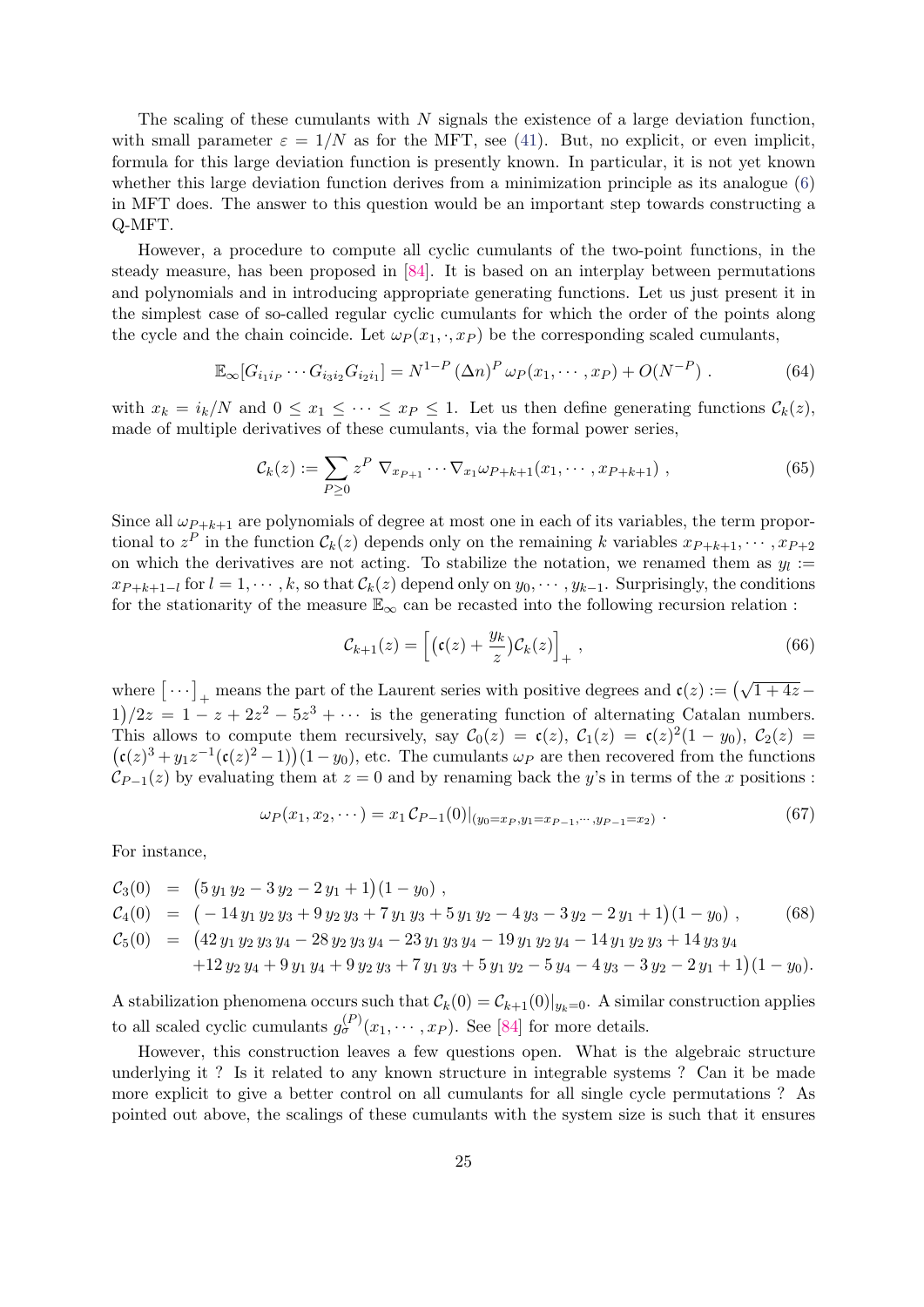The scaling of these cumulants with $N$ signals the existence of a large deviation function, with small parameter $\varepsilon = 1/N$ as for the MFT, see (41). But, no explicit, or even implicit, formula for this large deviation function is presently known. In particular, it is not yet known whether this large deviation function derives from a minimization principle as its analogue (6) in MFT does. The answer to this question would be an important step towards constructing a Q-MFT.

However, a procedure to compute all cyclic cumulants of the two-point functions, in the steady measure, has been proposed in [84]. It is based on an interplay between permutations and polynomials and in introducing appropriate generating functions. Let us just present it in the simplest case of so-called regular cyclic cumulants for which the order of the points along the cycle and the chain coincide. Let $\omega_P(x_1, \cdot, x_P)$ be the corresponding scaled cumulants,

$$\mathbb{E}_\infty[G_{i_1 i_P} \cdots G_{i_3 i_2} G_{i_2 i_1}] = N^{1-P}\, (\Delta n)^P\, \omega_P(x_1, \cdots, x_P) + O(N^{-P}) \,. \tag{64}$$

with $x_k = i_k/N$ and $0 \leq x_1 \leq \cdots \leq x_P \leq 1$. Let us then define generating functions $\mathcal{C}_k(z)$, made of multiple derivatives of these cumulants, via the formal power series,

$$\mathcal{C}_k(z) := \sum_{P \geq 0} z^P\, \nabla_{x_{P+1}} \cdots \nabla_{x_1} \omega_{P+k+1}(x_1, \cdots, x_{P+k+1}) \,, \tag{65}$$

Since all $\omega_{P+k+1}$ are polynomials of degree at most one in each of its variables, the term proportional to $z^P$ in the function $\mathcal{C}_k(z)$ depends only on the remaining $k$ variables $x_{P+k+1}, \cdots, x_{P+2}$ on which the derivatives are not acting. To stabilize the notation, we renamed them as $y_l := x_{P+k+1-l}$ for $l = 1, \cdots, k$, so that $\mathcal{C}_k(z)$ depend only on $y_0, \cdots, y_{k-1}$. Surprisingly, the conditions for the stationarity of the measure $\mathbb{E}_\infty$ can be recasted into the following recursion relation :

$$\mathcal{C}_{k+1}(z) = \Big[ \big(\mathfrak{c}(z) + \frac{y_k}{z}\big) \mathcal{C}_k(z) \Big]_+ \,, \tag{66}$$

where $\big[\cdots\big]_+$ means the part of the Laurent series with positive degrees and $\mathfrak{c}(z) := \big(\sqrt{1+4z} - 1\big)/2z = 1 - z + 2z^2 - 5z^3 + \cdots$ is the generating function of alternating Catalan numbers. This allows to compute them recursively, say $\mathcal{C}_0(z) = \mathfrak{c}(z)$, $\mathcal{C}_1(z) = \mathfrak{c}(z)^2(1 - y_0)$, $\mathcal{C}_2(z) = \big(\mathfrak{c}(z)^3 + y_1 z^{-1}(\mathfrak{c}(z)^2 - 1)\big)(1 - y_0)$, etc. The cumulants $\omega_P$ are then recovered from the functions $\mathcal{C}_{P-1}(z)$ by evaluating them at $z = 0$ and by renaming back the $y$'s in terms of the $x$ positions :

$$\omega_P(x_1, x_2, \cdots) = x_1\, \mathcal{C}_{P-1}(0)|_{(y_0 = x_P, y_1 = x_{P-1}, \cdots, y_{P-1} = x_2)} \,. \tag{67}$$

For instance,

$$\begin{aligned}
\mathcal{C}_3(0) &= \big(5\, y_1\, y_2 - 3\, y_2 - 2\, y_1 + 1\big)(1 - y_0) \,, \\
\mathcal{C}_4(0) &= \big(-14\, y_1\, y_2\, y_3 + 9\, y_2\, y_3 + 7\, y_1\, y_3 + 5\, y_1\, y_2 - 4\, y_3 - 3\, y_2 - 2\, y_1 + 1\big)(1 - y_0) \,, \\
\mathcal{C}_5(0) &= \big(42\, y_1\, y_2\, y_3\, y_4 - 28\, y_2\, y_3\, y_4 - 23\, y_1\, y_3\, y_4 - 19\, y_1\, y_2\, y_4 - 14\, y_1\, y_2\, y_3 + 14\, y_3\, y_4 \\
&\quad + 12\, y_2\, y_4 + 9\, y_1\, y_4 + 9\, y_2\, y_3 + 7\, y_1\, y_3 + 5\, y_1\, y_2 - 5\, y_4 - 4\, y_3 - 3\, y_2 - 2\, y_1 + 1\big)(1 - y_0).
\end{aligned} \tag{68}$$

A stabilization phenomena occurs such that $\mathcal{C}_k(0) = \mathcal{C}_{k+1}(0)|_{y_k = 0}$. A similar construction applies to all scaled cyclic cumulants $g_\sigma^{(P)}(x_1, \cdots, x_P)$. See [84] for more details.

However, this construction leaves a few questions open. What is the algebraic structure underlying it ? Is it related to any known structure in integrable systems ? Can it be made more explicit to give a better control on all cumulants for all single cycle permutations ? As pointed out above, the scalings of these cumulants with the system size is such that it ensures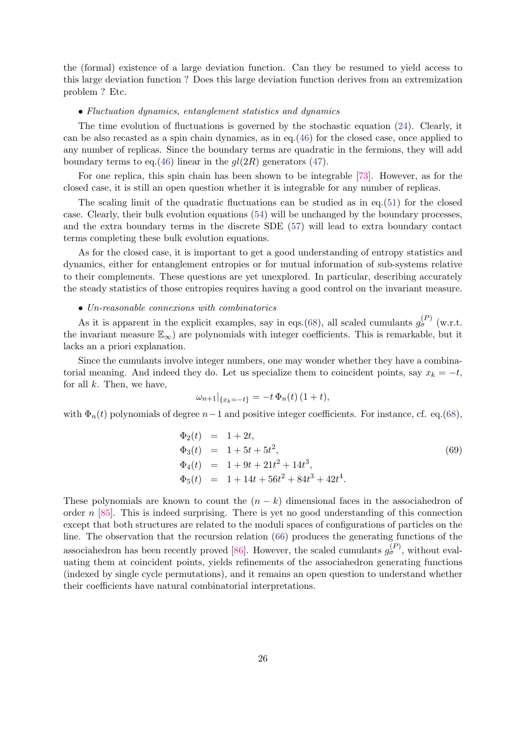the (formal) existence of a large deviation function. Can they be resumed to yield access to this large deviation function ? Does this large deviation function derives from an extremization problem ? Etc.

- *Fluctuation dynamics, entanglement statistics and dynamics*

The time evolution of fluctuations is governed by the stochastic equation (24). Clearly, it can be also recasted as a spin chain dynamics, as in eq.(46) for the closed case, once applied to any number of replicas. Since the boundary terms are quadratic in the fermions, they will add boundary terms to eq.(46) linear in the $gl(2R)$ generators (47).

For one replica, this spin chain has been shown to be integrable [73]. However, as for the closed case, it is still an open question whether it is integrable for any number of replicas.

The scaling limit of the quadratic fluctuations can be studied as in eq.(51) for the closed case. Clearly, their bulk evolution equations (54) will be unchanged by the boundary processes, and the extra boundary terms in the discrete SDE (57) will lead to extra boundary contact terms completing these bulk evolution equations.

As for the closed case, it is important to get a good understanding of entropy statistics and dynamics, either for entanglement entropies or for mutual information of sub-systems relative to their complements. These questions are yet unexplored. In particular, describing accurately the steady statistics of those entropies requires having a good control on the invariant measure.

- *Un-reasonable connexions with combinatorics*

As it is apparent in the explicit examples, say in eqs.(68), all scaled cumulants $g_\sigma^{(P)}$ (w.r.t. the invariant measure $\mathbb{E}_\infty$) are polynomials with integer coefficients. This is remarkable, but it lacks an a priori explanation.

Since the cumulants involve integer numbers, one may wonder whether they have a combinatorial meaning. And indeed they do. Let us specialize them to coincident points, say $x_k = -t$, for all $k$. Then, we have,

$$\omega_{n+1}|_{\{x_k=-t\}} = -t\,\Phi_n(t)\,(1+t),$$

with $\Phi_n(t)$ polynomials of degree $n-1$ and positive integer coefficients. For instance, cf. eq.(68),

$$\begin{aligned}
\Phi_2(t) &= 1+2t, \\
\Phi_3(t) &= 1+5t+5t^2, \\
\Phi_4(t) &= 1+9t+21t^2+14t^3, \\
\Phi_5(t) &= 1+14t+56t^2+84t^3+42t^4.
\end{aligned} \tag{69}$$

These polynomials are known to count the $(n-k)$ dimensional faces in the associahedron of order $n$ [85]. This is indeed surprising. There is yet no good understanding of this connection except that both structures are related to the moduli spaces of configurations of particles on the line. The observation that the recursion relation (66) produces the generating functions of the associahedron has been recently proved [86]. However, the scaled cumulants $g_\sigma^{(P)}$, without evaluating them at coincident points, yields refinements of the associahedron generating functions (indexed by single cycle permutations), and it remains an open question to understand whether their coefficients have natural combinatorial interpretations.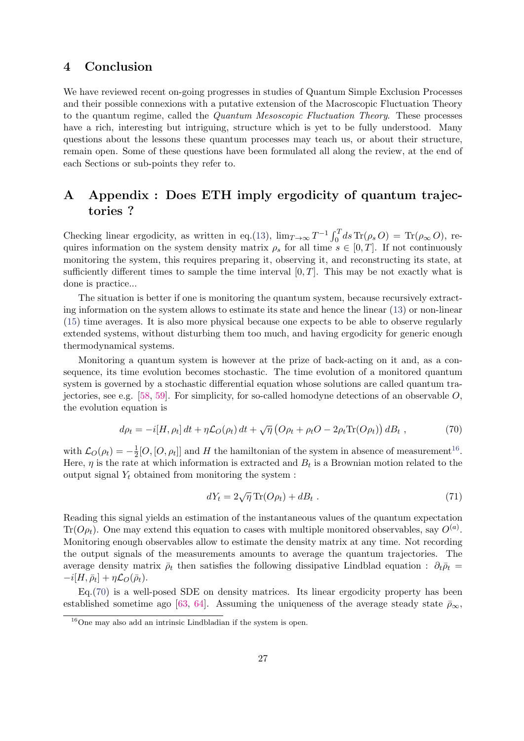## 4 Conclusion

We have reviewed recent on-going progresses in studies of Quantum Simple Exclusion Processes and their possible connexions with a putative extension of the Macroscopic Fluctuation Theory to the quantum regime, called the *Quantum Mesoscopic Fluctuation Theory*. These processes have a rich, interesting but intriguing, structure which is yet to be fully understood. Many questions about the lessons these quantum processes may teach us, or about their structure, remain open. Some of these questions have been formulated all along the review, at the end of each Sections or sub-points they refer to.

## A Appendix : Does ETH imply ergodicity of quantum trajectories ?

Checking linear ergodicity, as written in eq.(13), $\lim_{T\to\infty} T^{-1}\int_0^T ds\, \mathrm{Tr}(\rho_s\, O) = \mathrm{Tr}(\rho_\infty\, O)$, requires information on the system density matrix $\rho_s$ for all time $s \in [0,T]$. If not continuously monitoring the system, this requires preparing it, observing it, and reconstructing its state, at sufficiently different times to sample the time interval $[0,T]$. This may be not exactly what is done is practice...

The situation is better if one is monitoring the quantum system, because recursively extracting information on the system allows to estimate its state and hence the linear (13) or non-linear (15) time averages. It is also more physical because one expects to be able to observe regularly extended systems, without disturbing them too much, and having ergodicity for generic enough thermodynamical systems.

Monitoring a quantum system is however at the prize of back-acting on it and, as a consequence, its time evolution becomes stochastic. The time evolution of a monitored quantum system is governed by a stochastic differential equation whose solutions are called quantum trajectories, see e.g. [58, 59]. For simplicity, for so-called homodyne detections of an observable $O$, the evolution equation is

$$d\rho_t = -i[H,\rho_t]\, dt + \eta \mathcal{L}_O(\rho_t)\, dt + \sqrt{\eta}\left(O\rho_t + \rho_t O - 2\rho_t \mathrm{Tr}(O\rho_t)\right) dB_t\ , \tag{70}$$

with $\mathcal{L}_O(\rho_t) = -\frac{1}{2}[O,[O,\rho_t]]$ and $H$ the hamiltonian of the system in absence of measurement[16]. Here, $\eta$ is the rate at which information is extracted and $B_t$ is a Brownian motion related to the output signal $Y_t$ obtained from monitoring the system :

$$dY_t = 2\sqrt{\eta}\, \mathrm{Tr}(O\rho_t) + dB_t\ . \tag{71}$$

Reading this signal yields an estimation of the instantaneous values of the quantum expectation $\mathrm{Tr}(O\rho_t)$. One may extend this equation to cases with multiple monitored observables, say $O^{(a)}$. Monitoring enough observables allow to estimate the density matrix at any time. Not recording the output signals of the measurements amounts to average the quantum trajectories. The average density matrix $\bar\rho_t$ then satisfies the following dissipative Lindblad equation : $\partial_t \bar\rho_t = -i[H,\bar\rho_t] + \eta\mathcal{L}_O(\bar\rho_t)$.

Eq.(70) is a well-posed SDE on density matrices. Its linear ergodicity property has been established sometime ago [63, 64]. Assuming the uniqueness of the average steady state $\bar\rho_\infty$,

[16] One may also add an intrinsic Lindbladian if the system is open.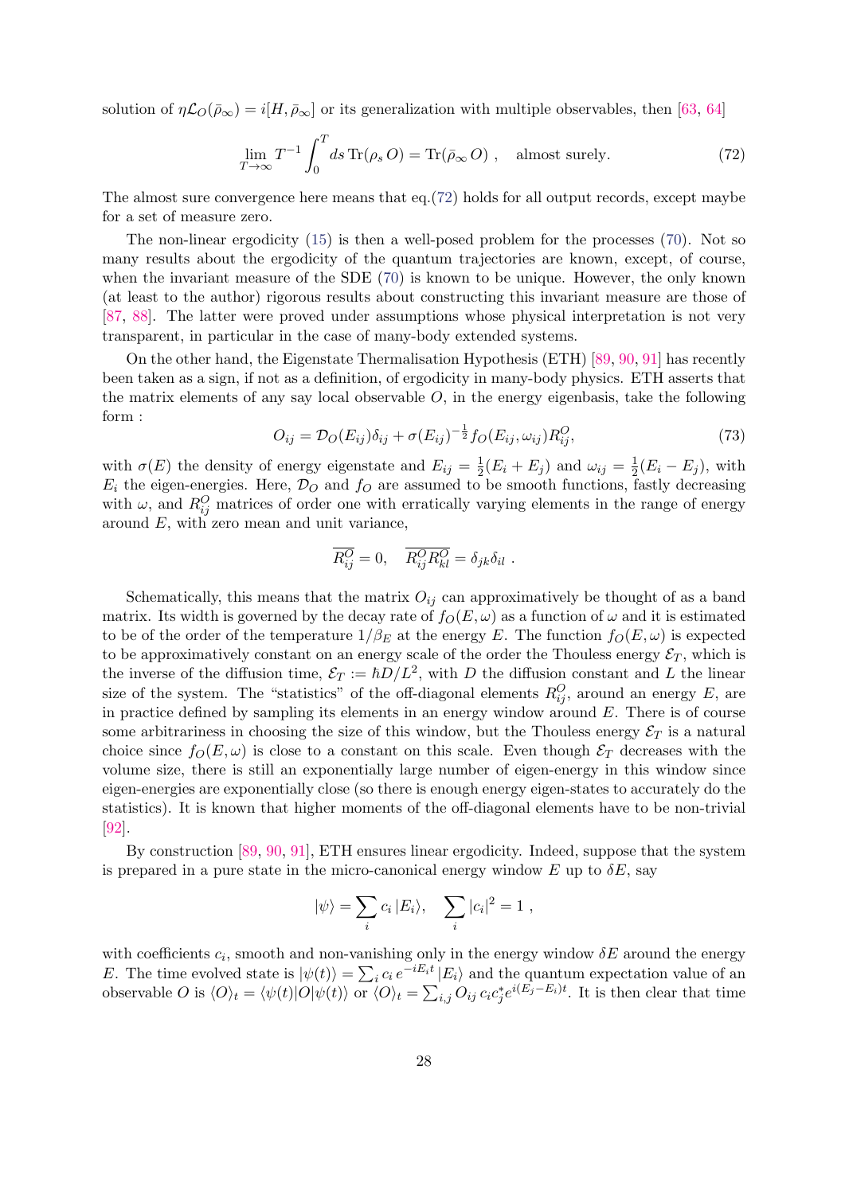solution of $\eta \mathcal{L}_O(\bar\rho_\infty) = i[H, \bar\rho_\infty]$ or its generalization with multiple observables, then [63, 64]

$$\lim_{T\to\infty} T^{-1} \int_0^T ds\, \mathrm{Tr}(\rho_s\, O) = \mathrm{Tr}(\bar\rho_\infty\, O)\ , \quad \text{almost surely.} \tag{72}$$

The almost sure convergence here means that eq.(72) holds for all output records, except maybe for a set of measure zero.

The non-linear ergodicity (15) is then a well-posed problem for the processes (70). Not so many results about the ergodicity of the quantum trajectories are known, except, of course, when the invariant measure of the SDE (70) is known to be unique. However, the only known (at least to the author) rigorous results about constructing this invariant measure are those of [87, 88]. The latter were proved under assumptions whose physical interpretation is not very transparent, in particular in the case of many-body extended systems.

On the other hand, the Eigenstate Thermalisation Hypothesis (ETH) [89, 90, 91] has recently been taken as a sign, if not as a definition, of ergodicity in many-body physics. ETH asserts that the matrix elements of any say local observable $O$, in the energy eigenbasis, take the following form :

$$O_{ij} = \mathcal{D}_O(E_{ij})\delta_{ij} + \sigma(E_{ij})^{-\frac{1}{2}} f_O(E_{ij}, \omega_{ij}) R^O_{ij}, \tag{73}$$

with $\sigma(E)$ the density of energy eigenstate and $E_{ij} = \frac{1}{2}(E_i + E_j)$ and $\omega_{ij} = \frac{1}{2}(E_i - E_j)$, with $E_i$ the eigen-energies. Here, $\mathcal{D}_O$ and $f_O$ are assumed to be smooth functions, fastly decreasing with $\omega$, and $R^O_{ij}$ matrices of order one with erratically varying elements in the range of energy around $E$, with zero mean and unit variance,

$$\overline{R^O_{ij}} = 0, \quad \overline{R^O_{ij} R^O_{kl}} = \delta_{jk}\delta_{il}\ .$$

Schematically, this means that the matrix $O_{ij}$ can approximatively be thought of as a band matrix. Its width is governed by the decay rate of $f_O(E, \omega)$ as a function of $\omega$ and it is estimated to be of the order of the temperature $1/\beta_E$ at the energy $E$. The function $f_O(E, \omega)$ is expected to be approximatively constant on an energy scale of the order the Thouless energy $\mathcal{E}_T$, which is the inverse of the diffusion time, $\mathcal{E}_T := \hbar D/L^2$, with $D$ the diffusion constant and $L$ the linear size of the system. The "statistics" of the off-diagonal elements $R^O_{ij}$, around an energy $E$, are in practice defined by sampling its elements in an energy window around $E$. There is of course some arbitrariness in choosing the size of this window, but the Thouless energy $\mathcal{E}_T$ is a natural choice since $f_O(E, \omega)$ is close to a constant on this scale. Even though $\mathcal{E}_T$ decreases with the volume size, there is still an exponentially large number of eigen-energy in this window since eigen-energies are exponentially close (so there is enough energy eigen-states to accurately do the statistics). It is known that higher moments of the off-diagonal elements have to be non-trivial [92].

By construction [89, 90, 91], ETH ensures linear ergodicity. Indeed, suppose that the system is prepared in a pure state in the micro-canonical energy window $E$ up to $\delta E$, say

$$|\psi\rangle = \sum_i c_i\, |E_i\rangle, \quad \sum_i |c_i|^2 = 1\ ,$$

with coefficients $c_i$, smooth and non-vanishing only in the energy window $\delta E$ around the energy $E$. The time evolved state is $|\psi(t)\rangle = \sum_i c_i\, e^{-iE_i t}\, |E_i\rangle$ and the quantum expectation value of an observable $O$ is $\langle O\rangle_t = \langle\psi(t)|O|\psi(t)\rangle$ or $\langle O\rangle_t = \sum_{i,j} O_{ij}\, c_i c_j^* e^{i(E_j - E_i)t}$. It is then clear that time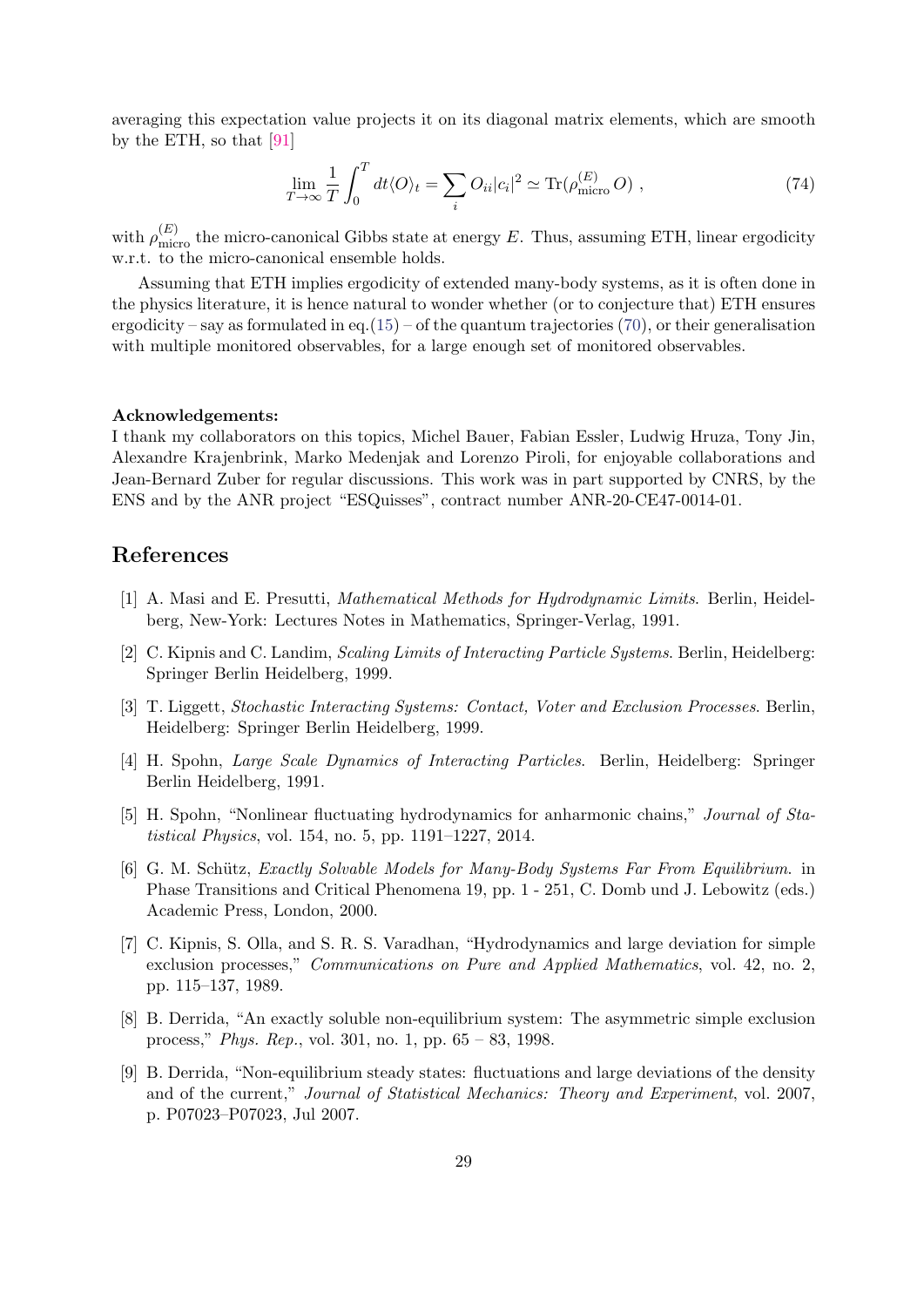averaging this expectation value projects it on its diagonal matrix elements, which are smooth by the ETH, so that [91]

$$\lim_{T\to\infty} \frac{1}{T}\int_0^T dt \langle O\rangle_t = \sum_i O_{ii}|c_i|^2 \simeq \mathrm{Tr}(\rho^{(E)}_{\mathrm{micro}}\, O) \ , \tag{74}$$

with $\rho^{(E)}_{\mathrm{micro}}$ the micro-canonical Gibbs state at energy $E$. Thus, assuming ETH, linear ergodicity w.r.t. to the micro-canonical ensemble holds.

Assuming that ETH implies ergodicity of extended many-body systems, as it is often done in the physics literature, it is hence natural to wonder whether (or to conjecture that) ETH ensures ergodicity – say as formulated in eq.(15) – of the quantum trajectories (70), or their generalisation with multiple monitored observables, for a large enough set of monitored observables.

**Acknowledgements:**
I thank my collaborators on this topics, Michel Bauer, Fabian Essler, Ludwig Hruza, Tony Jin, Alexandre Krajenbrink, Marko Medenjak and Lorenzo Piroli, for enjoyable collaborations and Jean-Bernard Zuber for regular discussions. This work was in part supported by CNRS, by the ENS and by the ANR project "ESQuisses", contract number ANR-20-CE47-0014-01.

# References

[1] A. Masi and E. Presutti, *Mathematical Methods for Hydrodynamic Limits*. Berlin, Heidelberg, New-York: Lectures Notes in Mathematics, Springer-Verlag, 1991.

[2] C. Kipnis and C. Landim, *Scaling Limits of Interacting Particle Systems*. Berlin, Heidelberg: Springer Berlin Heidelberg, 1999.

[3] T. Liggett, *Stochastic Interacting Systems: Contact, Voter and Exclusion Processes*. Berlin, Heidelberg: Springer Berlin Heidelberg, 1999.

[4] H. Spohn, *Large Scale Dynamics of Interacting Particles*. Berlin, Heidelberg: Springer Berlin Heidelberg, 1991.

[5] H. Spohn, "Nonlinear fluctuating hydrodynamics for anharmonic chains," *Journal of Statistical Physics*, vol. 154, no. 5, pp. 1191–1227, 2014.

[6] G. M. Schütz, *Exactly Solvable Models for Many-Body Systems Far From Equilibrium.* in Phase Transitions and Critical Phenomena 19, pp. 1 - 251, C. Domb und J. Lebowitz (eds.) Academic Press, London, 2000.

[7] C. Kipnis, S. Olla, and S. R. S. Varadhan, "Hydrodynamics and large deviation for simple exclusion processes," *Communications on Pure and Applied Mathematics*, vol. 42, no. 2, pp. 115–137, 1989.

[8] B. Derrida, "An exactly soluble non-equilibrium system: The asymmetric simple exclusion process," *Phys. Rep.*, vol. 301, no. 1, pp. 65 – 83, 1998.

[9] B. Derrida, "Non-equilibrium steady states: fluctuations and large deviations of the density and of the current," *Journal of Statistical Mechanics: Theory and Experiment*, vol. 2007, p. P07023–P07023, Jul 2007.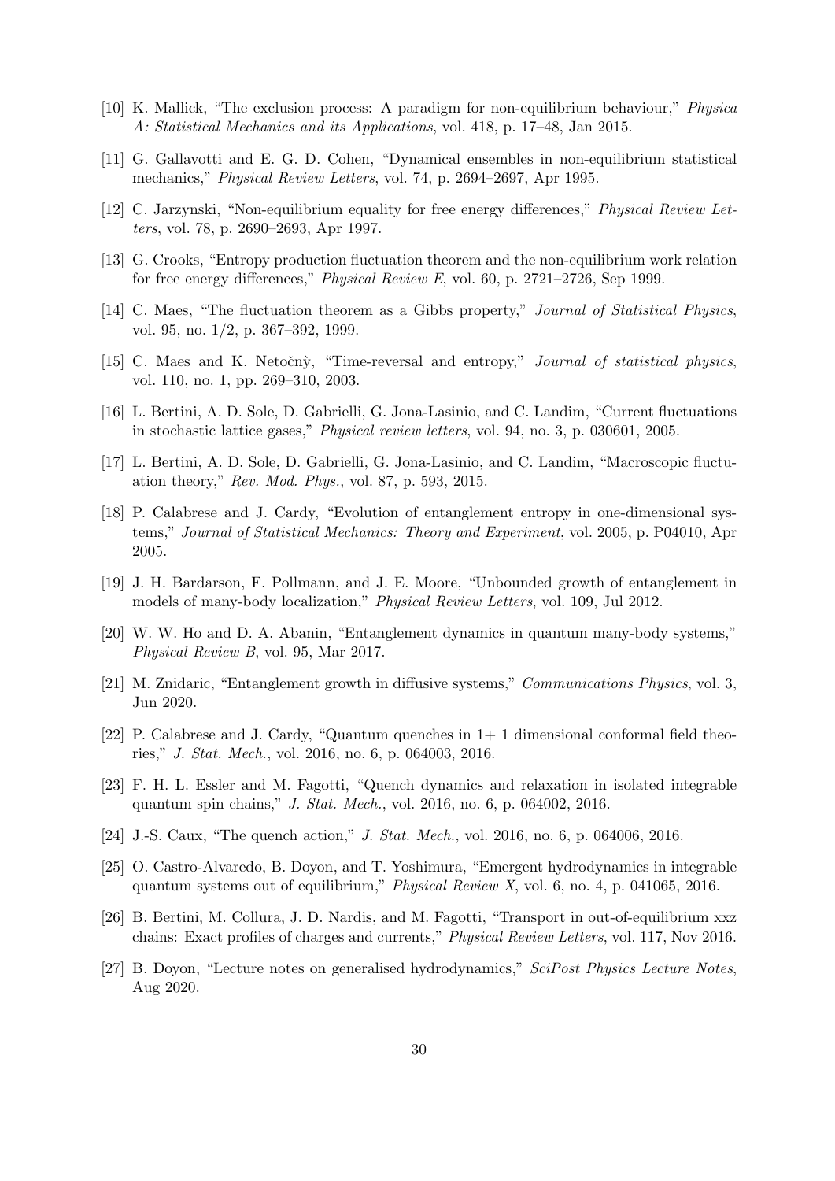[10] K. Mallick, "The exclusion process: A paradigm for non-equilibrium behaviour," *Physica A: Statistical Mechanics and its Applications*, vol. 418, p. 17–48, Jan 2015.

[11] G. Gallavotti and E. G. D. Cohen, "Dynamical ensembles in non-equilibrium statistical mechanics," *Physical Review Letters*, vol. 74, p. 2694–2697, Apr 1995.

[12] C. Jarzynski, "Non-equilibrium equality for free energy differences," *Physical Review Letters*, vol. 78, p. 2690–2693, Apr 1997.

[13] G. Crooks, "Entropy production fluctuation theorem and the non-equilibrium work relation for free energy differences," *Physical Review E*, vol. 60, p. 2721–2726, Sep 1999.

[14] C. Maes, "The fluctuation theorem as a Gibbs property," *Journal of Statistical Physics*, vol. 95, no. 1/2, p. 367–392, 1999.

[15] C. Maes and K. Netočnỳ, "Time-reversal and entropy," *Journal of statistical physics*, vol. 110, no. 1, pp. 269–310, 2003.

[16] L. Bertini, A. D. Sole, D. Gabrielli, G. Jona-Lasinio, and C. Landim, "Current fluctuations in stochastic lattice gases," *Physical review letters*, vol. 94, no. 3, p. 030601, 2005.

[17] L. Bertini, A. D. Sole, D. Gabrielli, G. Jona-Lasinio, and C. Landim, "Macroscopic fluctuation theory," *Rev. Mod. Phys.*, vol. 87, p. 593, 2015.

[18] P. Calabrese and J. Cardy, "Evolution of entanglement entropy in one-dimensional systems," *Journal of Statistical Mechanics: Theory and Experiment*, vol. 2005, p. P04010, Apr 2005.

[19] J. H. Bardarson, F. Pollmann, and J. E. Moore, "Unbounded growth of entanglement in models of many-body localization," *Physical Review Letters*, vol. 109, Jul 2012.

[20] W. W. Ho and D. A. Abanin, "Entanglement dynamics in quantum many-body systems," *Physical Review B*, vol. 95, Mar 2017.

[21] M. Znidaric, "Entanglement growth in diffusive systems," *Communications Physics*, vol. 3, Jun 2020.

[22] P. Calabrese and J. Cardy, "Quantum quenches in 1+ 1 dimensional conformal field theories," *J. Stat. Mech.*, vol. 2016, no. 6, p. 064003, 2016.

[23] F. H. L. Essler and M. Fagotti, "Quench dynamics and relaxation in isolated integrable quantum spin chains," *J. Stat. Mech.*, vol. 2016, no. 6, p. 064002, 2016.

[24] J.-S. Caux, "The quench action," *J. Stat. Mech.*, vol. 2016, no. 6, p. 064006, 2016.

[25] O. Castro-Alvaredo, B. Doyon, and T. Yoshimura, "Emergent hydrodynamics in integrable quantum systems out of equilibrium," *Physical Review X*, vol. 6, no. 4, p. 041065, 2016.

[26] B. Bertini, M. Collura, J. D. Nardis, and M. Fagotti, "Transport in out-of-equilibrium xxz chains: Exact profiles of charges and currents," *Physical Review Letters*, vol. 117, Nov 2016.

[27] B. Doyon, "Lecture notes on generalised hydrodynamics," *SciPost Physics Lecture Notes*, Aug 2020.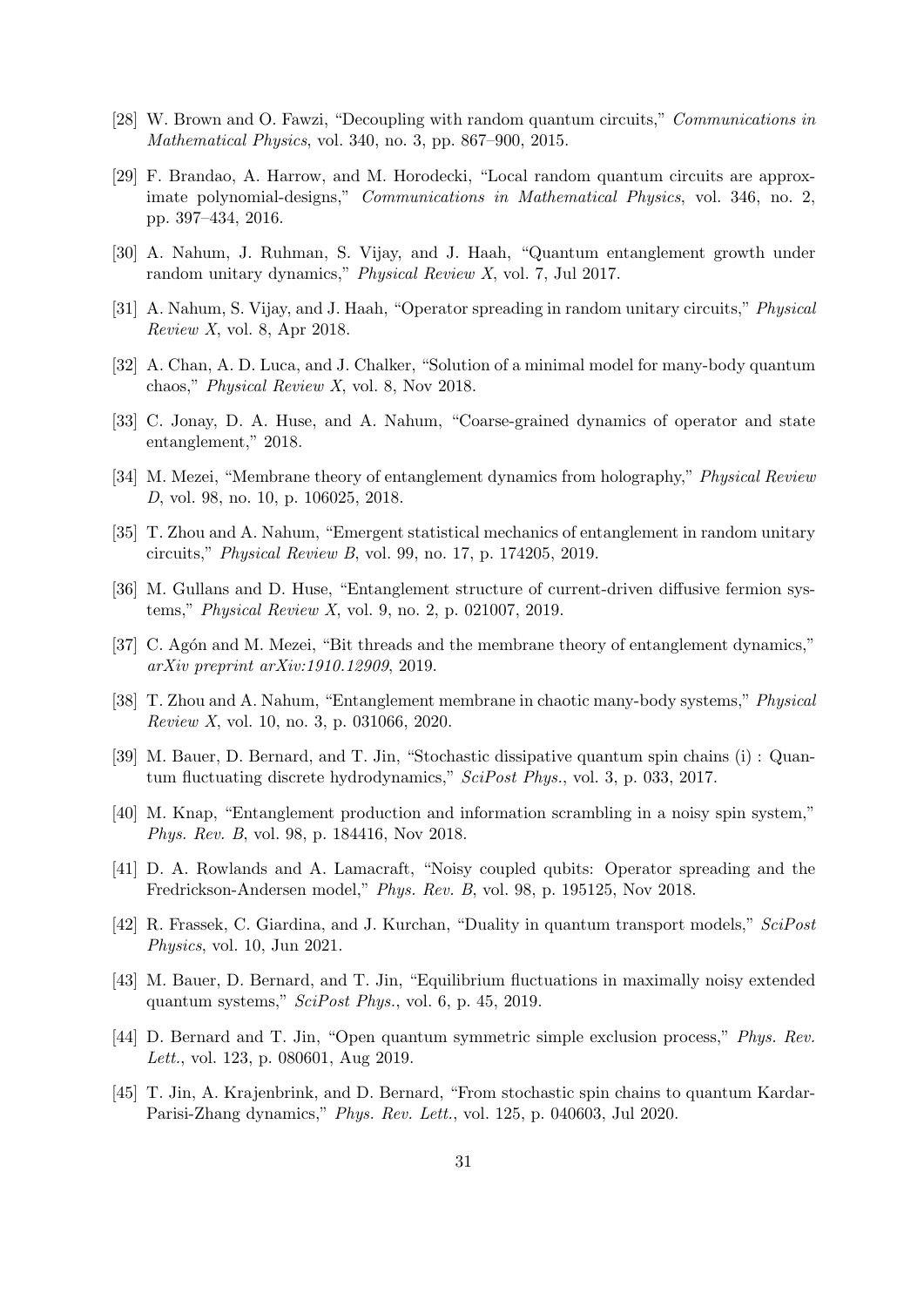[28] W. Brown and O. Fawzi, "Decoupling with random quantum circuits," *Communications in Mathematical Physics*, vol. 340, no. 3, pp. 867–900, 2015.

[29] F. Brandao, A. Harrow, and M. Horodecki, "Local random quantum circuits are approximate polynomial-designs," *Communications in Mathematical Physics*, vol. 346, no. 2, pp. 397–434, 2016.

[30] A. Nahum, J. Ruhman, S. Vijay, and J. Haah, "Quantum entanglement growth under random unitary dynamics," *Physical Review X*, vol. 7, Jul 2017.

[31] A. Nahum, S. Vijay, and J. Haah, "Operator spreading in random unitary circuits," *Physical Review X*, vol. 8, Apr 2018.

[32] A. Chan, A. D. Luca, and J. Chalker, "Solution of a minimal model for many-body quantum chaos," *Physical Review X*, vol. 8, Nov 2018.

[33] C. Jonay, D. A. Huse, and A. Nahum, "Coarse-grained dynamics of operator and state entanglement," 2018.

[34] M. Mezei, "Membrane theory of entanglement dynamics from holography," *Physical Review D*, vol. 98, no. 10, p. 106025, 2018.

[35] T. Zhou and A. Nahum, "Emergent statistical mechanics of entanglement in random unitary circuits," *Physical Review B*, vol. 99, no. 17, p. 174205, 2019.

[36] M. Gullans and D. Huse, "Entanglement structure of current-driven diffusive fermion systems," *Physical Review X*, vol. 9, no. 2, p. 021007, 2019.

[37] C. Agón and M. Mezei, "Bit threads and the membrane theory of entanglement dynamics," *arXiv preprint arXiv:1910.12909*, 2019.

[38] T. Zhou and A. Nahum, "Entanglement membrane in chaotic many-body systems," *Physical Review X*, vol. 10, no. 3, p. 031066, 2020.

[39] M. Bauer, D. Bernard, and T. Jin, "Stochastic dissipative quantum spin chains (i) : Quantum fluctuating discrete hydrodynamics," *SciPost Phys.*, vol. 3, p. 033, 2017.

[40] M. Knap, "Entanglement production and information scrambling in a noisy spin system," *Phys. Rev. B*, vol. 98, p. 184416, Nov 2018.

[41] D. A. Rowlands and A. Lamacraft, "Noisy coupled qubits: Operator spreading and the Fredrickson-Andersen model," *Phys. Rev. B*, vol. 98, p. 195125, Nov 2018.

[42] R. Frassek, C. Giardina, and J. Kurchan, "Duality in quantum transport models," *SciPost Physics*, vol. 10, Jun 2021.

[43] M. Bauer, D. Bernard, and T. Jin, "Equilibrium fluctuations in maximally noisy extended quantum systems," *SciPost Phys.*, vol. 6, p. 45, 2019.

[44] D. Bernard and T. Jin, "Open quantum symmetric simple exclusion process," *Phys. Rev. Lett.*, vol. 123, p. 080601, Aug 2019.

[45] T. Jin, A. Krajenbrink, and D. Bernard, "From stochastic spin chains to quantum Kardar-Parisi-Zhang dynamics," *Phys. Rev. Lett.*, vol. 125, p. 040603, Jul 2020.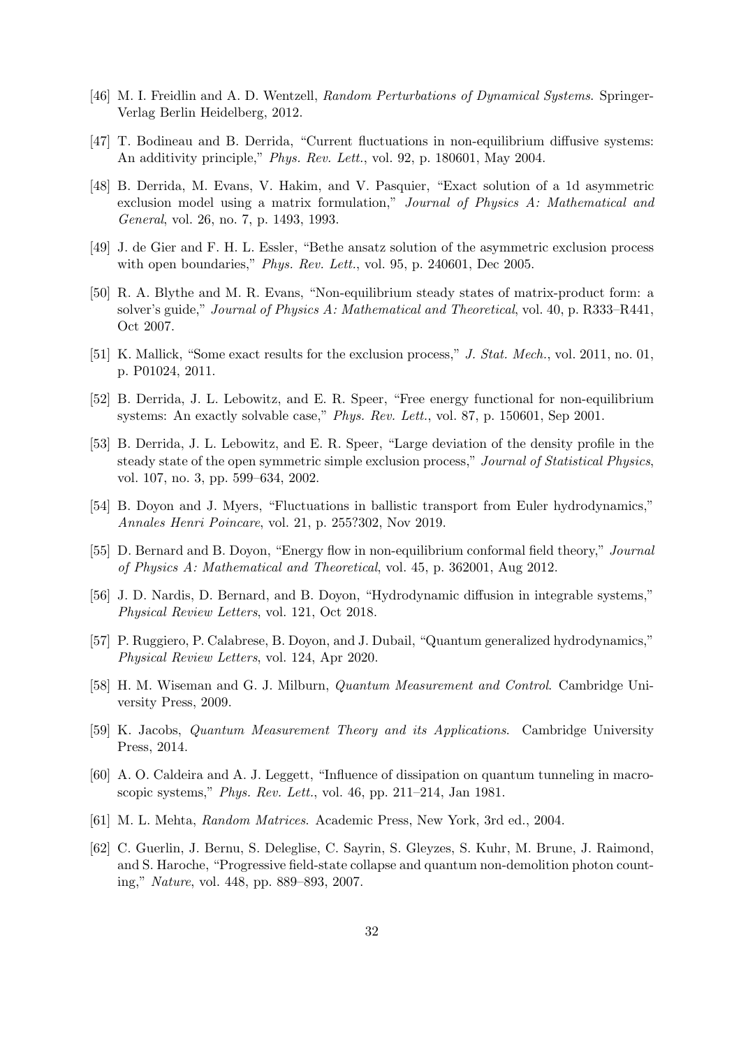[46] M. I. Freidlin and A. D. Wentzell, *Random Perturbations of Dynamical Systems*. Springer-Verlag Berlin Heidelberg, 2012.

[47] T. Bodineau and B. Derrida, "Current fluctuations in non-equilibrium diffusive systems: An additivity principle," *Phys. Rev. Lett.*, vol. 92, p. 180601, May 2004.

[48] B. Derrida, M. Evans, V. Hakim, and V. Pasquier, "Exact solution of a 1d asymmetric exclusion model using a matrix formulation," *Journal of Physics A: Mathematical and General*, vol. 26, no. 7, p. 1493, 1993.

[49] J. de Gier and F. H. L. Essler, "Bethe ansatz solution of the asymmetric exclusion process with open boundaries," *Phys. Rev. Lett.*, vol. 95, p. 240601, Dec 2005.

[50] R. A. Blythe and M. R. Evans, "Non-equilibrium steady states of matrix-product form: a solver's guide," *Journal of Physics A: Mathematical and Theoretical*, vol. 40, p. R333–R441, Oct 2007.

[51] K. Mallick, "Some exact results for the exclusion process," *J. Stat. Mech.*, vol. 2011, no. 01, p. P01024, 2011.

[52] B. Derrida, J. L. Lebowitz, and E. R. Speer, "Free energy functional for non-equilibrium systems: An exactly solvable case," *Phys. Rev. Lett.*, vol. 87, p. 150601, Sep 2001.

[53] B. Derrida, J. L. Lebowitz, and E. R. Speer, "Large deviation of the density profile in the steady state of the open symmetric simple exclusion process," *Journal of Statistical Physics*, vol. 107, no. 3, pp. 599–634, 2002.

[54] B. Doyon and J. Myers, "Fluctuations in ballistic transport from Euler hydrodynamics," *Annales Henri Poincare*, vol. 21, p. 255?302, Nov 2019.

[55] D. Bernard and B. Doyon, "Energy flow in non-equilibrium conformal field theory," *Journal of Physics A: Mathematical and Theoretical*, vol. 45, p. 362001, Aug 2012.

[56] J. D. Nardis, D. Bernard, and B. Doyon, "Hydrodynamic diffusion in integrable systems," *Physical Review Letters*, vol. 121, Oct 2018.

[57] P. Ruggiero, P. Calabrese, B. Doyon, and J. Dubail, "Quantum generalized hydrodynamics," *Physical Review Letters*, vol. 124, Apr 2020.

[58] H. M. Wiseman and G. J. Milburn, *Quantum Measurement and Control*. Cambridge University Press, 2009.

[59] K. Jacobs, *Quantum Measurement Theory and its Applications*. Cambridge University Press, 2014.

[60] A. O. Caldeira and A. J. Leggett, "Influence of dissipation on quantum tunneling in macroscopic systems," *Phys. Rev. Lett.*, vol. 46, pp. 211–214, Jan 1981.

[61] M. L. Mehta, *Random Matrices*. Academic Press, New York, 3rd ed., 2004.

[62] C. Guerlin, J. Bernu, S. Deleglise, C. Sayrin, S. Gleyzes, S. Kuhr, M. Brune, J. Raimond, and S. Haroche, "Progressive field-state collapse and quantum non-demolition photon counting," *Nature*, vol. 448, pp. 889–893, 2007.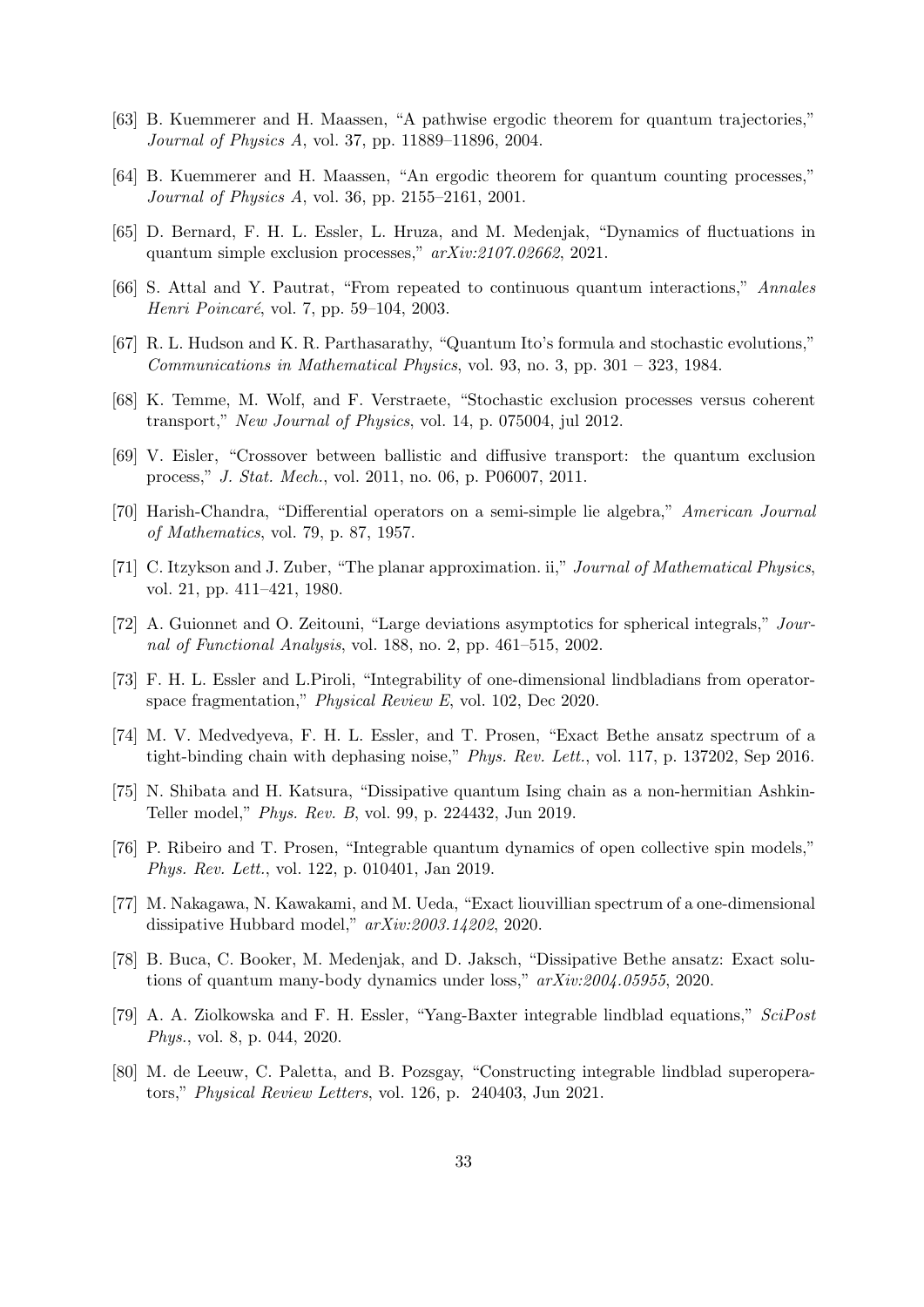[63] B. Kuemmerer and H. Maassen, "A pathwise ergodic theorem for quantum trajectories," *Journal of Physics A*, vol. 37, pp. 11889–11896, 2004.

[64] B. Kuemmerer and H. Maassen, "An ergodic theorem for quantum counting processes," *Journal of Physics A*, vol. 36, pp. 2155–2161, 2001.

[65] D. Bernard, F. H. L. Essler, L. Hruza, and M. Medenjak, "Dynamics of fluctuations in quantum simple exclusion processes," *arXiv:2107.02662*, 2021.

[66] S. Attal and Y. Pautrat, "From repeated to continuous quantum interactions," *Annales Henri Poincaré*, vol. 7, pp. 59–104, 2003.

[67] R. L. Hudson and K. R. Parthasarathy, "Quantum Ito's formula and stochastic evolutions," *Communications in Mathematical Physics*, vol. 93, no. 3, pp. 301 – 323, 1984.

[68] K. Temme, M. Wolf, and F. Verstraete, "Stochastic exclusion processes versus coherent transport," *New Journal of Physics*, vol. 14, p. 075004, jul 2012.

[69] V. Eisler, "Crossover between ballistic and diffusive transport: the quantum exclusion process," *J. Stat. Mech.*, vol. 2011, no. 06, p. P06007, 2011.

[70] Harish-Chandra, "Differential operators on a semi-simple lie algebra," *American Journal of Mathematics*, vol. 79, p. 87, 1957.

[71] C. Itzykson and J. Zuber, "The planar approximation. ii," *Journal of Mathematical Physics*, vol. 21, pp. 411–421, 1980.

[72] A. Guionnet and O. Zeitouni, "Large deviations asymptotics for spherical integrals," *Journal of Functional Analysis*, vol. 188, no. 2, pp. 461–515, 2002.

[73] F. H. L. Essler and L.Piroli, "Integrability of one-dimensional lindbladians from operator-space fragmentation," *Physical Review E*, vol. 102, Dec 2020.

[74] M. V. Medvedyeva, F. H. L. Essler, and T. Prosen, "Exact Bethe ansatz spectrum of a tight-binding chain with dephasing noise," *Phys. Rev. Lett.*, vol. 117, p. 137202, Sep 2016.

[75] N. Shibata and H. Katsura, "Dissipative quantum Ising chain as a non-hermitian Ashkin-Teller model," *Phys. Rev. B*, vol. 99, p. 224432, Jun 2019.

[76] P. Ribeiro and T. Prosen, "Integrable quantum dynamics of open collective spin models," *Phys. Rev. Lett.*, vol. 122, p. 010401, Jan 2019.

[77] M. Nakagawa, N. Kawakami, and M. Ueda, "Exact liouvillian spectrum of a one-dimensional dissipative Hubbard model," *arXiv:2003.14202*, 2020.

[78] B. Buca, C. Booker, M. Medenjak, and D. Jaksch, "Dissipative Bethe ansatz: Exact solutions of quantum many-body dynamics under loss," *arXiv:2004.05955*, 2020.

[79] A. A. Ziolkowska and F. H. Essler, "Yang-Baxter integrable lindblad equations," *SciPost Phys.*, vol. 8, p. 044, 2020.

[80] M. de Leeuw, C. Paletta, and B. Pozsgay, "Constructing integrable lindblad superoperators," *Physical Review Letters*, vol. 126, p. 240403, Jun 2021.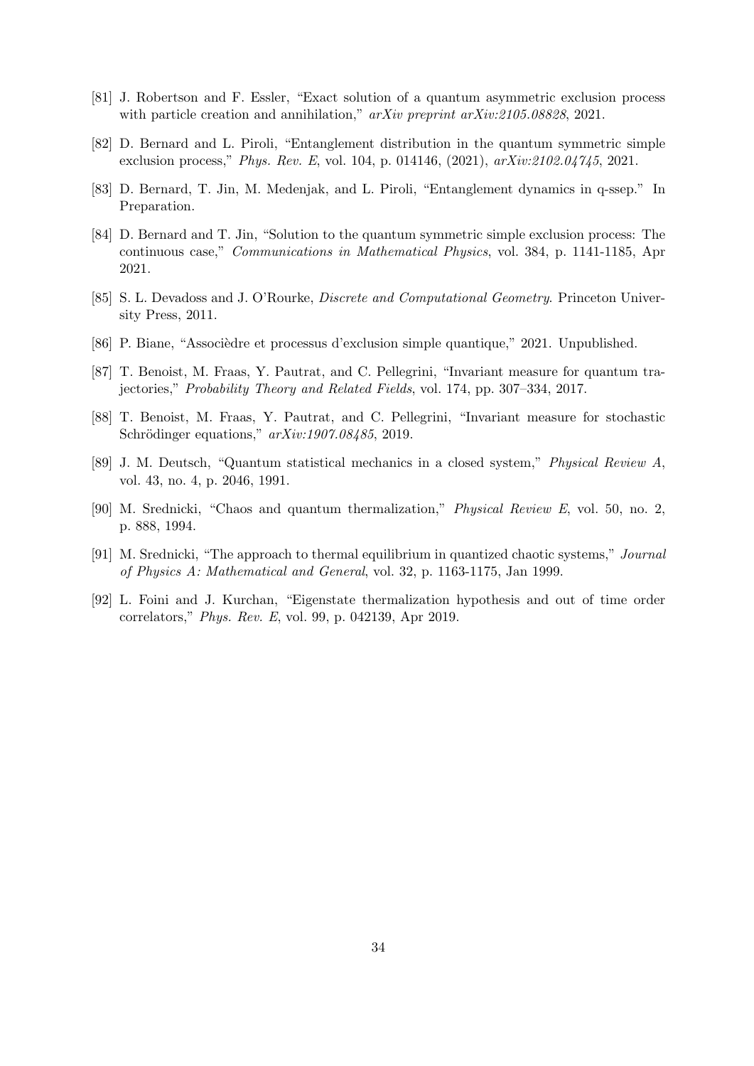[81] J. Robertson and F. Essler, "Exact solution of a quantum asymmetric exclusion process with particle creation and annihilation," *arXiv preprint arXiv:2105.08828*, 2021.

[82] D. Bernard and L. Piroli, "Entanglement distribution in the quantum symmetric simple exclusion process," *Phys. Rev. E*, vol. 104, p. 014146, (2021), *arXiv:2102.04745*, 2021.

[83] D. Bernard, T. Jin, M. Medenjak, and L. Piroli, "Entanglement dynamics in q-ssep." In Preparation.

[84] D. Bernard and T. Jin, "Solution to the quantum symmetric simple exclusion process: The continuous case," *Communications in Mathematical Physics*, vol. 384, p. 1141-1185, Apr 2021.

[85] S. L. Devadoss and J. O'Rourke, *Discrete and Computational Geometry*. Princeton University Press, 2011.

[86] P. Biane, "Associèdre et processus d'exclusion simple quantique," 2021. Unpublished.

[87] T. Benoist, M. Fraas, Y. Pautrat, and C. Pellegrini, "Invariant measure for quantum trajectories," *Probability Theory and Related Fields*, vol. 174, pp. 307–334, 2017.

[88] T. Benoist, M. Fraas, Y. Pautrat, and C. Pellegrini, "Invariant measure for stochastic Schrödinger equations," *arXiv:1907.08485*, 2019.

[89] J. M. Deutsch, "Quantum statistical mechanics in a closed system," *Physical Review A*, vol. 43, no. 4, p. 2046, 1991.

[90] M. Srednicki, "Chaos and quantum thermalization," *Physical Review E*, vol. 50, no. 2, p. 888, 1994.

[91] M. Srednicki, "The approach to thermal equilibrium in quantized chaotic systems," *Journal of Physics A: Mathematical and General*, vol. 32, p. 1163-1175, Jan 1999.

[92] L. Foini and J. Kurchan, "Eigenstate thermalization hypothesis and out of time order correlators," *Phys. Rev. E*, vol. 99, p. 042139, Apr 2019.